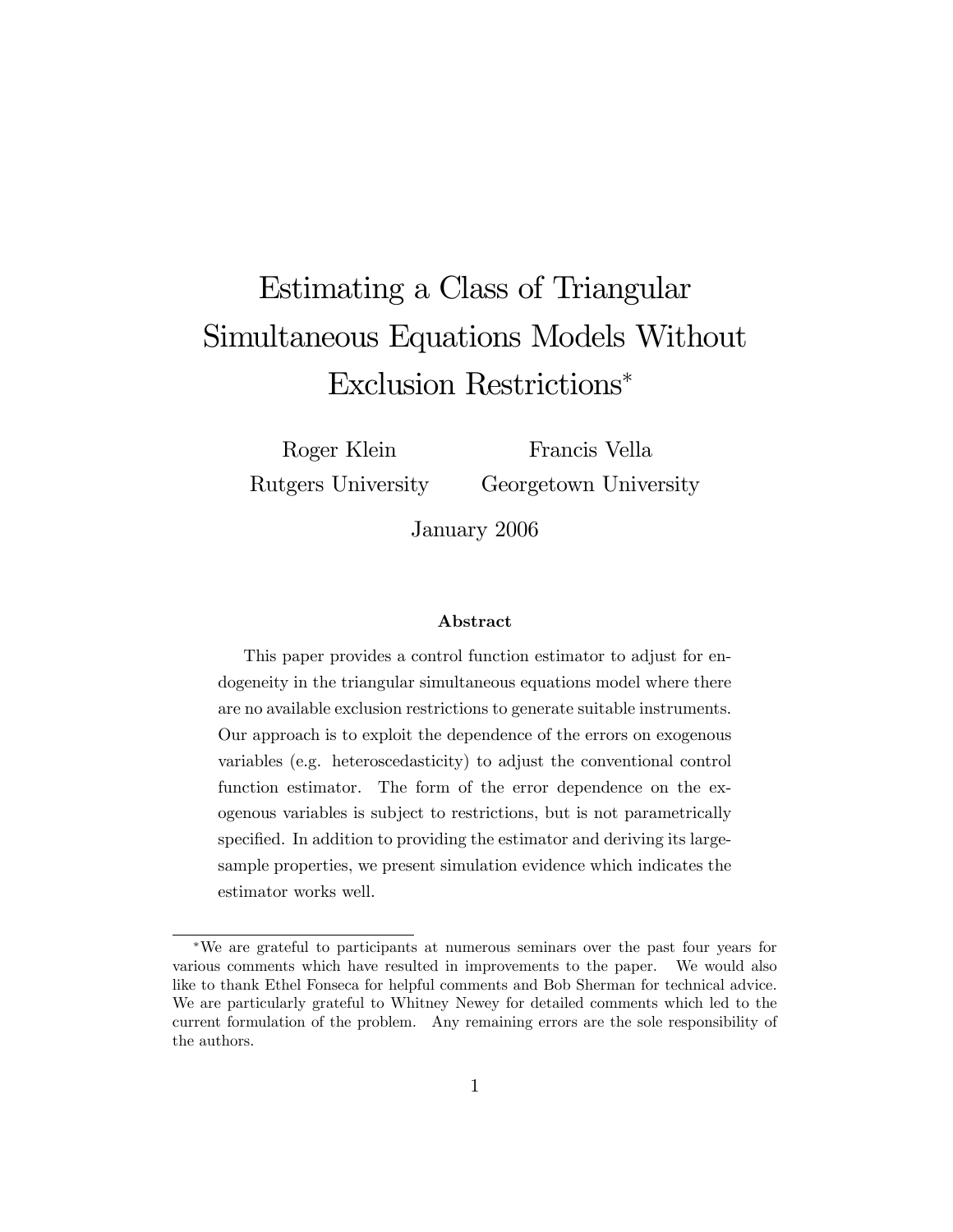# Estimating a Class of Triangular Simultaneous Equations Models Without Exclusion Restrictions[*]

Roger Klein
Rutgers University

Francis Vella
Georgetown University

January 2006

### Abstract

This paper provides a control function estimator to adjust for endogeneity in the triangular simultaneous equations model where there are no available exclusion restrictions to generate suitable instruments. Our approach is to exploit the dependence of the errors on exogenous variables (e.g. heteroscedasticity) to adjust the conventional control function estimator. The form of the error dependence on the exogenous variables is subject to restrictions, but is not parametrically specified. In addition to providing the estimator and deriving its large-sample properties, we present simulation evidence which indicates the estimator works well.

---

[*] We are grateful to participants at numerous seminars over the past four years for various comments which have resulted in improvements to the paper. We would also like to thank Ethel Fonseca for helpful comments and Bob Sherman for technical advice. We are particularly grateful to Whitney Newey for detailed comments which led to the current formulation of the problem. Any remaining errors are the sole responsibility of the authors.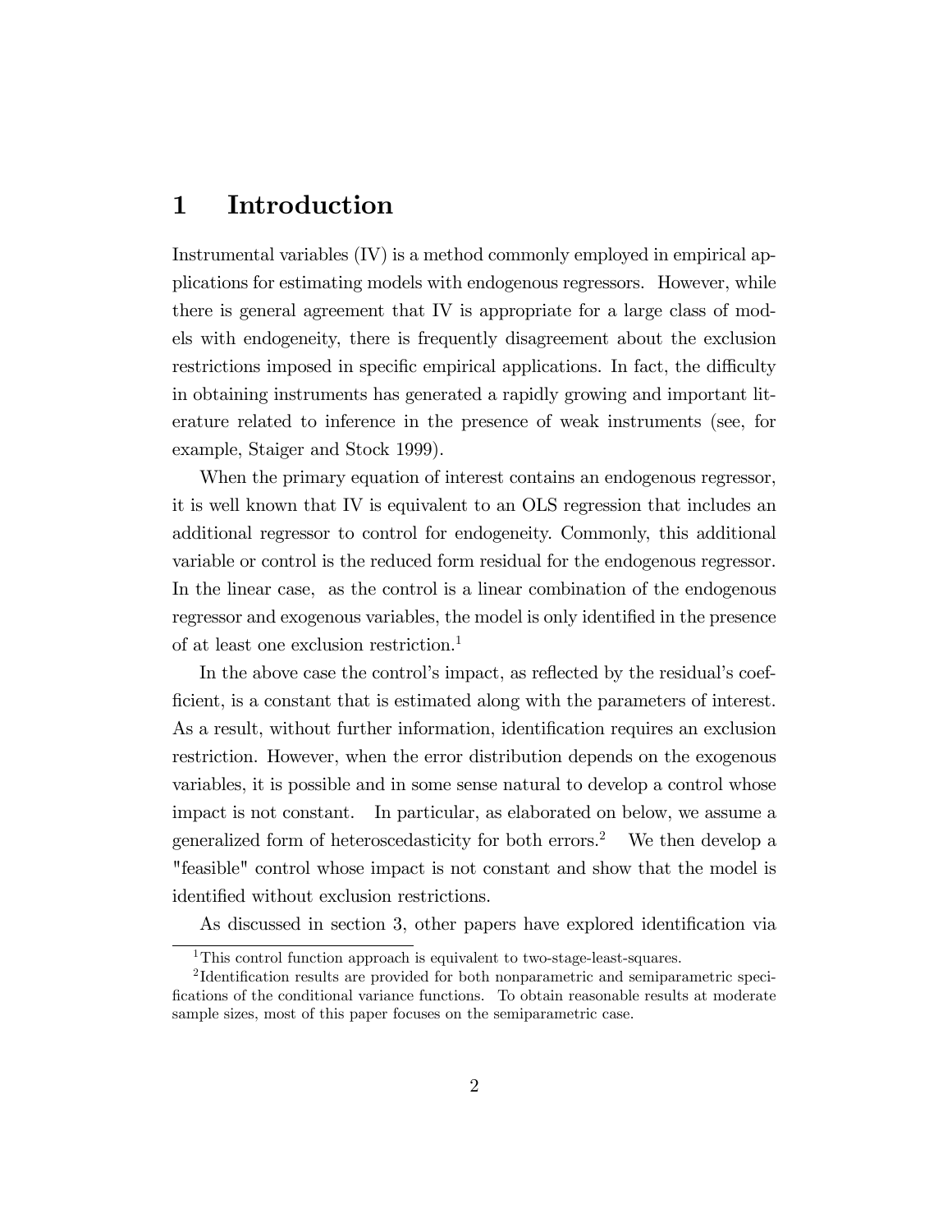# 1 Introduction

Instrumental variables (IV) is a method commonly employed in empirical applications for estimating models with endogenous regressors. However, while there is general agreement that IV is appropriate for a large class of models with endogeneity, there is frequently disagreement about the exclusion restrictions imposed in specific empirical applications. In fact, the difficulty in obtaining instruments has generated a rapidly growing and important literature related to inference in the presence of weak instruments (see, for example, Staiger and Stock 1999).

When the primary equation of interest contains an endogenous regressor, it is well known that IV is equivalent to an OLS regression that includes an additional regressor to control for endogeneity. Commonly, this additional variable or control is the reduced form residual for the endogenous regressor. In the linear case, as the control is a linear combination of the endogenous regressor and exogenous variables, the model is only identified in the presence of at least one exclusion restriction.[1]

In the above case the control's impact, as reflected by the residual's coefficient, is a constant that is estimated along with the parameters of interest. As a result, without further information, identification requires an exclusion restriction. However, when the error distribution depends on the exogenous variables, it is possible and in some sense natural to develop a control whose impact is not constant. In particular, as elaborated on below, we assume a generalized form of heteroscedasticity for both errors.[2] We then develop a "feasible" control whose impact is not constant and show that the model is identified without exclusion restrictions.

As discussed in section 3, other papers have explored identification via

---

[1] This control function approach is equivalent to two-stage-least-squares.

[2] Identification results are provided for both nonparametric and semiparametric specifications of the conditional variance functions. To obtain reasonable results at moderate sample sizes, most of this paper focuses on the semiparametric case.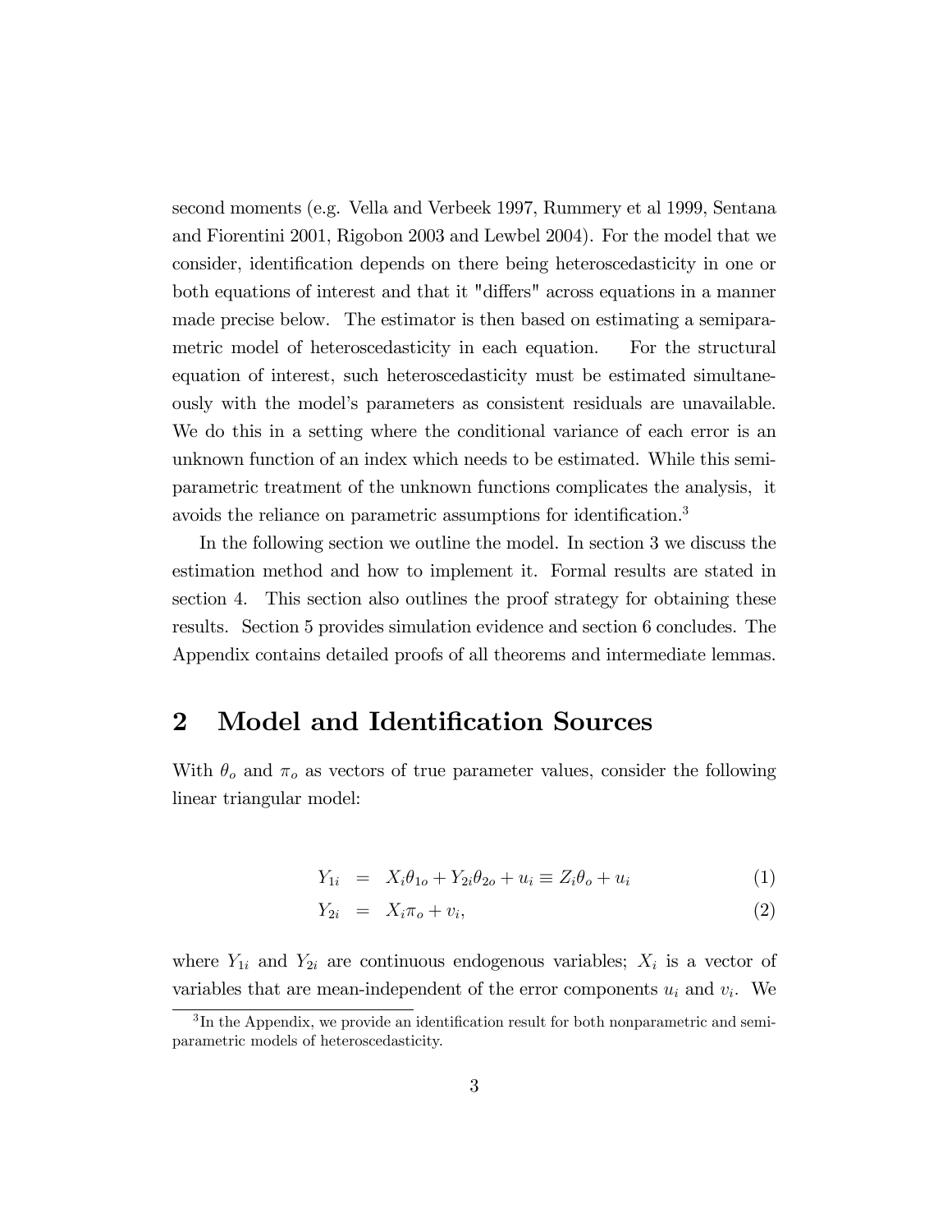second moments (e.g. Vella and Verbeek 1997, Rummery et al 1999, Sentana and Fiorentini 2001, Rigobon 2003 and Lewbel 2004). For the model that we consider, identification depends on there being heteroscedasticity in one or both equations of interest and that it "differs" across equations in a manner made precise below. The estimator is then based on estimating a semiparametric model of heteroscedasticity in each equation. For the structural equation of interest, such heteroscedasticity must be estimated simultaneously with the model's parameters as consistent residuals are unavailable. We do this in a setting where the conditional variance of each error is an unknown function of an index which needs to be estimated. While this semiparametric treatment of the unknown functions complicates the analysis, it avoids the reliance on parametric assumptions for identification.[3]

In the following section we outline the model. In section 3 we discuss the estimation method and how to implement it. Formal results are stated in section 4. This section also outlines the proof strategy for obtaining these results. Section 5 provides simulation evidence and section 6 concludes. The Appendix contains detailed proofs of all theorems and intermediate lemmas.

## 2 Model and Identification Sources

With $\theta_o$ and $\pi_o$ as vectors of true parameter values, consider the following linear triangular model:

$$Y_{1i} = X_i\theta_{1o} + Y_{2i}\theta_{2o} + u_i \equiv Z_i\theta_o + u_i \quad (1)$$

$$Y_{2i} = X_i\pi_o + v_i, \quad (2)$$

where $Y_{1i}$ and $Y_{2i}$ are continuous endogenous variables; $X_i$ is a vector of variables that are mean-independent of the error components $u_i$ and $v_i$. We

[3] In the Appendix, we provide an identification result for both nonparametric and semiparametric models of heteroscedasticity.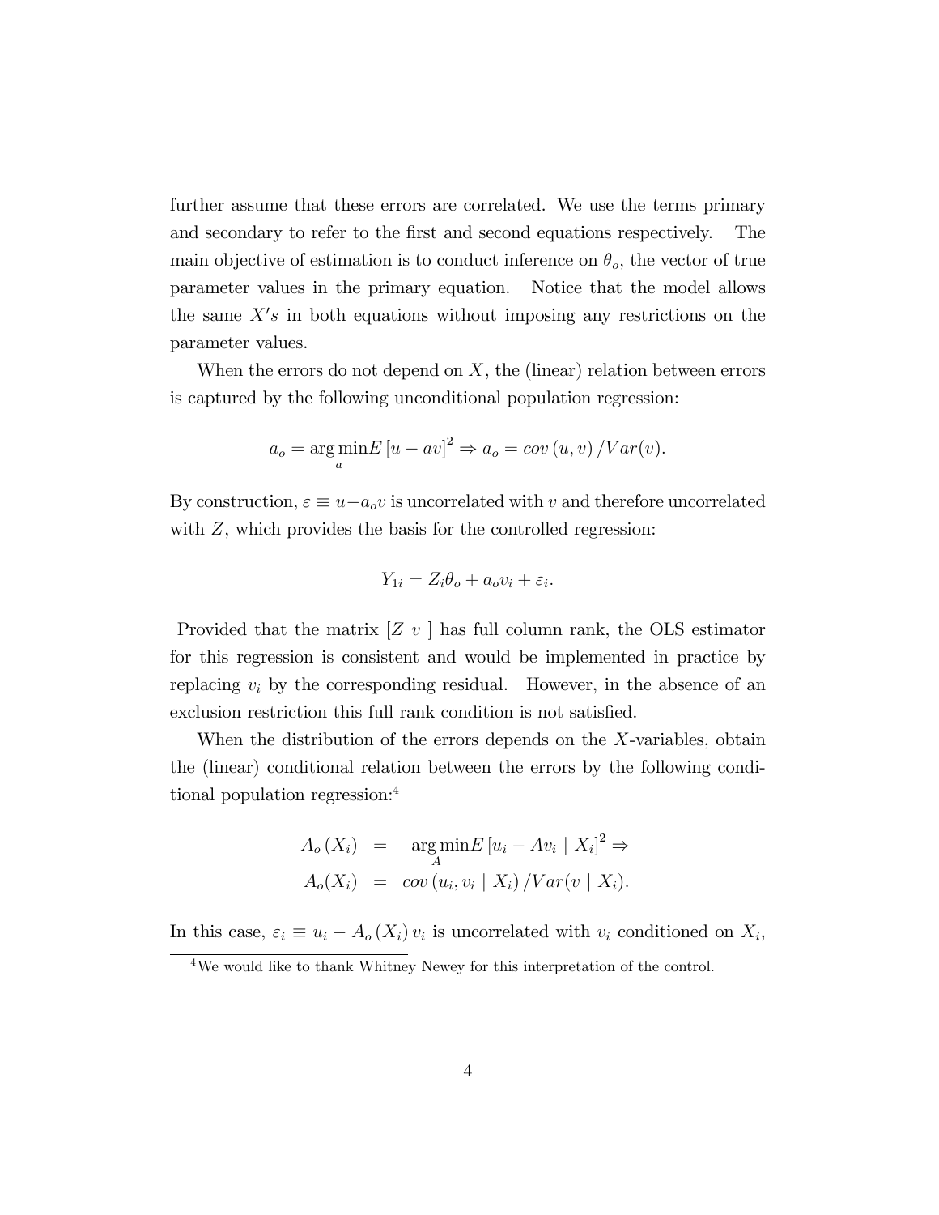further assume that these errors are correlated. We use the terms primary and secondary to refer to the first and second equations respectively. The main objective of estimation is to conduct inference on $\theta_o$, the vector of true parameter values in the primary equation. Notice that the model allows the same $X's$ in both equations without imposing any restrictions on the parameter values.

When the errors do not depend on $X$, the (linear) relation between errors is captured by the following unconditional population regression:

$$a_o = \arg\min_a E\left[u - av\right]^2 \Rightarrow a_o = cov\left(u, v\right)/Var(v).$$

By construction, $\varepsilon \equiv u - a_o v$ is uncorrelated with $v$ and therefore uncorrelated with $Z$, which provides the basis for the controlled regression:

$$Y_{1i} = Z_i \theta_o + a_o v_i + \varepsilon_i.$$

Provided that the matrix $[Z \ v\ ]$ has full column rank, the OLS estimator for this regression is consistent and would be implemented in practice by replacing $v_i$ by the corresponding residual. However, in the absence of an exclusion restriction this full rank condition is not satisfied.

When the distribution of the errors depends on the $X$-variables, obtain the (linear) conditional relation between the errors by the following conditional population regression:[4]

$$\begin{aligned} A_o\left(X_i\right) &= \arg\min_A E\left[u_i - Av_i \mid X_i\right]^2 \Rightarrow \\ A_o(X_i) &= cov\left(u_i, v_i \mid X_i\right)/Var(v \mid X_i). \end{aligned}$$

In this case, $\varepsilon_i \equiv u_i - A_o\left(X_i\right) v_i$ is uncorrelated with $v_i$ conditioned on $X_i$,

[4] We would like to thank Whitney Newey for this interpretation of the control.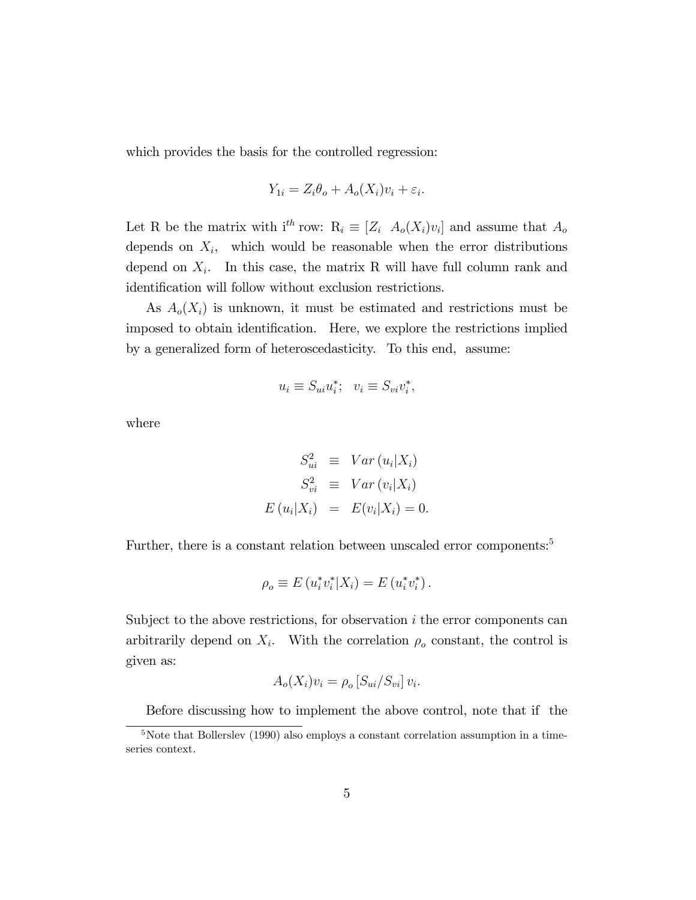which provides the basis for the controlled regression:

$$Y_{1i} = Z_i\theta_o + A_o(X_i)v_i + \varepsilon_i.$$

Let R be the matrix with i$^{th}$ row: $\mathrm{R}_i \equiv [Z_i \;\; A_o(X_i)v_i]$ and assume that $A_o$ depends on $X_i$, which would be reasonable when the error distributions depend on $X_i$. In this case, the matrix R will have full column rank and identification will follow without exclusion restrictions.

As $A_o(X_i)$ is unknown, it must be estimated and restrictions must be imposed to obtain identification. Here, we explore the restrictions implied by a generalized form of heteroscedasticity. To this end, assume:

$$u_i \equiv S_{ui}u_i^*; \;\; v_i \equiv S_{vi}v_i^*,$$

where

$$\begin{aligned} S_{ui}^2 &\equiv Var\left(u_i|X_i\right) \\ S_{vi}^2 &\equiv Var\left(v_i|X_i\right) \\ E\left(u_i|X_i\right) &= E(v_i|X_i) = 0. \end{aligned}$$

Further, there is a constant relation between unscaled error components:[5]

$$\rho_o \equiv E\left(u_i^*v_i^*|X_i\right) = E\left(u_i^*v_i^*\right).$$

Subject to the above restrictions, for observation $i$ the error components can arbitrarily depend on $X_i$. With the correlation $\rho_o$ constant, the control is given as:

$$A_o(X_i)v_i = \rho_o\left[S_{ui}/S_{vi}\right]v_i.$$

Before discussing how to implement the above control, note that if the

[5] Note that Bollerslev (1990) also employs a constant correlation assumption in a time-series context.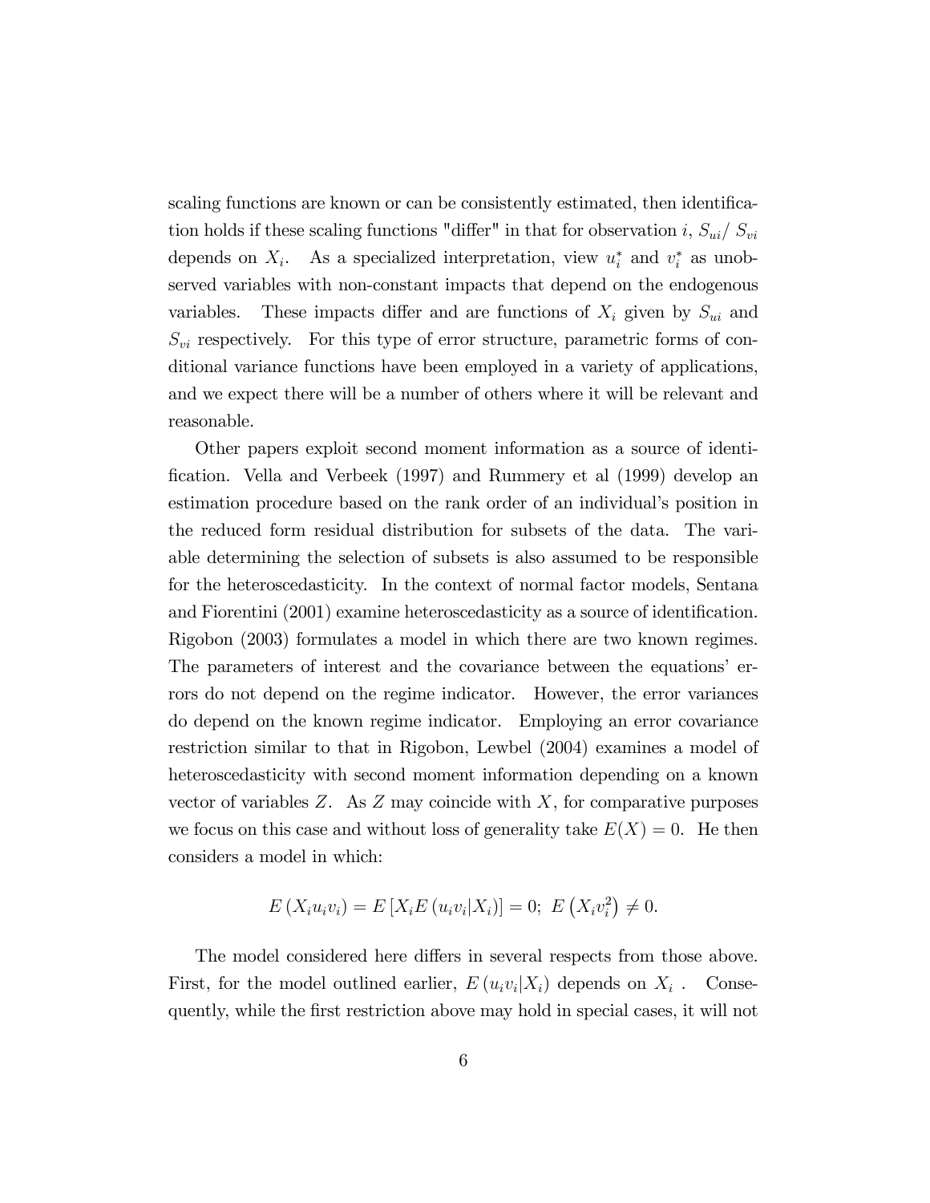scaling functions are known or can be consistently estimated, then identification holds if these scaling functions "differ" in that for observation $i$, $S_{ui}/\ S_{vi}$ depends on $X_i$. As a specialized interpretation, view $u_i^*$ and $v_i^*$ as unobserved variables with non-constant impacts that depend on the endogenous variables. These impacts differ and are functions of $X_i$ given by $S_{ui}$ and $S_{vi}$ respectively. For this type of error structure, parametric forms of conditional variance functions have been employed in a variety of applications, and we expect there will be a number of others where it will be relevant and reasonable.

Other papers exploit second moment information as a source of identification. Vella and Verbeek (1997) and Rummery et al (1999) develop an estimation procedure based on the rank order of an individual's position in the reduced form residual distribution for subsets of the data. The variable determining the selection of subsets is also assumed to be responsible for the heteroscedasticity. In the context of normal factor models, Sentana and Fiorentini (2001) examine heteroscedasticity as a source of identification. Rigobon (2003) formulates a model in which there are two known regimes. The parameters of interest and the covariance between the equations' errors do not depend on the regime indicator. However, the error variances do depend on the known regime indicator. Employing an error covariance restriction similar to that in Rigobon, Lewbel (2004) examines a model of heteroscedasticity with second moment information depending on a known vector of variables $Z$. As $Z$ may coincide with $X$, for comparative purposes we focus on this case and without loss of generality take $E(X) = 0$. He then considers a model in which:

$$E\left(X_i u_i v_i\right) = E\left[X_i E\left(u_i v_i | X_i\right)\right] = 0;\ E\left(X_i v_i^2\right) \neq 0.$$

The model considered here differs in several respects from those above. First, for the model outlined earlier, $E\left(u_i v_i | X_i\right)$ depends on $X_i$ . Consequently, while the first restriction above may hold in special cases, it will not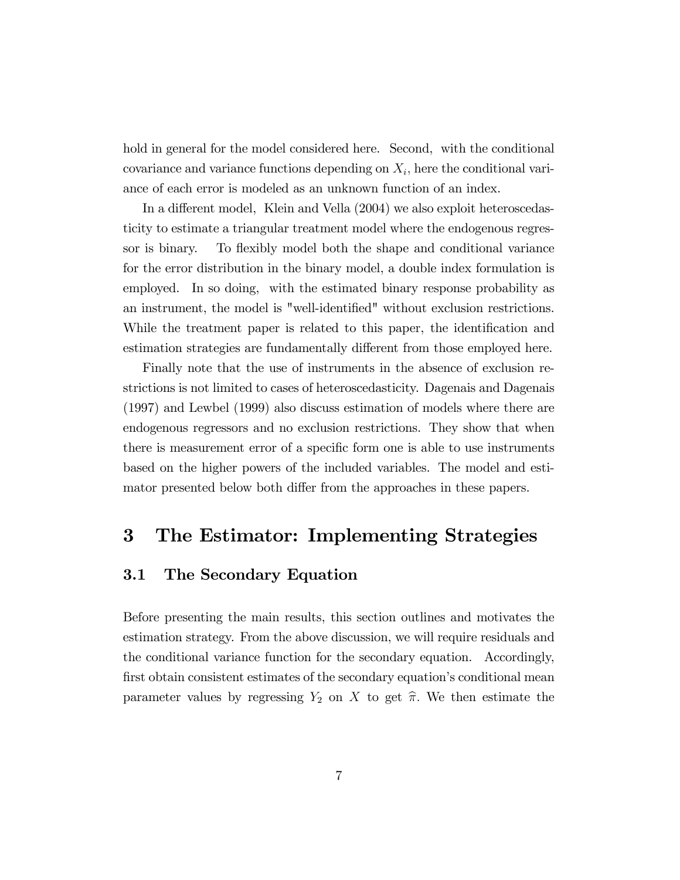hold in general for the model considered here. Second, with the conditional covariance and variance functions depending on $X_i$, here the conditional variance of each error is modeled as an unknown function of an index.

In a different model, Klein and Vella (2004) we also exploit heteroscedasticity to estimate a triangular treatment model where the endogenous regressor is binary. To flexibly model both the shape and conditional variance for the error distribution in the binary model, a double index formulation is employed. In so doing, with the estimated binary response probability as an instrument, the model is "well-identified" without exclusion restrictions. While the treatment paper is related to this paper, the identification and estimation strategies are fundamentally different from those employed here.

Finally note that the use of instruments in the absence of exclusion restrictions is not limited to cases of heteroscedasticity. Dagenais and Dagenais (1997) and Lewbel (1999) also discuss estimation of models where there are endogenous regressors and no exclusion restrictions. They show that when there is measurement error of a specific form one is able to use instruments based on the higher powers of the included variables. The model and estimator presented below both differ from the approaches in these papers.

# 3 The Estimator: Implementing Strategies

## 3.1 The Secondary Equation

Before presenting the main results, this section outlines and motivates the estimation strategy. From the above discussion, we will require residuals and the conditional variance function for the secondary equation. Accordingly, first obtain consistent estimates of the secondary equation's conditional mean parameter values by regressing $Y_2$ on $X$ to get $\widehat{\pi}$. We then estimate the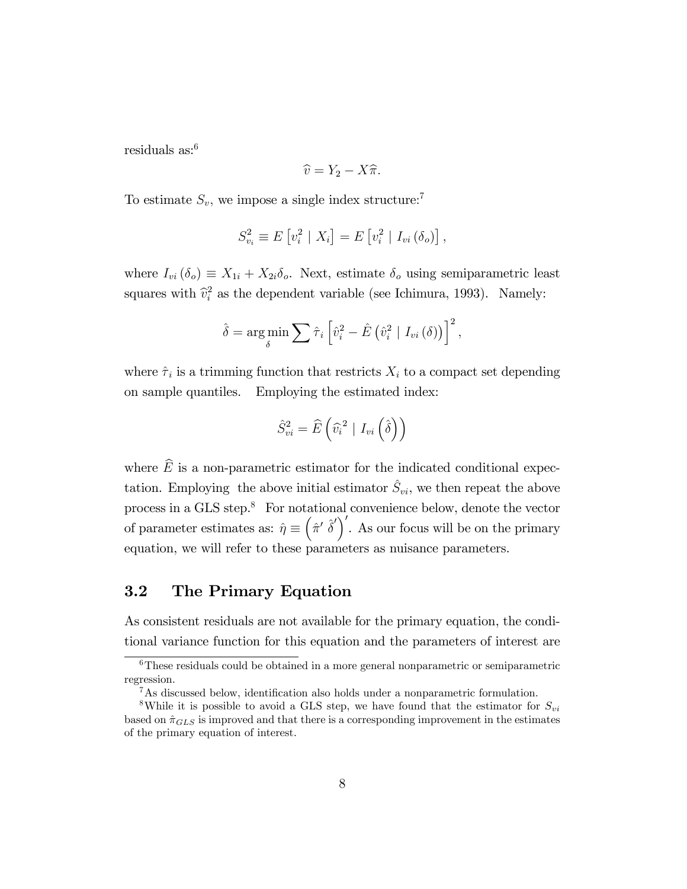residuals as:[6]

$$\widehat{v} = Y_2 - X\widehat{\pi}.$$

To estimate $S_v$, we impose a single index structure:[7]

$$S_{v_i}^2 \equiv E\left[v_i^2 \mid X_i\right] = E\left[v_i^2 \mid I_{vi}\left(\delta_o\right)\right],$$

where $I_{vi}\left(\delta_o\right) \equiv X_{1i} + X_{2i}\delta_o$. Next, estimate $\delta_o$ using semiparametric least squares with $\widehat{v}_i^2$ as the dependent variable (see Ichimura, 1993). Namely:

$$\hat{\delta} = \arg\min_{\delta} \sum \hat{\tau}_i \left[\hat{v}_i^2 - \hat{E}\left(\hat{v}_i^2 \mid I_{vi}\left(\delta\right)\right)\right]^2,$$

where $\hat{\tau}_i$ is a trimming function that restricts $X_i$ to a compact set depending on sample quantiles. Employing the estimated index:

$$\hat{S}_{vi}^2 = \widehat{E}\left(\widehat{v}_i^{\,2} \mid I_{vi}\left(\hat{\delta}\right)\right)$$

where $\widehat{E}$ is a non-parametric estimator for the indicated conditional expectation. Employing the above initial estimator $\hat{S}_{vi}$, we then repeat the above process in a GLS step.[8] For notational convenience below, denote the vector of parameter estimates as: $\hat{\eta} \equiv \left(\hat{\pi}' \; \hat{\delta}'\right)'$. As our focus will be on the primary equation, we will refer to these parameters as nuisance parameters.

## 3.2 The Primary Equation

As consistent residuals are not available for the primary equation, the conditional variance function for this equation and the parameters of interest are

---

[6] These residuals could be obtained in a more general nonparametric or semiparametric regression.

[7] As discussed below, identification also holds under a nonparametric formulation.

[8] While it is possible to avoid a GLS step, we have found that the estimator for $S_{vi}$ based on $\hat{\pi}_{GLS}$ is improved and that there is a corresponding improvement in the estimates of the primary equation of interest.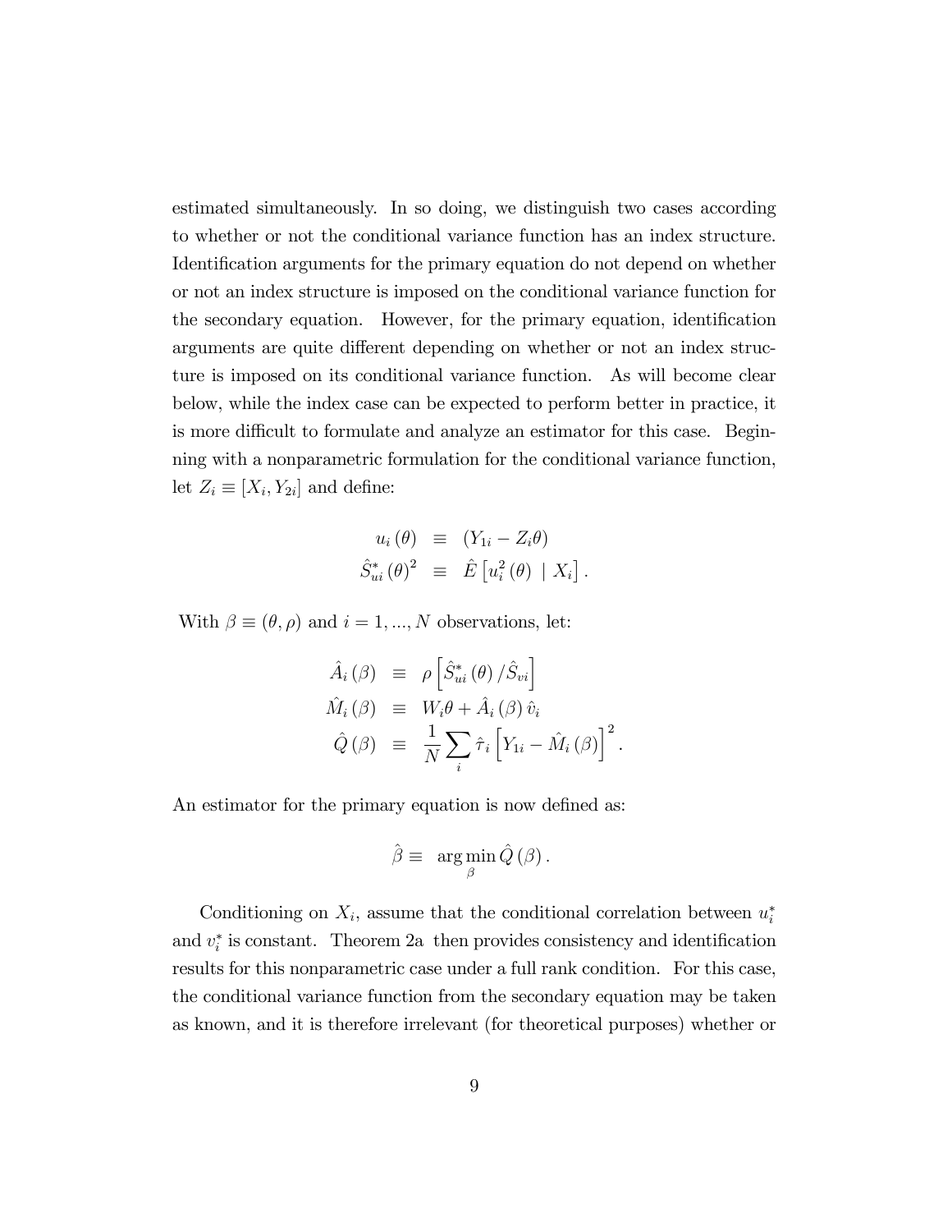estimated simultaneously. In so doing, we distinguish two cases according to whether or not the conditional variance function has an index structure. Identification arguments for the primary equation do not depend on whether or not an index structure is imposed on the conditional variance function for the secondary equation. However, for the primary equation, identification arguments are quite different depending on whether or not an index structure is imposed on its conditional variance function. As will become clear below, while the index case can be expected to perform better in practice, it is more difficult to formulate and analyze an estimator for this case. Beginning with a nonparametric formulation for the conditional variance function, let $Z_i \equiv [X_i, Y_{2i}]$ and define:

$$
\begin{aligned}
u_i(\theta) &\equiv (Y_{1i} - Z_i\theta) \\
\hat{S}^*_{ui}(\theta)^2 &\equiv \hat{E}\left[u_i^2(\theta) \mid X_i\right].
\end{aligned}
$$

With $\beta \equiv (\theta, \rho)$ and $i = 1, ..., N$ observations, let:

$$
\begin{aligned}
\hat{A}_i(\beta) &\equiv \rho\left[\hat{S}^*_{ui}(\theta) / \hat{S}_{vi}\right] \\
\hat{M}_i(\beta) &\equiv W_i\theta + \hat{A}_i(\beta)\hat{v}_i \\
\hat{Q}(\beta) &\equiv \frac{1}{N}\sum_i \hat{\tau}_i\left[Y_{1i} - \hat{M}_i(\beta)\right]^2.
\end{aligned}
$$

An estimator for the primary equation is now defined as:

$$
\hat{\beta} \equiv \arg\min_{\beta} \hat{Q}(\beta).
$$

Conditioning on $X_i$, assume that the conditional correlation between $u_i^*$ and $v_i^*$ is constant. Theorem 2a then provides consistency and identification results for this nonparametric case under a full rank condition. For this case, the conditional variance function from the secondary equation may be taken as known, and it is therefore irrelevant (for theoretical purposes) whether or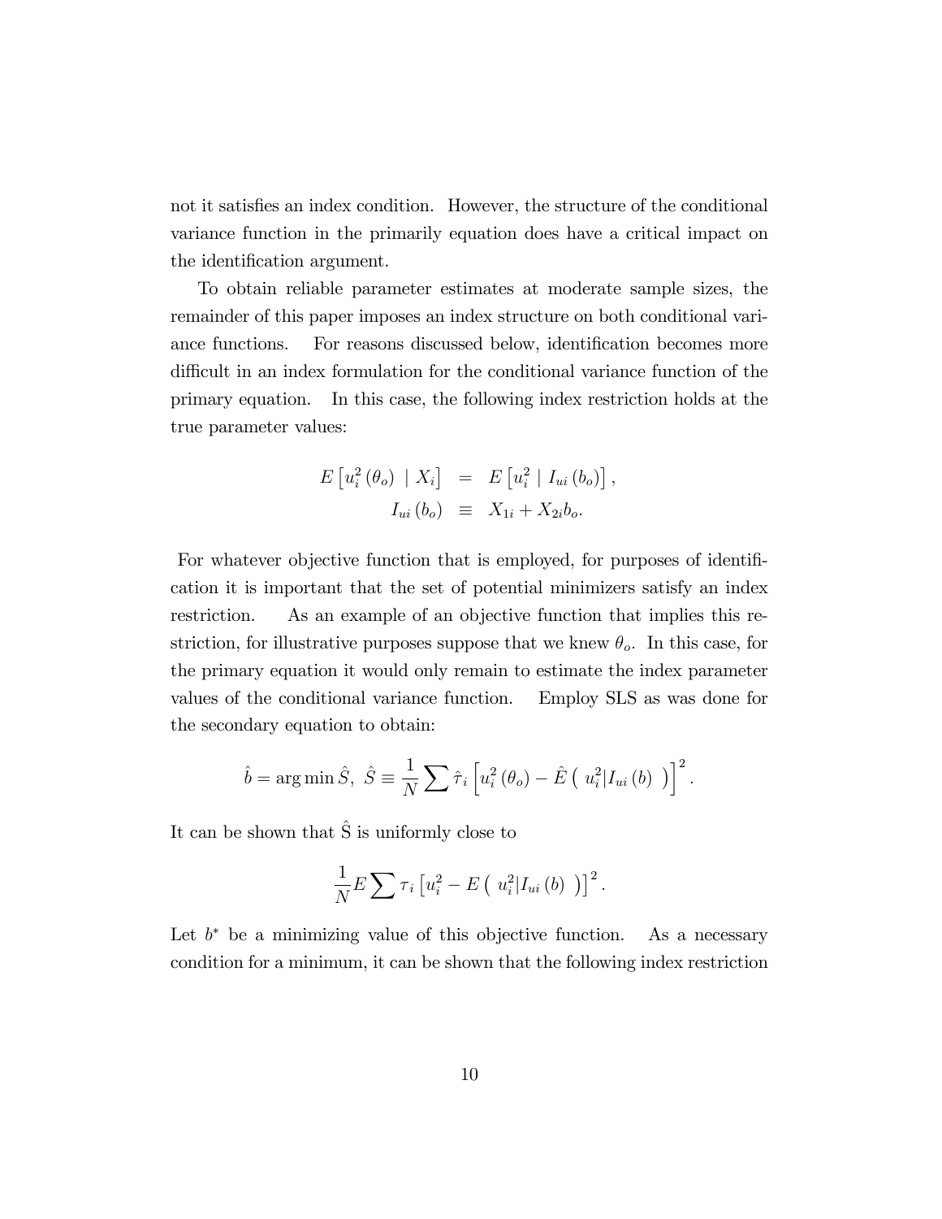not it satisfies an index condition. However, the structure of the conditional variance function in the primarily equation does have a critical impact on the identification argument.

To obtain reliable parameter estimates at moderate sample sizes, the remainder of this paper imposes an index structure on both conditional variance functions. For reasons discussed below, identification becomes more difficult in an index formulation for the conditional variance function of the primary equation. In this case, the following index restriction holds at the true parameter values:

$$
\begin{aligned}
E\left[u_i^2(\theta_o) \mid X_i\right] &= E\left[u_i^2 \mid I_{ui}(b_o)\right], \\
I_{ui}(b_o) &\equiv X_{1i} + X_{2i} b_o.
\end{aligned}
$$

For whatever objective function that is employed, for purposes of identification it is important that the set of potential minimizers satisfy an index restriction. As an example of an objective function that implies this restriction, for illustrative purposes suppose that we knew $\theta_o$. In this case, for the primary equation it would only remain to estimate the index parameter values of the conditional variance function. Employ SLS as was done for the secondary equation to obtain:

$$
\hat{b} = \arg\min \hat{S},\ \hat{S} \equiv \frac{1}{N} \sum \hat{\tau}_i \left[u_i^2(\theta_o) - \hat{E}\left(\ u_i^2 | I_{ui}(b)\ \right)\right]^2.
$$

It can be shown that $\hat{S}$ is uniformly close to

$$
\frac{1}{N} E \sum \tau_i \left[u_i^2 - E\left(\ u_i^2 | I_{ui}(b)\ \right)\right]^2.
$$

Let $b^*$ be a minimizing value of this objective function. As a necessary condition for a minimum, it can be shown that the following index restriction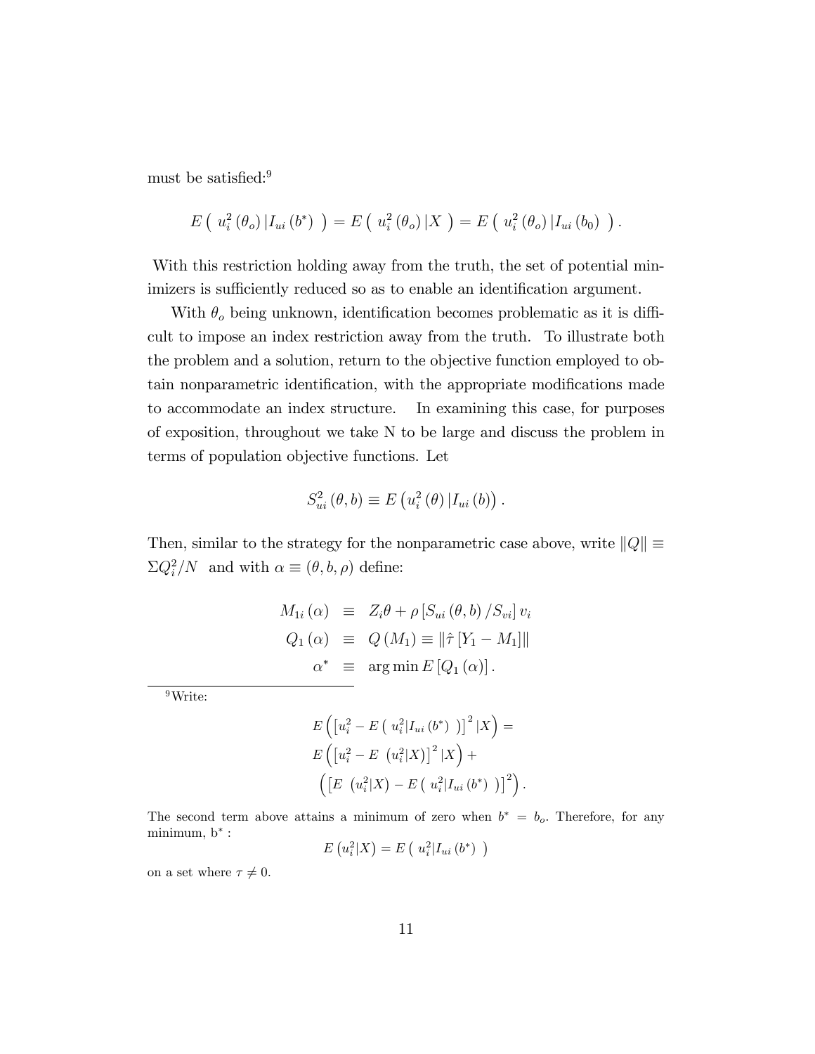must be satisfied:[9]

$$E\left(\ u_i^2\left(\theta_o\right)|I_{ui}\left(b^*\right)\ \right) = E\left(\ u_i^2\left(\theta_o\right)|X\ \right) = E\left(\ u_i^2\left(\theta_o\right)|I_{ui}\left(b_0\right)\ \right).$$

With this restriction holding away from the truth, the set of potential minimizers is sufficiently reduced so as to enable an identification argument.

With $\theta_o$ being unknown, identification becomes problematic as it is difficult to impose an index restriction away from the truth. To illustrate both the problem and a solution, return to the objective function employed to obtain nonparametric identification, with the appropriate modifications made to accommodate an index structure. In examining this case, for purposes of exposition, throughout we take N to be large and discuss the problem in terms of population objective functions. Let

$$S_{ui}^2\left(\theta, b\right) \equiv E\left(u_i^2\left(\theta\right)|I_{ui}\left(b\right)\right).$$

Then, similar to the strategy for the nonparametric case above, write $\|Q\| \equiv \Sigma Q_i^2/N$ and with $\alpha \equiv (\theta, b, \rho)$ define:

$$\begin{aligned}
M_{1i}\left(\alpha\right) &\equiv Z_i\theta + \rho\left[S_{ui}\left(\theta, b\right)/S_{vi}\right]v_i \\
Q_1\left(\alpha\right) &\equiv Q\left(M_1\right) \equiv \left\|\hat{\tau}\left[Y_1 - M_1\right]\right\| \\
\alpha^* &\equiv \arg\min E\left[Q_1\left(\alpha\right)\right].
\end{aligned}$$

---

[9] Write:

$$\begin{aligned}
&E\left(\left[u_i^2 - E\left(\ u_i^2|I_{ui}\left(b^*\right)\ \right)\right]^2|X\right) = \\
&E\left(\left[u_i^2 - E\ \left(u_i^2|X\right)\right]^2|X\right) + \\
&\left(\left[E\ \left(u_i^2|X\right) - E\left(\ u_i^2|I_{ui}\left(b^*\right)\ \right)\right]^2\right).
\end{aligned}$$

The second term above attains a minimum of zero when $b^* = b_o$. Therefore, for any minimum, $b^*$ :

$$E\left(u_i^2|X\right) = E\left(\ u_i^2|I_{ui}\left(b^*\right)\ \right)$$

on a set where $\tau \neq 0$.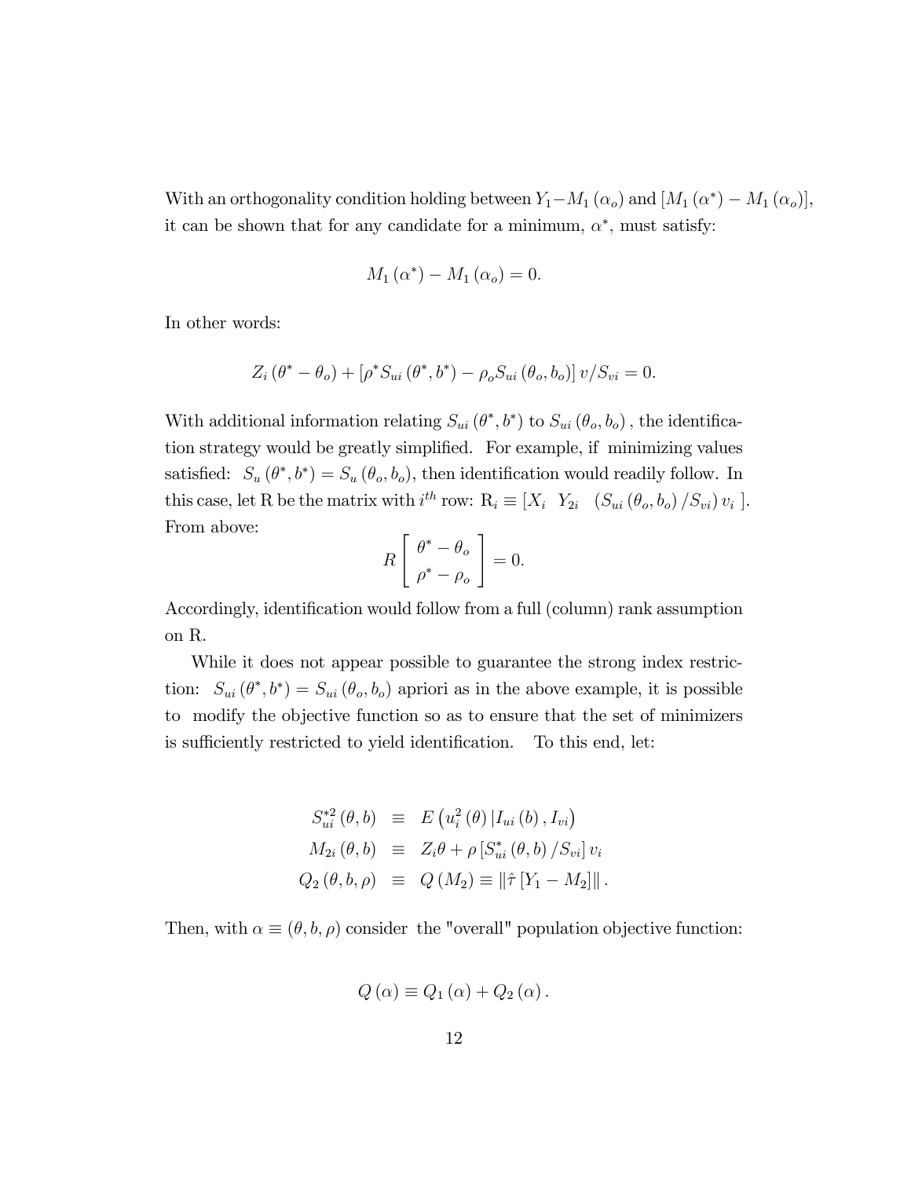With an orthogonality condition holding between $Y_1 - M_1(\alpha_o)$ and $[M_1(\alpha^*) - M_1(\alpha_o)]$, it can be shown that for any candidate for a minimum, $\alpha^*$, must satisfy:

$$M_1(\alpha^*) - M_1(\alpha_o) = 0.$$

In other words:

$$Z_i(\theta^* - \theta_o) + [\rho^* S_{ui}(\theta^*, b^*) - \rho_o S_{ui}(\theta_o, b_o)]\, v/S_{vi} = 0.$$

With additional information relating $S_{ui}(\theta^*, b^*)$ to $S_{ui}(\theta_o, b_o)$, the identification strategy would be greatly simplified. For example, if minimizing values satisfied: $S_u(\theta^*, b^*) = S_u(\theta_o, b_o)$, then identification would readily follow. In this case, let R be the matrix with $i^{th}$ row: $\mathrm{R}_i \equiv [X_i \quad Y_{2i} \quad (S_{ui}(\theta_o, b_o)/S_{vi})\, v_i\ ]$. From above:

$$R \begin{bmatrix} \theta^* - \theta_o \\ \rho^* - \rho_o \end{bmatrix} = 0.$$

Accordingly, identification would follow from a full (column) rank assumption on R.

While it does not appear possible to guarantee the strong index restriction: $S_{ui}(\theta^*, b^*) = S_{ui}(\theta_o, b_o)$ apriori as in the above example, it is possible to modify the objective function so as to ensure that the set of minimizers is sufficiently restricted to yield identification. To this end, let:

$$\begin{aligned} S_{ui}^{*2}(\theta, b) &\equiv E\left(u_i^2(\theta)\,|I_{ui}(b), I_{vi}\right) \\ M_{2i}(\theta, b) &\equiv Z_i\theta + \rho\,[S_{ui}^*(\theta, b)/S_{vi}]\, v_i \\ Q_2(\theta, b, \rho) &\equiv Q(M_2) \equiv \|\hat{\tau}\,[Y_1 - M_2]\|\,. \end{aligned}$$

Then, with $\alpha \equiv (\theta, b, \rho)$ consider the "overall" population objective function:

$$Q(\alpha) \equiv Q_1(\alpha) + Q_2(\alpha)\,.$$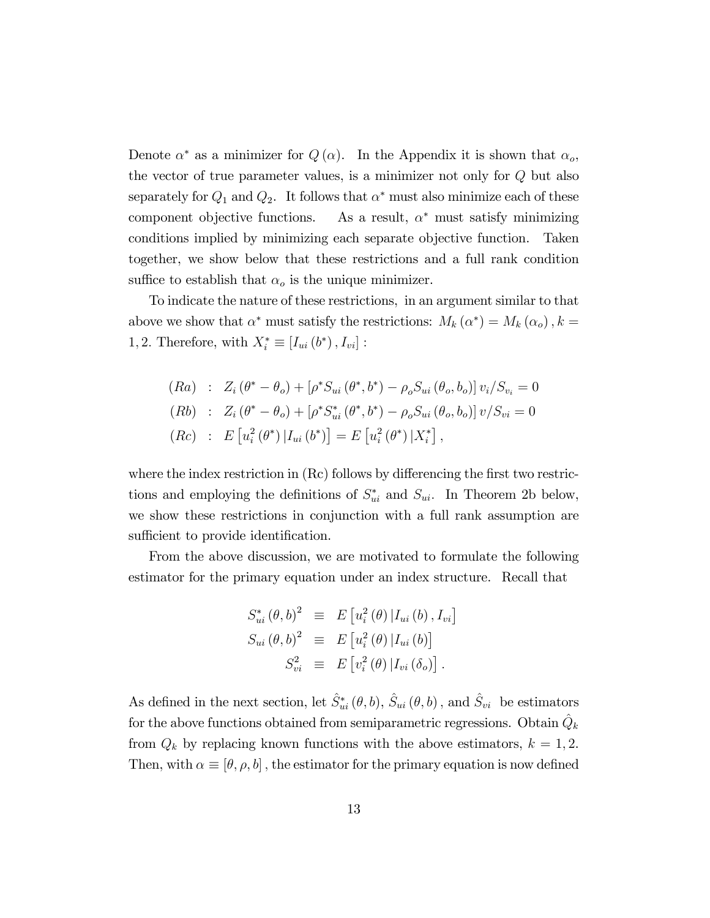Denote $\alpha^*$ as a minimizer for $Q(\alpha)$. In the Appendix it is shown that $\alpha_o$, the vector of true parameter values, is a minimizer not only for $Q$ but also separately for $Q_1$ and $Q_2$. It follows that $\alpha^*$ must also minimize each of these component objective functions. As a result, $\alpha^*$ must satisfy minimizing conditions implied by minimizing each separate objective function. Taken together, we show below that these restrictions and a full rank condition suffice to establish that $\alpha_o$ is the unique minimizer.

To indicate the nature of these restrictions, in an argument similar to that above we show that $\alpha^*$ must satisfy the restrictions: $M_k(\alpha^*) = M_k(\alpha_o)$, $k = 1, 2$. Therefore, with $X_i^* \equiv [I_{ui}(b^*), I_{vi}]$ :

$$
\begin{aligned}
(Ra) &\ :\ Z_i(\theta^* - \theta_o) + [\rho^* S_{ui}(\theta^*, b^*) - \rho_o S_{ui}(\theta_o, b_o)]\, v_i / S_{v_i} = 0 \\
(Rb) &\ :\ Z_i(\theta^* - \theta_o) + [\rho^* S_{ui}^*(\theta^*, b^*) - \rho_o S_{ui}(\theta_o, b_o)]\, v / S_{vi} = 0 \\
(Rc) &\ :\ E\left[u_i^2(\theta^*) \,|\, I_{ui}(b^*)\right] = E\left[u_i^2(\theta^*) \,|\, X_i^*\right],
\end{aligned}
$$

where the index restriction in (Rc) follows by differencing the first two restrictions and employing the definitions of $S_{ui}^*$ and $S_{ui}$. In Theorem 2b below, we show these restrictions in conjunction with a full rank assumption are sufficient to provide identification.

From the above discussion, we are motivated to formulate the following estimator for the primary equation under an index structure. Recall that

$$
\begin{aligned}
S_{ui}^*(\theta, b)^2 &\equiv E\left[u_i^2(\theta) \,|\, I_{ui}(b), I_{vi}\right] \\
S_{ui}(\theta, b)^2 &\equiv E\left[u_i^2(\theta) \,|\, I_{ui}(b)\right] \\
S_{vi}^2 &\equiv E\left[v_i^2(\theta) \,|\, I_{vi}(\delta_o)\right].
\end{aligned}
$$

As defined in the next section, let $\hat{S}_{ui}^*(\theta, b)$, $\hat{S}_{ui}(\theta, b)$, and $\hat{S}_{vi}$ be estimators for the above functions obtained from semiparametric regressions. Obtain $\hat{Q}_k$ from $Q_k$ by replacing known functions with the above estimators, $k = 1, 2$. Then, with $\alpha \equiv [\theta, \rho, b]$, the estimator for the primary equation is now defined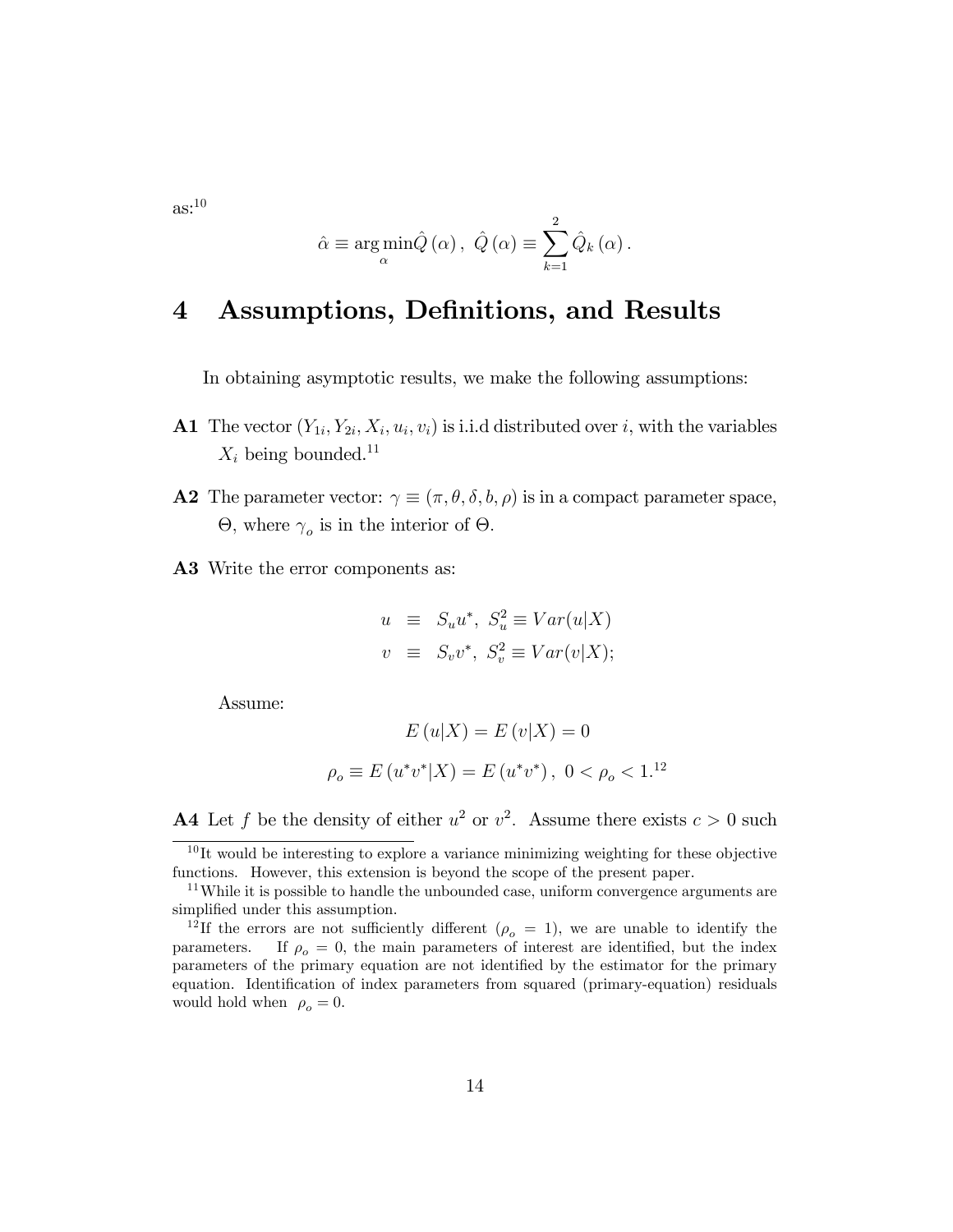as:[10]

$$\hat{\alpha} \equiv \arg\min_{\alpha} \hat{Q}(\alpha), \;\; \hat{Q}(\alpha) \equiv \sum_{k=1}^{2} \hat{Q}_k(\alpha).$$

# 4 Assumptions, Definitions, and Results

In obtaining asymptotic results, we make the following assumptions:

**A1** The vector $(Y_{1i}, Y_{2i}, X_i, u_i, v_i)$ is i.i.d distributed over $i$, with the variables $X_i$ being bounded.[11]

**A2** The parameter vector: $\gamma \equiv (\pi, \theta, \delta, b, \rho)$ is in a compact parameter space, $\Theta$, where $\gamma_o$ is in the interior of $\Theta$.

**A3** Write the error components as:

$$\begin{aligned} u &\equiv S_u u^*, \;\; S_u^2 \equiv Var(u|X) \\ v &\equiv S_v v^*, \;\; S_v^2 \equiv Var(v|X); \end{aligned}$$

Assume:

$$E(u|X) = E(v|X) = 0$$

$$\rho_o \equiv E(u^* v^* | X) = E(u^* v^*), \;\; 0 < \rho_o < 1.$$[12]

**A4** Let $f$ be the density of either $u^2$ or $v^2$. Assume there exists $c > 0$ such

---

[10] It would be interesting to explore a variance minimizing weighting for these objective functions. However, this extension is beyond the scope of the present paper.

[11] While it is possible to handle the unbounded case, uniform convergence arguments are simplified under this assumption.

[12] If the errors are not sufficiently different ($\rho_o = 1$), we are unable to identify the parameters. If $\rho_o = 0$, the main parameters of interest are identified, but the index parameters of the primary equation are not identified by the estimator for the primary equation. Identification of index parameters from squared (primary-equation) residuals would hold when $\rho_o = 0$.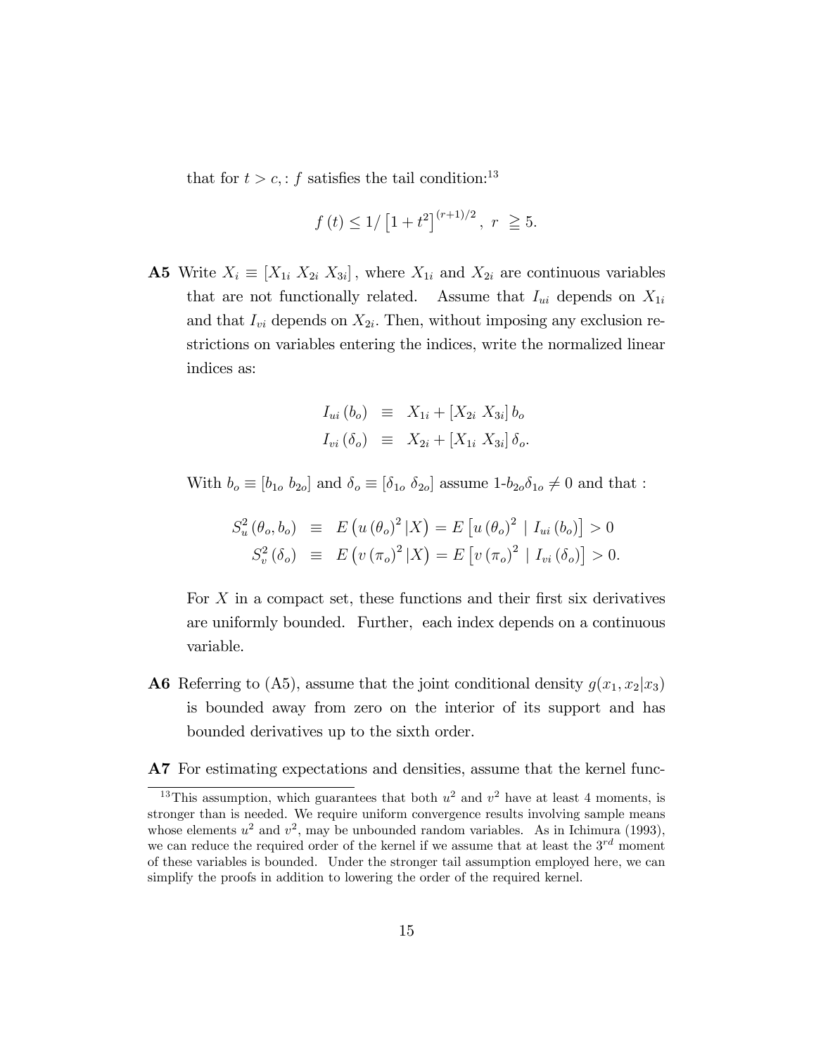that for $t > c, : f$ satisfies the tail condition:[13]

$$f(t) \leq 1/\left[1+t^2\right]^{(r+1)/2}, \ r \ \geqq 5.$$

**A5** Write $X_i \equiv [X_{1i}\ X_{2i}\ X_{3i}]$, where $X_{1i}$ and $X_{2i}$ are continuous variables that are not functionally related. Assume that $I_{ui}$ depends on $X_{1i}$ and that $I_{vi}$ depends on $X_{2i}$. Then, without imposing any exclusion restrictions on variables entering the indices, write the normalized linear indices as:

$$\begin{aligned} I_{ui}(b_o) &\equiv X_{1i} + [X_{2i}\ X_{3i}]\, b_o \\ I_{vi}(\delta_o) &\equiv X_{2i} + [X_{1i}\ X_{3i}]\, \delta_o. \end{aligned}$$

With $b_o \equiv [b_{1o}\ b_{2o}]$ and $\delta_o \equiv [\delta_{1o}\ \delta_{2o}]$ assume 1-$b_{2o}\delta_{1o} \neq 0$ and that :

$$\begin{aligned} S_u^2(\theta_o, b_o) &\equiv E\left(u(\theta_o)^2 | X\right) = E\left[u(\theta_o)^2 \mid I_{ui}(b_o)\right] > 0 \\ S_v^2(\delta_o) &\equiv E\left(v(\pi_o)^2 | X\right) = E\left[v(\pi_o)^2 \mid I_{vi}(\delta_o)\right] > 0. \end{aligned}$$

For $X$ in a compact set, these functions and their first six derivatives are uniformly bounded. Further, each index depends on a continuous variable.

**A6** Referring to (A5), assume that the joint conditional density $g(x_1, x_2|x_3)$ is bounded away from zero on the interior of its support and has bounded derivatives up to the sixth order.

**A7** For estimating expectations and densities, assume that the kernel func-

[13] This assumption, which guarantees that both $u^2$ and $v^2$ have at least 4 moments, is stronger than is needed. We require uniform convergence results involving sample means whose elements $u^2$ and $v^2$, may be unbounded random variables. As in Ichimura (1993), we can reduce the required order of the kernel if we assume that at least the $3^{rd}$ moment of these variables is bounded. Under the stronger tail assumption employed here, we can simplify the proofs in addition to lowering the order of the required kernel.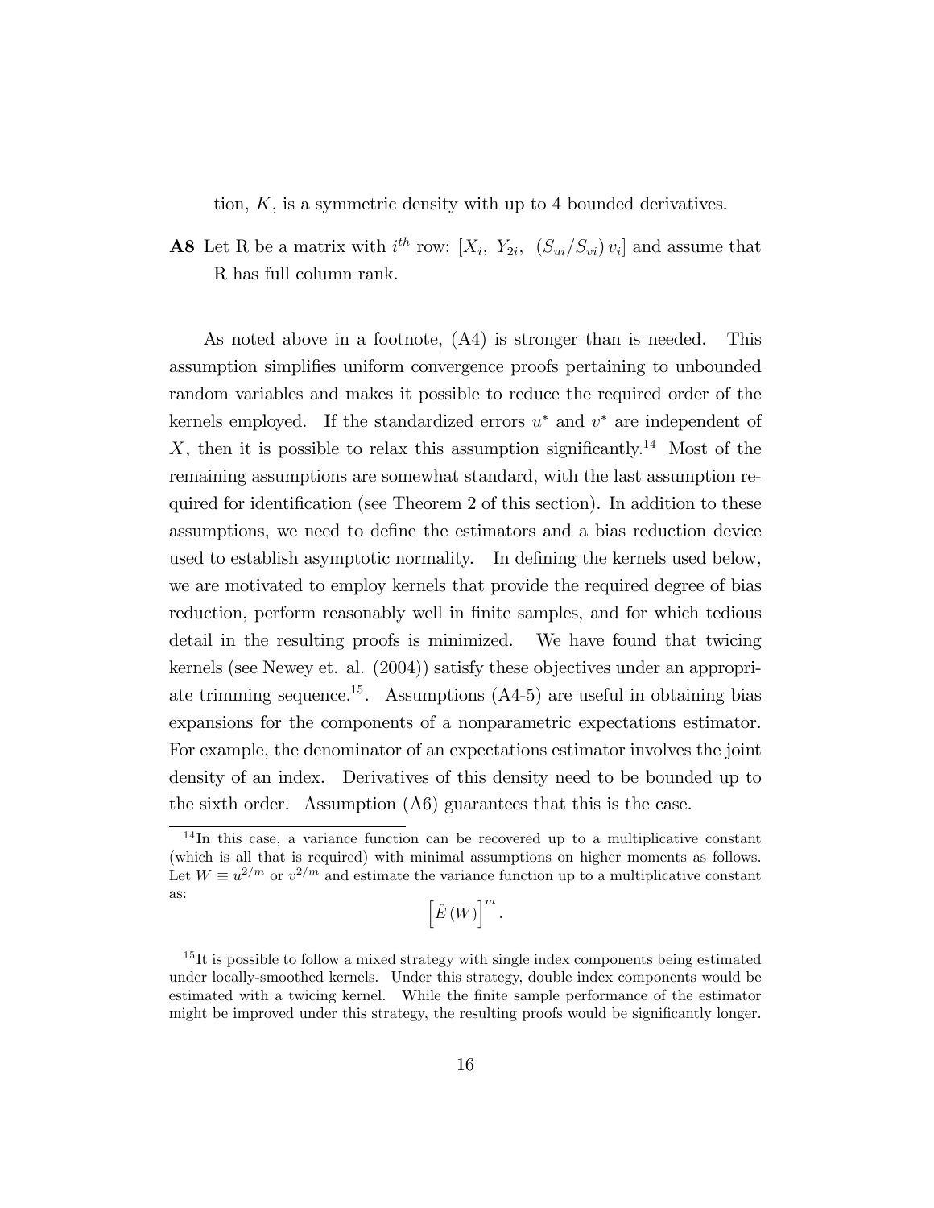tion, $K$, is a symmetric density with up to 4 bounded derivatives.

**A8** Let R be a matrix with $i^{th}$ row: $[X_i,\ Y_{2i},\ (S_{ui}/S_{vi})\, v_i]$ and assume that R has full column rank.

As noted above in a footnote, (A4) is stronger than is needed. This assumption simplifies uniform convergence proofs pertaining to unbounded random variables and makes it possible to reduce the required order of the kernels employed. If the standardized errors $u^*$ and $v^*$ are independent of $X$, then it is possible to relax this assumption significantly.[14] Most of the remaining assumptions are somewhat standard, with the last assumption required for identification (see Theorem 2 of this section). In addition to these assumptions, we need to define the estimators and a bias reduction device used to establish asymptotic normality. In defining the kernels used below, we are motivated to employ kernels that provide the required degree of bias reduction, perform reasonably well in finite samples, and for which tedious detail in the resulting proofs is minimized. We have found that twicing kernels (see Newey et. al. (2004)) satisfy these objectives under an appropriate trimming sequence.[15]. Assumptions (A4-5) are useful in obtaining bias expansions for the components of a nonparametric expectations estimator. For example, the denominator of an expectations estimator involves the joint density of an index. Derivatives of this density need to be bounded up to the sixth order. Assumption (A6) guarantees that this is the case.

[14] In this case, a variance function can be recovered up to a multiplicative constant (which is all that is required) with minimal assumptions on higher moments as follows. Let $W \equiv u^{2/m}$ or $v^{2/m}$ and estimate the variance function up to a multiplicative constant as:

$$\left[\hat{E}\left(W\right)\right]^{m}.$$

[15] It is possible to follow a mixed strategy with single index components being estimated under locally-smoothed kernels. Under this strategy, double index components would be estimated with a twicing kernel. While the finite sample performance of the estimator might be improved under this strategy, the resulting proofs would be significantly longer.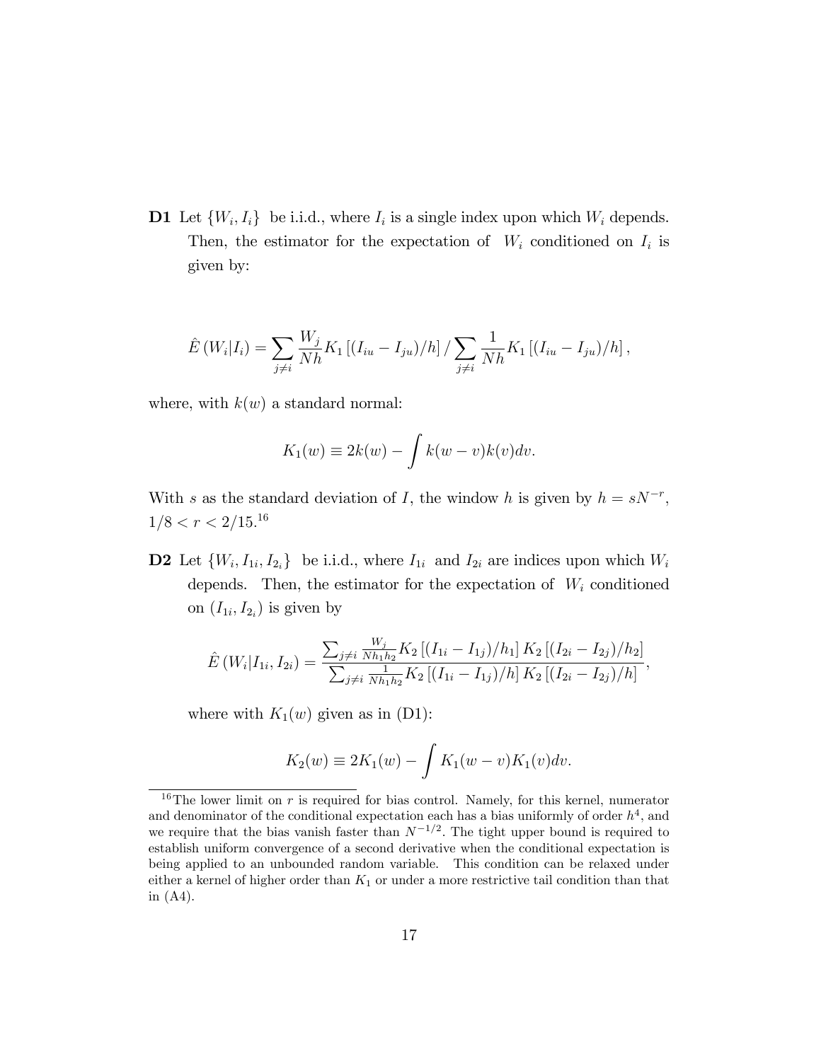**D1** Let $\{W_i, I_i\}$ be i.i.d., where $I_i$ is a single index upon which $W_i$ depends. Then, the estimator for the expectation of $W_i$ conditioned on $I_i$ is given by:

$$\hat{E}(W_i|I_i) = \sum_{j \neq i} \frac{W_j}{Nh} K_1 \left[ (I_{iu} - I_{ju})/h \right] / \sum_{j \neq i} \frac{1}{Nh} K_1 \left[ (I_{iu} - I_{ju})/h \right],$$

where, with $k(w)$ a standard normal:

$$K_1(w) \equiv 2k(w) - \int k(w - v)k(v)dv.$$

With $s$ as the standard deviation of $I$, the window $h$ is given by $h = sN^{-r}$, $1/8 < r < 2/15$.[16]

**D2** Let $\{W_i, I_{1i}, I_{2_i}\}$ be i.i.d., where $I_{1i}$ and $I_{2i}$ are indices upon which $W_i$ depends. Then, the estimator for the expectation of $W_i$ conditioned on $(I_{1i}, I_{2_i})$ is given by

$$\hat{E}(W_i|I_{1i}, I_{2i}) = \frac{\sum_{j \neq i} \frac{W_j}{Nh_1h_2} K_2 \left[ (I_{1i} - I_{1j})/h_1 \right] K_2 \left[ (I_{2i} - I_{2j})/h_2 \right]}{\sum_{j \neq i} \frac{1}{Nh_1h_2} K_2 \left[ (I_{1i} - I_{1j})/h \right] K_2 \left[ (I_{2i} - I_{2j})/h \right]},$$

where with $K_1(w)$ given as in (D1):

$$K_2(w) \equiv 2K_1(w) - \int K_1(w - v)K_1(v)dv.$$

---

[16] The lower limit on $r$ is required for bias control. Namely, for this kernel, numerator and denominator of the conditional expectation each has a bias uniformly of order $h^4$, and we require that the bias vanish faster than $N^{-1/2}$. The tight upper bound is required to establish uniform convergence of a second derivative when the conditional expectation is being applied to an unbounded random variable. This condition can be relaxed under either a kernel of higher order than $K_1$ or under a more restrictive tail condition than that in (A4).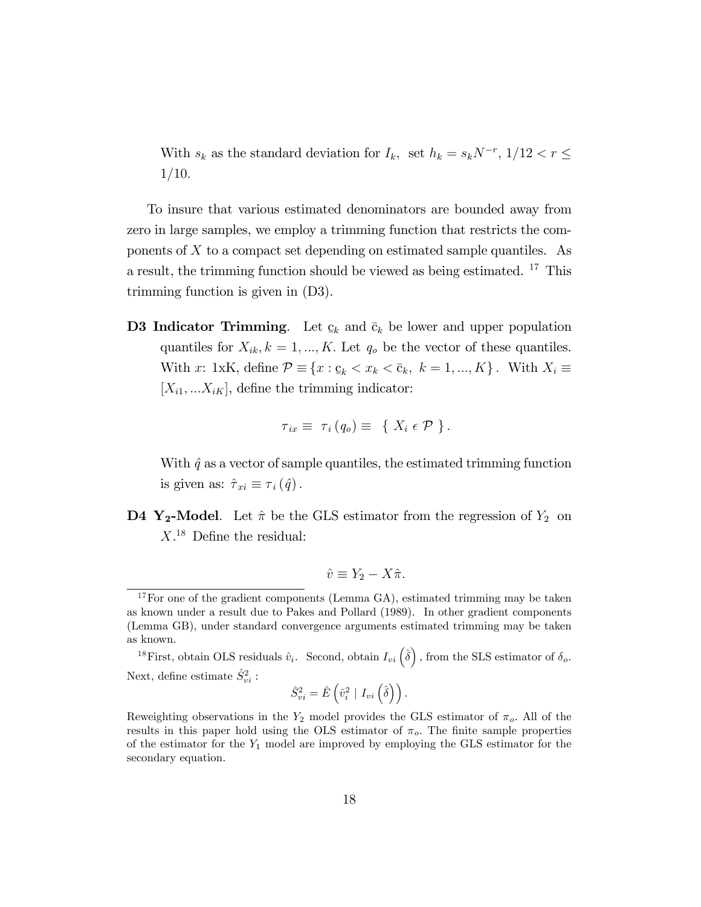With $s_k$ as the standard deviation for $I_k$, set $h_k = s_k N^{-r}$, $1/12 < r \leq 1/10$.

To insure that various estimated denominators are bounded away from zero in large samples, we employ a trimming function that restricts the components of $X$ to a compact set depending on estimated sample quantiles. As a result, the trimming function should be viewed as being estimated. [17] This trimming function is given in (D3).

**D3 Indicator Trimming**. Let $\underline{c}_k$ and $\bar{c}_k$ be lower and upper population quantiles for $X_{ik}, k = 1, ..., K$. Let $q_o$ be the vector of these quantiles. With $x$: 1xK, define $\mathcal{P} \equiv \{x : \underline{c}_k < x_k < \bar{c}_k,\ k = 1, ..., K\}$. With $X_i \equiv [X_{i1}, ...X_{iK}]$, define the trimming indicator:

$$\tau_{ix} \equiv \ \tau_i \left(q_o\right) \equiv \ \{ \ X_i \ \epsilon \ \mathcal{P} \ \} .$$

With $\hat{q}$ as a vector of sample quantiles, the estimated trimming function is given as: $\hat{\tau}_{xi} \equiv \tau_i \left(\hat{q}\right)$.

**D4 $\mathbf{Y_2}$-Model**. Let $\hat{\pi}$ be the GLS estimator from the regression of $Y_2$ on $X$.[18] Define the residual:

$$\hat{v} \equiv Y_2 - X\hat{\pi}.$$

---

[17] For one of the gradient components (Lemma GA), estimated trimming may be taken as known under a result due to Pakes and Pollard (1989). In other gradient components (Lemma GB), under standard convergence arguments estimated trimming may be taken as known.

[18] First, obtain OLS residuals $\hat{v}_i$. Second, obtain $I_{vi}\left(\hat{\delta}\right)$, from the SLS estimator of $\delta_o$. Next, define estimate $\hat{S}^2_{vi}$ :

$$\hat{S}^2_{vi} = \hat{E}\left(\hat{v}^2_i \mid I_{vi}\left(\hat{\delta}\right)\right).$$

Reweighting observations in the $Y_2$ model provides the GLS estimator of $\pi_o$. All of the results in this paper hold using the OLS estimator of $\pi_o$. The finite sample properties of the estimator for the $Y_1$ model are improved by employing the GLS estimator for the secondary equation.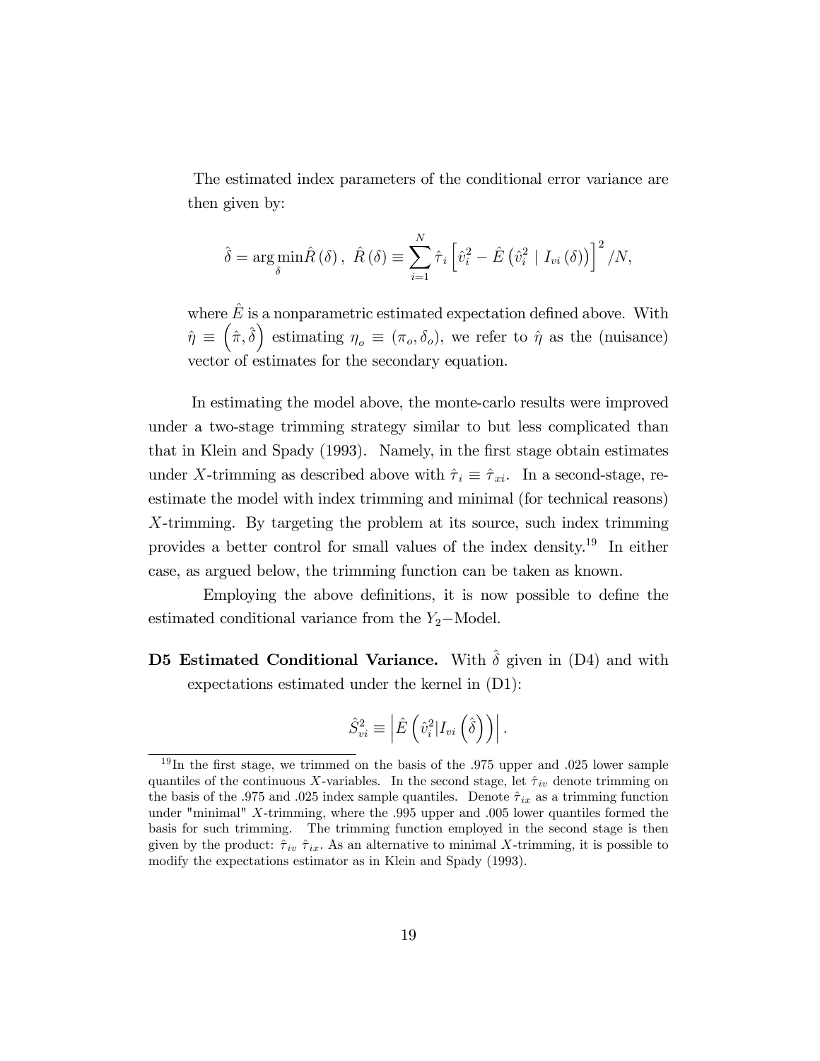The estimated index parameters of the conditional error variance are then given by:

$$\hat{\delta} = \arg\min_{\delta} \hat{R}(\delta), \;\; \hat{R}(\delta) \equiv \sum_{i=1}^{N} \hat{\tau}_i \left[ \hat{v}_i^2 - \hat{E}\left( \hat{v}_i^2 \mid I_{vi}(\delta) \right) \right]^2 / N,$$

where $\hat{E}$ is a nonparametric estimated expectation defined above. With $\hat{\eta} \equiv \left( \hat{\pi}, \hat{\delta} \right)$ estimating $\eta_o \equiv (\pi_o, \delta_o)$, we refer to $\hat{\eta}$ as the (nuisance) vector of estimates for the secondary equation.

In estimating the model above, the monte-carlo results were improved under a two-stage trimming strategy similar to but less complicated than that in Klein and Spady (1993). Namely, in the first stage obtain estimates under $X$-trimming as described above with $\hat{\tau}_i \equiv \hat{\tau}_{xi}$. In a second-stage, re-estimate the model with index trimming and minimal (for technical reasons) $X$-trimming. By targeting the problem at its source, such index trimming provides a better control for small values of the index density.[19] In either case, as argued below, the trimming function can be taken as known.

Employing the above definitions, it is now possible to define the estimated conditional variance from the $Y_2-$Model.

**D5 Estimated Conditional Variance.** With $\hat{\delta}$ given in (D4) and with expectations estimated under the kernel in (D1):

$$\hat{S}_{vi}^2 \equiv \left| \hat{E}\left( \hat{v}_i^2 | I_{vi}\left( \hat{\delta} \right) \right) \right|.$$

---

[19] In the first stage, we trimmed on the basis of the .975 upper and .025 lower sample quantiles of the continuous $X$-variables. In the second stage, let $\hat{\tau}_{iv}$ denote trimming on the basis of the .975 and .025 index sample quantiles. Denote $\hat{\tau}_{ix}$ as a trimming function under "minimal" $X$-trimming, where the .995 upper and .005 lower quantiles formed the basis for such trimming. The trimming function employed in the second stage is then given by the product: $\hat{\tau}_{iv}\ \hat{\tau}_{ix}$. As an alternative to minimal $X$-trimming, it is possible to modify the expectations estimator as in Klein and Spady (1993).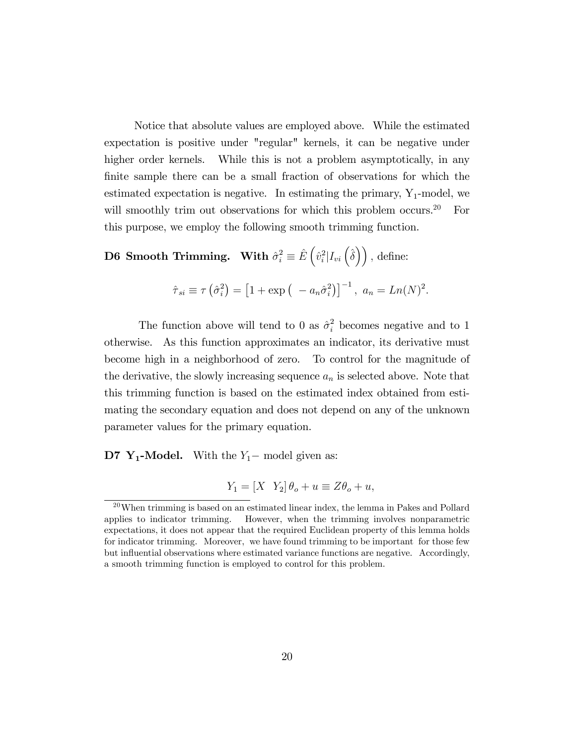Notice that absolute values are employed above. While the estimated expectation is positive under "regular" kernels, it can be negative under higher order kernels. While this is not a problem asymptotically, in any finite sample there can be a small fraction of observations for which the estimated expectation is negative. In estimating the primary, $Y_1$-model, we will smoothly trim out observations for which this problem occurs.[20] For this purpose, we employ the following smooth trimming function.

**D6 Smooth Trimming. With $\hat{\sigma}_i^2 \equiv \hat{E}\left(\hat{v}_i^2 | I_{vi}\left(\hat{\delta}\right)\right)$**, define:

$$\hat{\tau}_{si} \equiv \tau\left(\hat{\sigma}_i^2\right) = \left[1 + \exp\left( -a_n \hat{\sigma}_i^2\right)\right]^{-1}, \; a_n = Ln(N)^2.$$

The function above will tend to 0 as $\hat{\sigma}_i^2$ becomes negative and to 1 otherwise. As this function approximates an indicator, its derivative must become high in a neighborhood of zero. To control for the magnitude of the derivative, the slowly increasing sequence $a_n$ is selected above. Note that this trimming function is based on the estimated index obtained from estimating the secondary equation and does not depend on any of the unknown parameter values for the primary equation.

**D7 $\mathbf{Y_1}$-Model.** With the $Y_1-$ model given as:

$$Y_1 = \left[X \;\; Y_2\right]\theta_o + u \equiv Z\theta_o + u,$$

[20] When trimming is based on an estimated linear index, the lemma in Pakes and Pollard applies to indicator trimming. However, when the trimming involves nonparametric expectations, it does not appear that the required Euclidean property of this lemma holds for indicator trimming. Moreover, we have found trimming to be important for those few but influential observations where estimated variance functions are negative. Accordingly, a smooth trimming function is employed to control for this problem.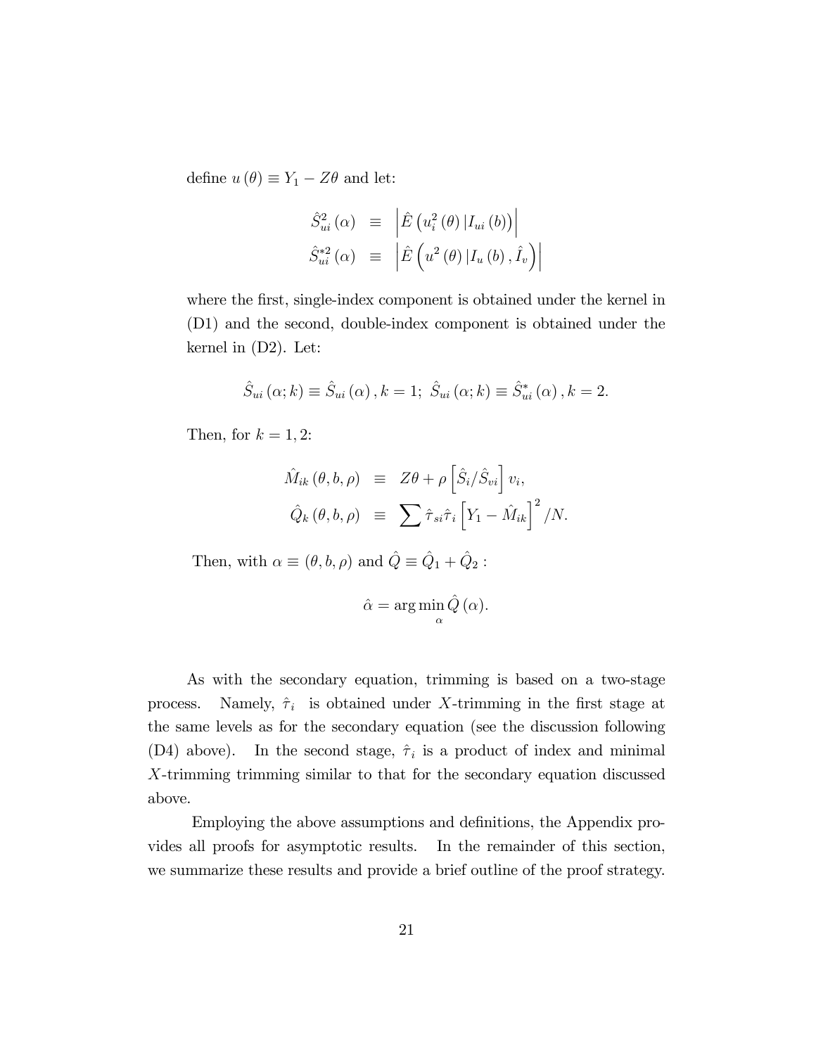define $u(\theta) \equiv Y_1 - Z\theta$ and let:

$$
\begin{aligned}
\hat{S}^2_{ui}(\alpha) &\equiv \left| \hat{E}\left(u_i^2(\theta) \,|I_{ui}(b)\right) \right| \\
\hat{S}^{*2}_{ui}(\alpha) &\equiv \left| \hat{E}\left(u^2(\theta) \,|I_u(b), \hat{I}_v\right) \right|
\end{aligned}
$$

where the first, single-index component is obtained under the kernel in (D1) and the second, double-index component is obtained under the kernel in (D2). Let:

$$
\hat{S}_{ui}(\alpha; k) \equiv \hat{S}_{ui}(\alpha), k = 1; \; \hat{S}_{ui}(\alpha; k) \equiv \hat{S}^*_{ui}(\alpha), k = 2.
$$

Then, for $k = 1, 2$:

$$
\begin{aligned}
\hat{M}_{ik}(\theta, b, \rho) &\equiv Z\theta + \rho \left[\hat{S}_i / \hat{S}_{vi}\right] v_i, \\
\hat{Q}_k(\theta, b, \rho) &\equiv \sum \hat{\tau}_{si} \hat{\tau}_i \left[Y_1 - \hat{M}_{ik}\right]^2 / N.
\end{aligned}
$$

Then, with $\alpha \equiv (\theta, b, \rho)$ and $\hat{Q} \equiv \hat{Q}_1 + \hat{Q}_2$ :

$$
\hat{\alpha} = \arg\min_{\alpha} \hat{Q}(\alpha).
$$

As with the secondary equation, trimming is based on a two-stage process. Namely, $\hat{\tau}_i$ is obtained under $X$-trimming in the first stage at the same levels as for the secondary equation (see the discussion following (D4) above). In the second stage, $\hat{\tau}_i$ is a product of index and minimal $X$-trimming trimming similar to that for the secondary equation discussed above.

Employing the above assumptions and definitions, the Appendix provides all proofs for asymptotic results. In the remainder of this section, we summarize these results and provide a brief outline of the proof strategy.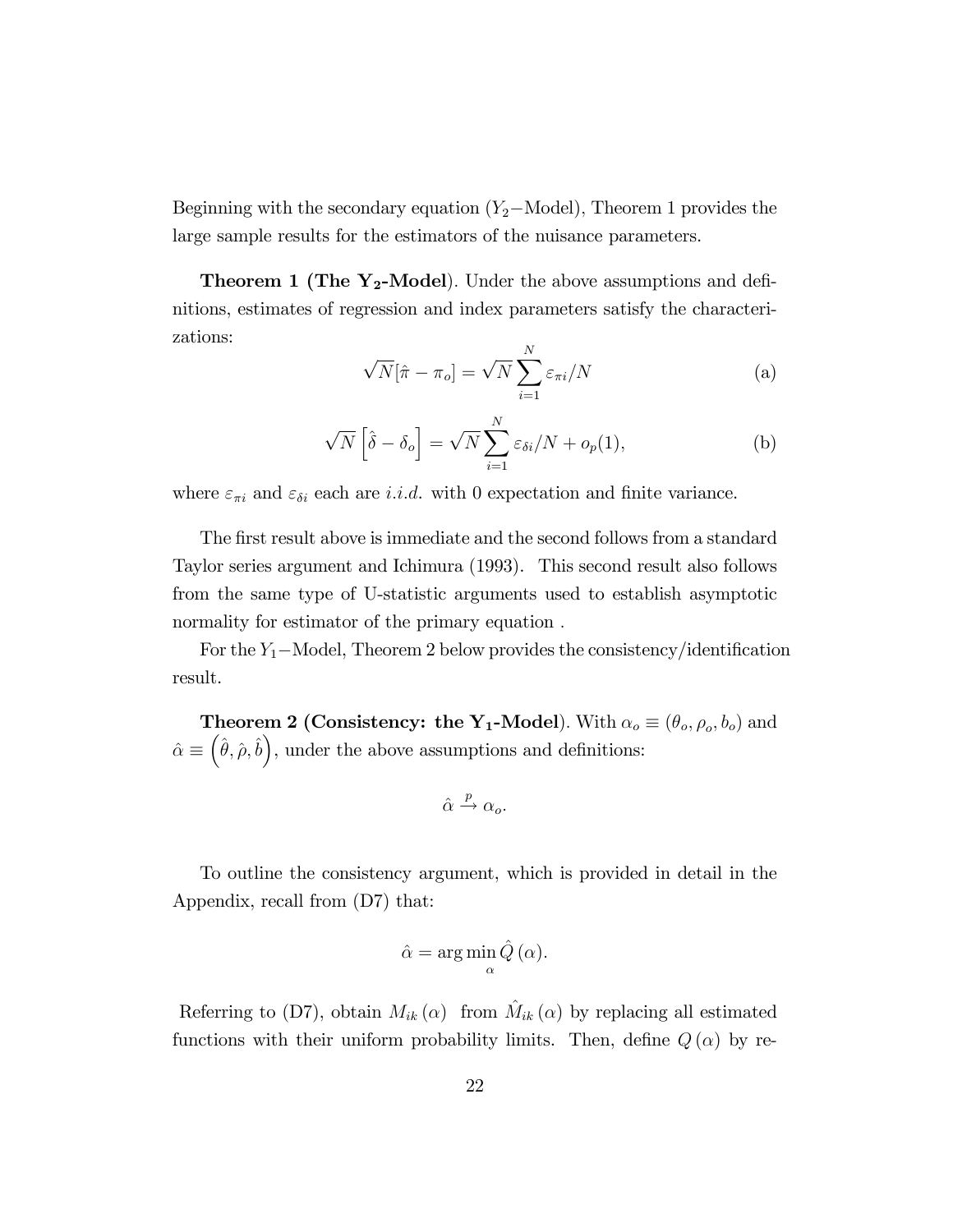Beginning with the secondary equation ($Y_2-$Model), Theorem 1 provides the large sample results for the estimators of the nuisance parameters.

**Theorem 1 (The $\mathbf{Y_2}$-Model)**. Under the above assumptions and definitions, estimates of regression and index parameters satisfy the characterizations:

$$\sqrt{N}[\hat{\pi} - \pi_o] = \sqrt{N} \sum_{i=1}^{N} \varepsilon_{\pi i}/N \tag{a}$$

$$\sqrt{N}\left[\hat{\delta} - \delta_o\right] = \sqrt{N} \sum_{i=1}^{N} \varepsilon_{\delta i}/N + o_p(1), \tag{b}$$

where $\varepsilon_{\pi i}$ and $\varepsilon_{\delta i}$ each are *i.i.d.* with 0 expectation and finite variance.

The first result above is immediate and the second follows from a standard Taylor series argument and Ichimura (1993). This second result also follows from the same type of U-statistic arguments used to establish asymptotic normality for estimator of the primary equation .

For the $Y_1-$Model, Theorem 2 below provides the consistency/identification result.

**Theorem 2 (Consistency: the $\mathbf{Y_1}$-Model)**. With $\alpha_o \equiv (\theta_o, \rho_o, b_o)$ and $\hat{\alpha} \equiv \left(\hat{\theta}, \hat{\rho}, \hat{b}\right)$, under the above assumptions and definitions:

$$\hat{\alpha} \xrightarrow{p} \alpha_o.$$

To outline the consistency argument, which is provided in detail in the Appendix, recall from (D7) that:

$$\hat{\alpha} = \arg\min_{\alpha} \hat{Q}(\alpha).$$

Referring to (D7), obtain $M_{ik}(\alpha)$ from $\hat{M}_{ik}(\alpha)$ by replacing all estimated functions with their uniform probability limits. Then, define $Q(\alpha)$ by re-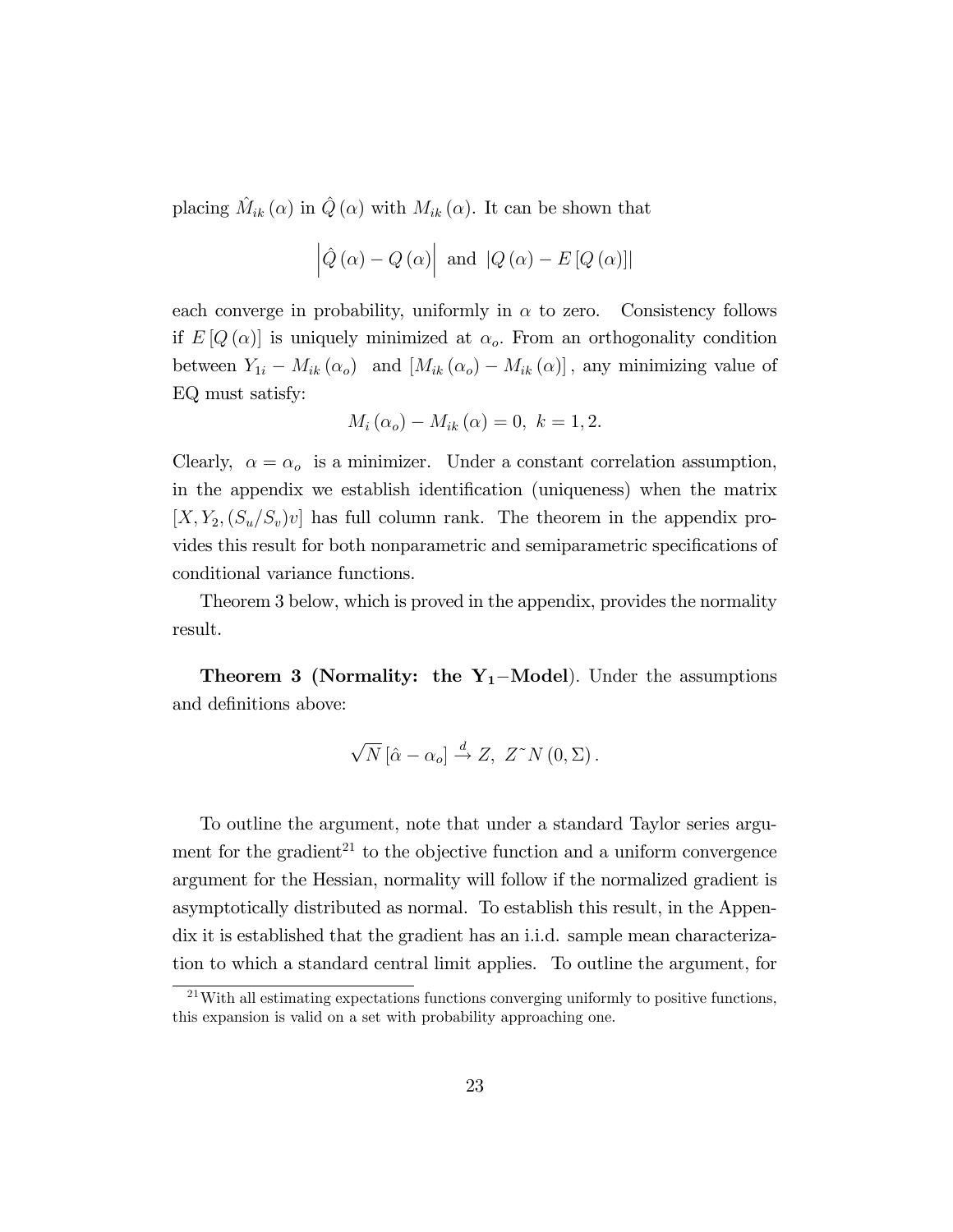placing $\hat{M}_{ik}(\alpha)$ in $\hat{Q}(\alpha)$ with $M_{ik}(\alpha)$. It can be shown that

$$\left|\hat{Q}(\alpha) - Q(\alpha)\right| \text{ and } |Q(\alpha) - E[Q(\alpha)]|$$

each converge in probability, uniformly in $\alpha$ to zero. Consistency follows if $E[Q(\alpha)]$ is uniquely minimized at $\alpha_o$. From an orthogonality condition between $Y_{1i} - M_{ik}(\alpha_o)$ and $[M_{ik}(\alpha_o) - M_{ik}(\alpha)]$, any minimizing value of EQ must satisfy:

$$M_i(\alpha_o) - M_{ik}(\alpha) = 0, \ k = 1, 2.$$

Clearly, $\alpha = \alpha_o$ is a minimizer. Under a constant correlation assumption, in the appendix we establish identification (uniqueness) when the matrix $[X, Y_2, (S_u/S_v)v]$ has full column rank. The theorem in the appendix provides this result for both nonparametric and semiparametric specifications of conditional variance functions.

Theorem 3 below, which is proved in the appendix, provides the normality result.

**Theorem 3 (Normality: the $\mathbf{Y_1}$−Model)**. Under the assumptions and definitions above:

$$\sqrt{N}[\hat{\alpha} - \alpha_o] \xrightarrow{d} Z, \ Z \tilde{\ } N(0, \Sigma).$$

To outline the argument, note that under a standard Taylor series argument for the gradient[21] to the objective function and a uniform convergence argument for the Hessian, normality will follow if the normalized gradient is asymptotically distributed as normal. To establish this result, in the Appendix it is established that the gradient has an i.i.d. sample mean characterization to which a standard central limit applies. To outline the argument, for

[21] With all estimating expectations functions converging uniformly to positive functions, this expansion is valid on a set with probability approaching one.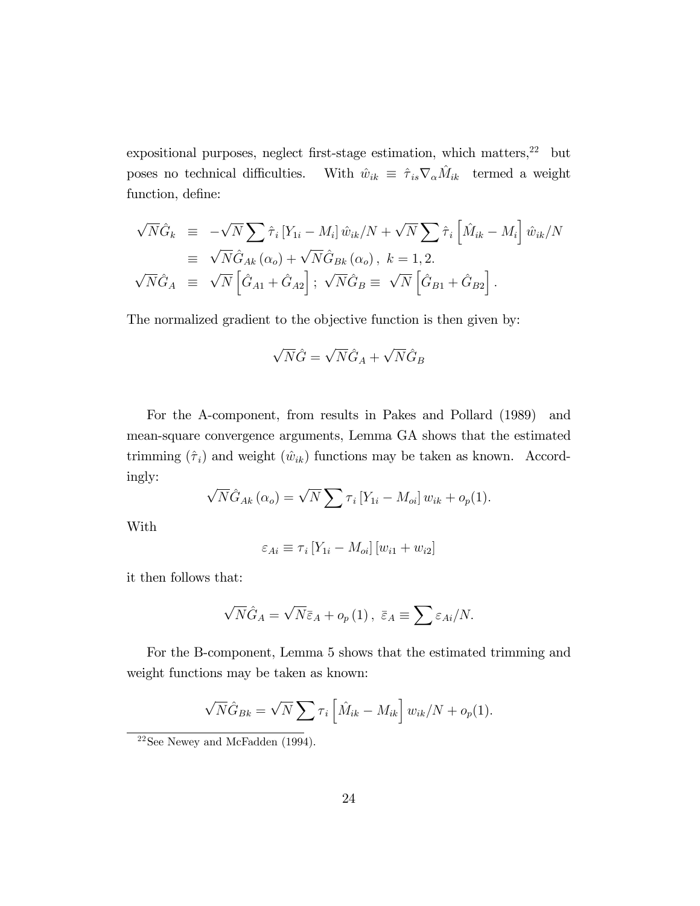expositional purposes, neglect first-stage estimation, which matters,[22] but poses no technical difficulties. With $\hat{w}_{ik} \equiv \hat{\tau}_{is} \nabla_{\alpha} \hat{M}_{ik}$ termed a weight function, define:

$$
\begin{aligned}
\sqrt{N}\hat{G}_k &\equiv -\sqrt{N}\sum \hat{\tau}_i \left[Y_{1i} - M_i\right] \hat{w}_{ik}/N + \sqrt{N}\sum \hat{\tau}_i \left[\hat{M}_{ik} - M_i\right] \hat{w}_{ik}/N \\
&\equiv \sqrt{N}\hat{G}_{Ak}\left(\alpha_o\right) + \sqrt{N}\hat{G}_{Bk}\left(\alpha_o\right), \; k = 1, 2. \\
\sqrt{N}\hat{G}_A &\equiv \sqrt{N}\left[\hat{G}_{A1} + \hat{G}_{A2}\right]; \; \sqrt{N}\hat{G}_B \equiv \sqrt{N}\left[\hat{G}_{B1} + \hat{G}_{B2}\right].
\end{aligned}
$$

The normalized gradient to the objective function is then given by:

$$
\sqrt{N}\hat{G} = \sqrt{N}\hat{G}_A + \sqrt{N}\hat{G}_B
$$

For the A-component, from results in Pakes and Pollard (1989) and mean-square convergence arguments, Lemma GA shows that the estimated trimming ($\hat{\tau}_i$) and weight ($\hat{w}_{ik}$) functions may be taken as known. Accordingly:

$$
\sqrt{N}\hat{G}_{Ak}\left(\alpha_o\right) = \sqrt{N}\sum \tau_i \left[Y_{1i} - M_{oi}\right] w_{ik} + o_p(1).
$$

With

$$
\varepsilon_{Ai} \equiv \tau_i \left[Y_{1i} - M_{oi}\right]\left[w_{i1} + w_{i2}\right]
$$

it then follows that:

$$
\sqrt{N}\hat{G}_A = \sqrt{N}\bar{\varepsilon}_A + o_p\left(1\right), \; \bar{\varepsilon}_A \equiv \sum \varepsilon_{Ai}/N.
$$

For the B-component, Lemma 5 shows that the estimated trimming and weight functions may be taken as known:

$$
\sqrt{N}\hat{G}_{Bk} = \sqrt{N}\sum \tau_i \left[\hat{M}_{ik} - M_{ik}\right] w_{ik}/N + o_p(1).
$$

[22] See Newey and McFadden (1994).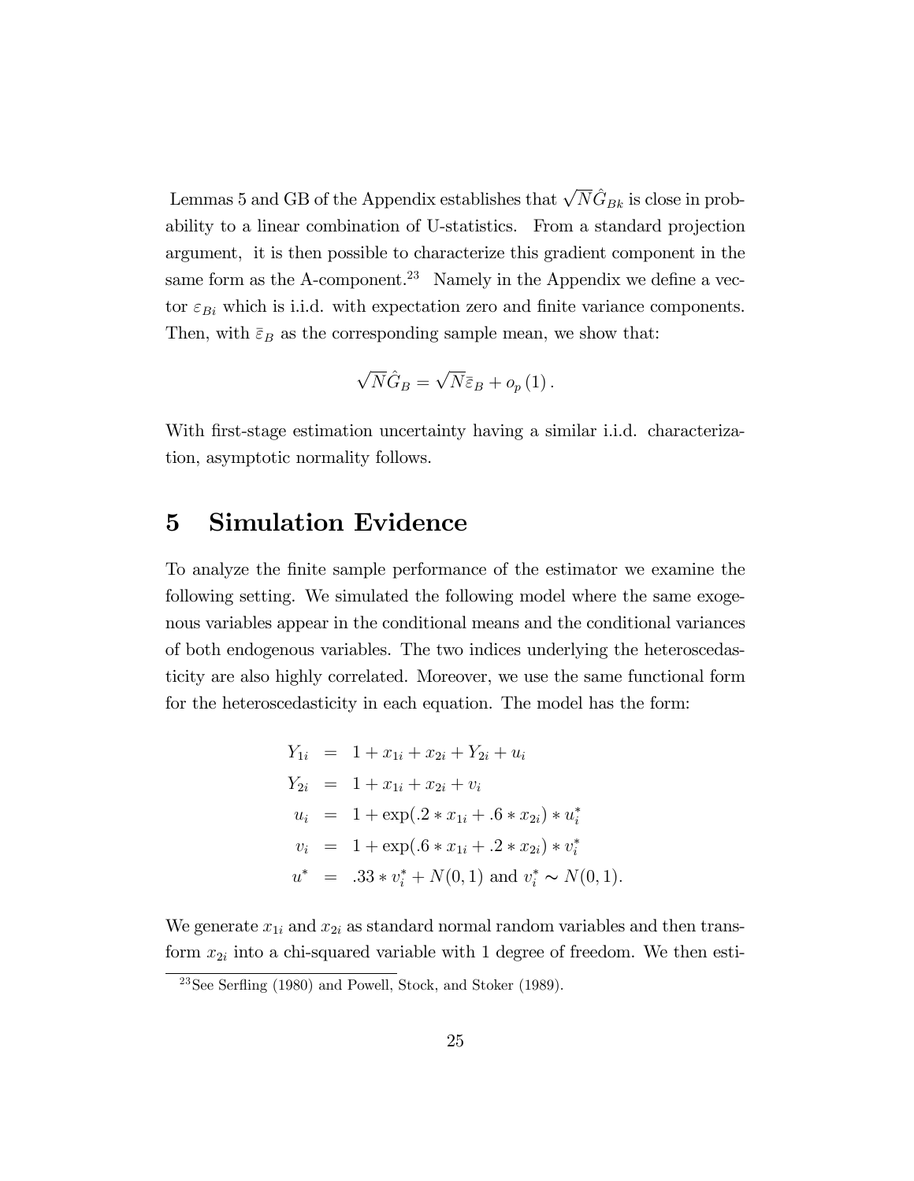Lemmas 5 and GB of the Appendix establishes that $\sqrt{N}\hat{G}_{Bk}$ is close in probability to a linear combination of U-statistics. From a standard projection argument, it is then possible to characterize this gradient component in the same form as the A-component.[23] Namely in the Appendix we define a vector $\varepsilon_{Bi}$ which is i.i.d. with expectation zero and finite variance components. Then, with $\bar{\varepsilon}_B$ as the corresponding sample mean, we show that:

$$\sqrt{N}\hat{G}_B = \sqrt{N}\bar{\varepsilon}_B + o_p(1).$$

With first-stage estimation uncertainty having a similar i.i.d. characterization, asymptotic normality follows.

# 5 Simulation Evidence

To analyze the finite sample performance of the estimator we examine the following setting. We simulated the following model where the same exogenous variables appear in the conditional means and the conditional variances of both endogenous variables. The two indices underlying the heteroscedasticity are also highly correlated. Moreover, we use the same functional form for the heteroscedasticity in each equation. The model has the form:

$$\begin{aligned}
Y_{1i} &= 1 + x_{1i} + x_{2i} + Y_{2i} + u_i \\
Y_{2i} &= 1 + x_{1i} + x_{2i} + v_i \\
u_i &= 1 + \exp(.2 * x_{1i} + .6 * x_{2i}) * u_i^* \\
v_i &= 1 + \exp(.6 * x_{1i} + .2 * x_{2i}) * v_i^* \\
u^* &= .33 * v_i^* + N(0,1) \text{ and } v_i^* \sim N(0,1).
\end{aligned}$$

We generate $x_{1i}$ and $x_{2i}$ as standard normal random variables and then transform $x_{2i}$ into a chi-squared variable with 1 degree of freedom. We then esti-

[23] See Serfling (1980) and Powell, Stock, and Stoker (1989).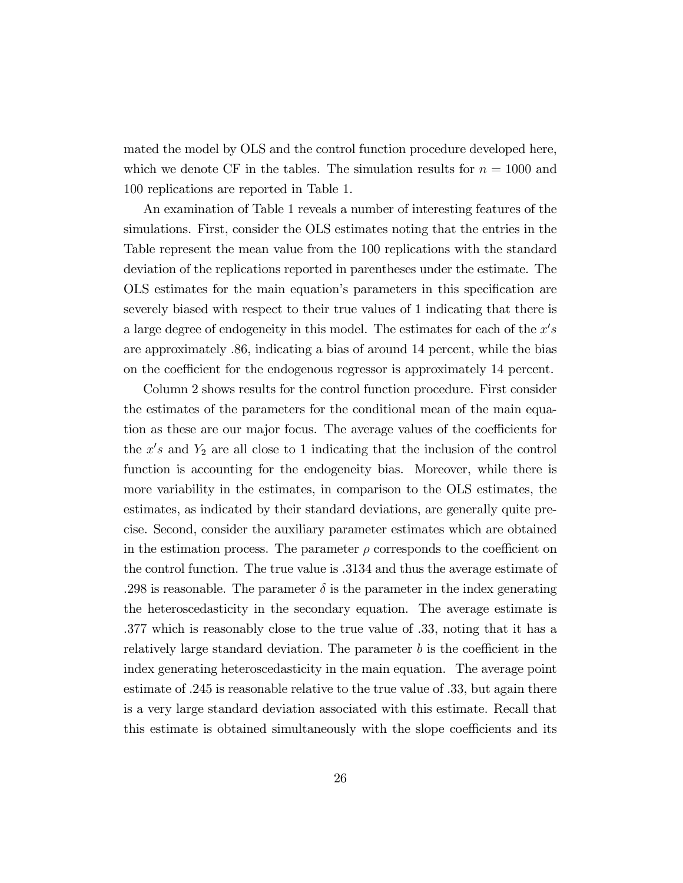mated the model by OLS and the control function procedure developed here, which we denote CF in the tables. The simulation results for $n = 1000$ and 100 replications are reported in Table 1.

An examination of Table 1 reveals a number of interesting features of the simulations. First, consider the OLS estimates noting that the entries in the Table represent the mean value from the 100 replications with the standard deviation of the replications reported in parentheses under the estimate. The OLS estimates for the main equation's parameters in this specification are severely biased with respect to their true values of 1 indicating that there is a large degree of endogeneity in this model. The estimates for each of the $x's$ are approximately .86, indicating a bias of around 14 percent, while the bias on the coefficient for the endogenous regressor is approximately 14 percent.

Column 2 shows results for the control function procedure. First consider the estimates of the parameters for the conditional mean of the main equation as these are our major focus. The average values of the coefficients for the $x's$ and $Y_2$ are all close to 1 indicating that the inclusion of the control function is accounting for the endogeneity bias. Moreover, while there is more variability in the estimates, in comparison to the OLS estimates, the estimates, as indicated by their standard deviations, are generally quite precise. Second, consider the auxiliary parameter estimates which are obtained in the estimation process. The parameter $\rho$ corresponds to the coefficient on the control function. The true value is .3134 and thus the average estimate of .298 is reasonable. The parameter $\delta$ is the parameter in the index generating the heteroscedasticity in the secondary equation. The average estimate is .377 which is reasonably close to the true value of .33, noting that it has a relatively large standard deviation. The parameter $b$ is the coefficient in the index generating heteroscedasticity in the main equation. The average point estimate of .245 is reasonable relative to the true value of .33, but again there is a very large standard deviation associated with this estimate. Recall that this estimate is obtained simultaneously with the slope coefficients and its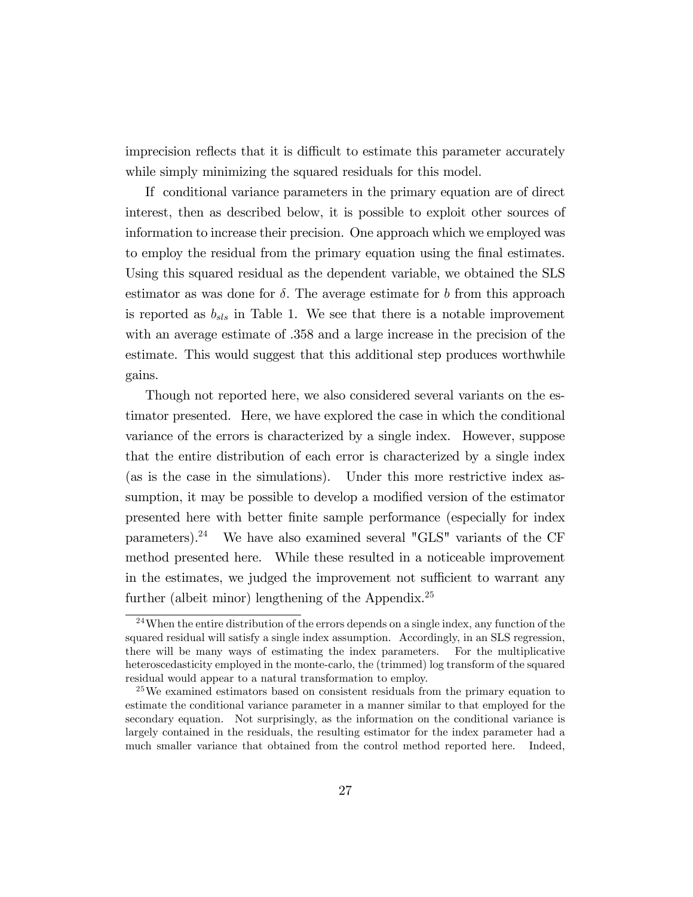imprecision reflects that it is difficult to estimate this parameter accurately while simply minimizing the squared residuals for this model.

If conditional variance parameters in the primary equation are of direct interest, then as described below, it is possible to exploit other sources of information to increase their precision. One approach which we employed was to employ the residual from the primary equation using the final estimates. Using this squared residual as the dependent variable, we obtained the SLS estimator as was done for $\delta$. The average estimate for $b$ from this approach is reported as $b_{sls}$ in Table 1. We see that there is a notable improvement with an average estimate of .358 and a large increase in the precision of the estimate. This would suggest that this additional step produces worthwhile gains.

Though not reported here, we also considered several variants on the estimator presented. Here, we have explored the case in which the conditional variance of the errors is characterized by a single index. However, suppose that the entire distribution of each error is characterized by a single index (as is the case in the simulations). Under this more restrictive index assumption, it may be possible to develop a modified version of the estimator presented here with better finite sample performance (especially for index parameters).[24] We have also examined several "GLS" variants of the CF method presented here. While these resulted in a noticeable improvement in the estimates, we judged the improvement not sufficient to warrant any further (albeit minor) lengthening of the Appendix.[25]

[24] When the entire distribution of the errors depends on a single index, any function of the squared residual will satisfy a single index assumption. Accordingly, in an SLS regression, there will be many ways of estimating the index parameters. For the multiplicative heteroscedasticity employed in the monte-carlo, the (trimmed) log transform of the squared residual would appear to a natural transformation to employ.

[25] We examined estimators based on consistent residuals from the primary equation to estimate the conditional variance parameter in a manner similar to that employed for the secondary equation. Not surprisingly, as the information on the conditional variance is largely contained in the residuals, the resulting estimator for the index parameter had a much smaller variance that obtained from the control method reported here. Indeed,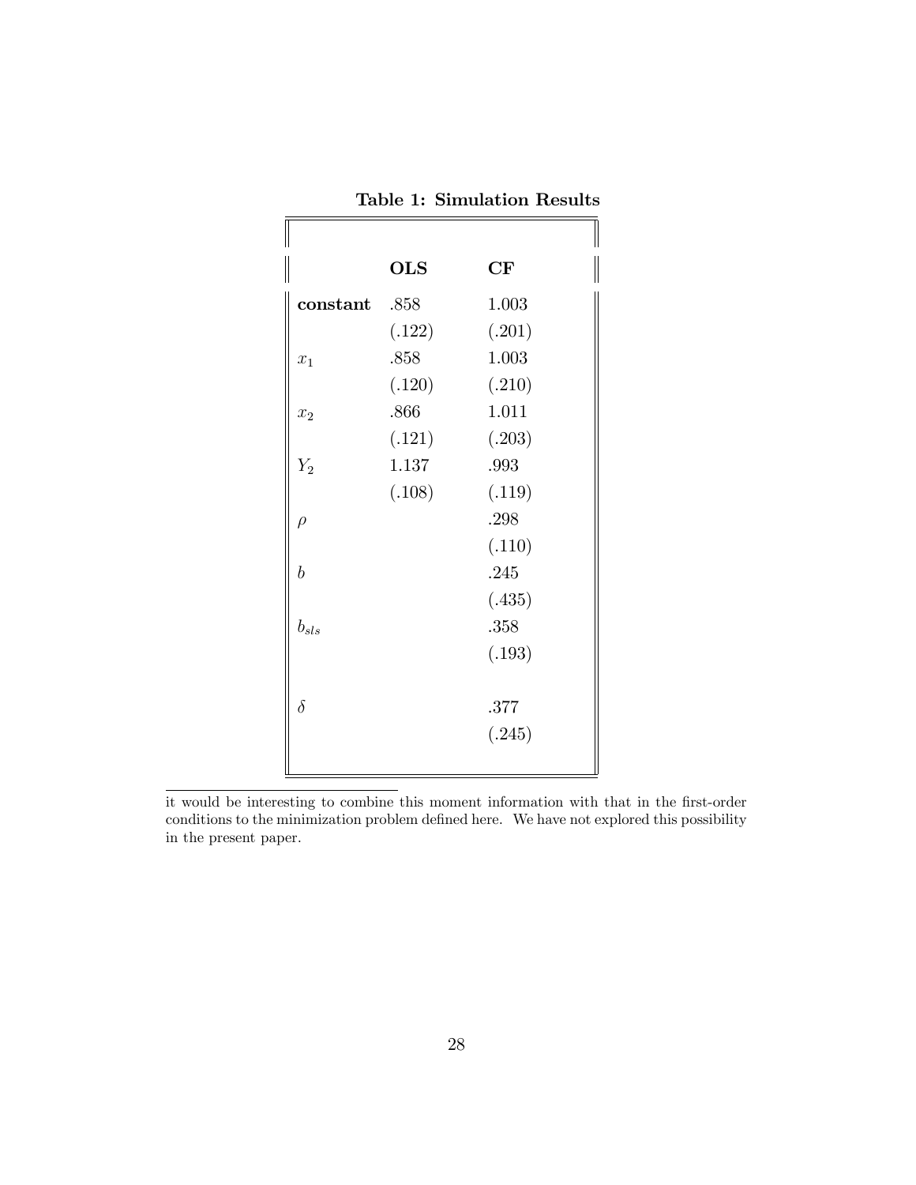**Table 1: Simulation Results**

| | **OLS** | **CF** |
|---|---|---|
| **constant** | .858 | 1.003 |
| | (.122) | (.201) |
| $x_1$ | .858 | 1.003 |
| | (.120) | (.210) |
| $x_2$ | .866 | 1.011 |
| | (.121) | (.203) |
| $Y_2$ | 1.137 | .993 |
| | (.108) | (.119) |
| $\rho$ | | .298 |
| | | (.110) |
| $b$ | | .245 |
| | | (.435) |
| $b_{sls}$ | | .358 |
| | | (.193) |
| $\delta$ | | .377 |
| | | (.245) |

---

it would be interesting to combine this moment information with that in the first-order conditions to the minimization problem defined here. We have not explored this possibility in the present paper.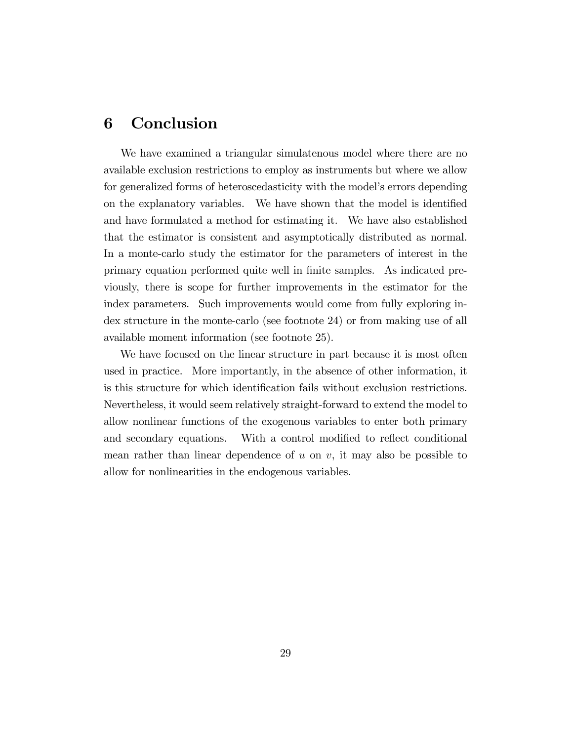# 6 Conclusion

We have examined a triangular simulatenous model where there are no available exclusion restrictions to employ as instruments but where we allow for generalized forms of heteroscedasticity with the model's errors depending on the explanatory variables. We have shown that the model is identified and have formulated a method for estimating it. We have also established that the estimator is consistent and asymptotically distributed as normal. In a monte-carlo study the estimator for the parameters of interest in the primary equation performed quite well in finite samples. As indicated previously, there is scope for further improvements in the estimator for the index parameters. Such improvements would come from fully exploring index structure in the monte-carlo (see footnote 24) or from making use of all available moment information (see footnote 25).

We have focused on the linear structure in part because it is most often used in practice. More importantly, in the absence of other information, it is this structure for which identification fails without exclusion restrictions. Nevertheless, it would seem relatively straight-forward to extend the model to allow nonlinear functions of the exogenous variables to enter both primary and secondary equations. With a control modified to reflect conditional mean rather than linear dependence of $u$ on $v$, it may also be possible to allow for nonlinearities in the endogenous variables.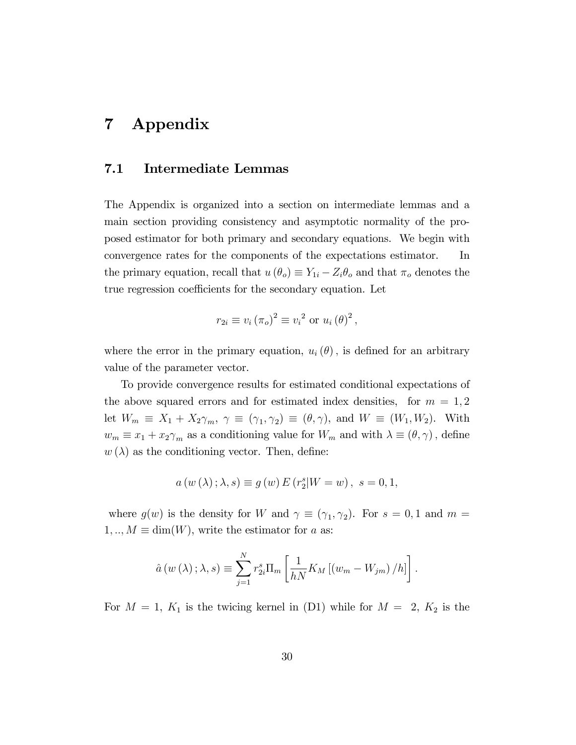# 7 Appendix

## 7.1 Intermediate Lemmas

The Appendix is organized into a section on intermediate lemmas and a main section providing consistency and asymptotic normality of the proposed estimator for both primary and secondary equations. We begin with convergence rates for the components of the expectations estimator. In the primary equation, recall that $u(\theta_o) \equiv Y_{1i} - Z_i\theta_o$ and that $\pi_o$ denotes the true regression coefficients for the secondary equation. Let

$$r_{2i} \equiv v_i(\pi_o)^2 \equiv v_i{}^2 \text{ or } u_i(\theta)^2,$$

where the error in the primary equation, $u_i(\theta)$, is defined for an arbitrary value of the parameter vector.

To provide convergence results for estimated conditional expectations of the above squared errors and for estimated index densities, for $m = 1, 2$ let $W_m \equiv X_1 + X_2\gamma_m$, $\gamma \equiv (\gamma_1, \gamma_2) \equiv (\theta, \gamma)$, and $W \equiv (W_1, W_2)$. With $w_m \equiv x_1 + x_2\gamma_m$ as a conditioning value for $W_m$ and with $\lambda \equiv (\theta, \gamma)$, define $w(\lambda)$ as the conditioning vector. Then, define:

$$a(w(\lambda); \lambda, s) \equiv g(w) E(r_2^s | W = w), \; s = 0, 1,$$

where $g(w)$ is the density for $W$ and $\gamma \equiv (\gamma_1, \gamma_2)$. For $s = 0, 1$ and $m = 1, .., M \equiv \dim(W)$, write the estimator for $a$ as:

$$\hat{a}(w(\lambda); \lambda, s) \equiv \sum_{j=1}^{N} r_{2i}^s \Pi_m \left[ \frac{1}{hN} K_M \left[ (w_m - W_{jm})/h \right] \right].$$

For $M = 1$, $K_1$ is the twicing kernel in (D1) while for $M = 2$, $K_2$ is the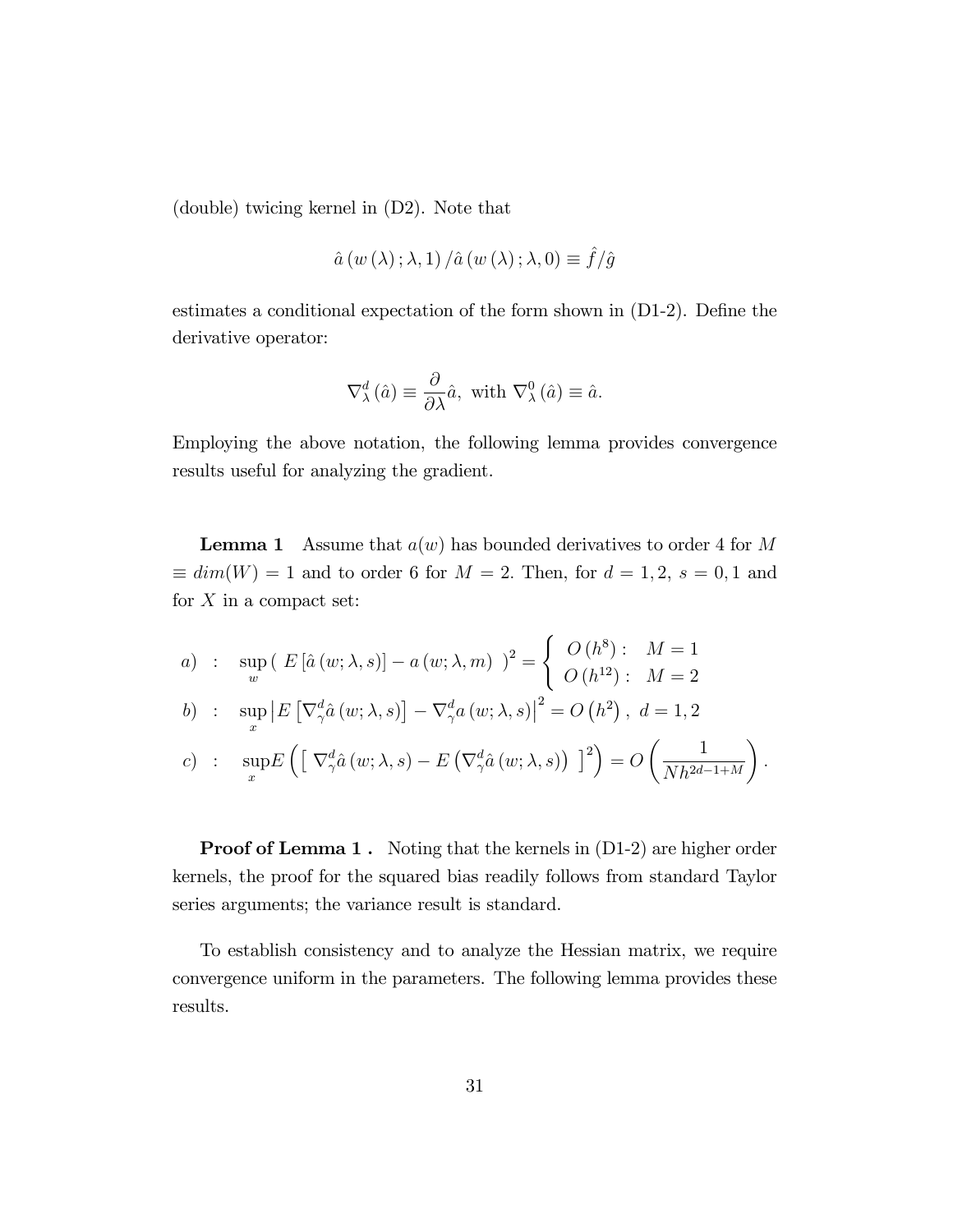(double) twicing kernel in (D2). Note that

$$\hat{a}\left(w\left(\lambda\right);\lambda,1\right)/\hat{a}\left(w\left(\lambda\right);\lambda,0\right)\equiv\hat{f}/\hat{g}$$

estimates a conditional expectation of the form shown in (D1-2). Define the derivative operator:

$$\nabla_{\lambda}^{d}\left(\hat{a}\right)\equiv\frac{\partial}{\partial\lambda}\hat{a},\text{ with }\nabla_{\lambda}^{0}\left(\hat{a}\right)\equiv\hat{a}.$$

Employing the above notation, the following lemma provides convergence results useful for analyzing the gradient.

**Lemma 1** Assume that $a(w)$ has bounded derivatives to order 4 for $M \equiv dim(W) = 1$ and to order 6 for $M = 2$. Then, for $d = 1, 2$, $s = 0, 1$ and for $X$ in a compact set:

$$a)\quad:\quad\sup_{w}\left(\ E\left[\hat{a}\left(w;\lambda,s\right)\right]-a\left(w;\lambda,m\right)\ \right)^{2}=\begin{cases}O\left(h^{8}\right): & M=1\\ O\left(h^{12}\right): & M=2\end{cases}$$

$$b)\quad:\quad\sup_{x}\left|E\left[\nabla_{\gamma}^{d}\hat{a}\left(w;\lambda,s\right)\right]-\nabla_{\gamma}^{d}a\left(w;\lambda,s\right)\right|^{2}=O\left(h^{2}\right),\ d=1,2$$

$$c)\quad:\quad\sup_{x}E\left(\left[\ \nabla_{\gamma}^{d}\hat{a}\left(w;\lambda,s\right)-E\left(\nabla_{\gamma}^{d}\hat{a}\left(w;\lambda,s\right)\right)\ \right]^{2}\right)=O\left(\frac{1}{Nh^{2d-1+M}}\right).$$

**Proof of Lemma 1 .** Noting that the kernels in (D1-2) are higher order kernels, the proof for the squared bias readily follows from standard Taylor series arguments; the variance result is standard.

To establish consistency and to analyze the Hessian matrix, we require convergence uniform in the parameters. The following lemma provides these results.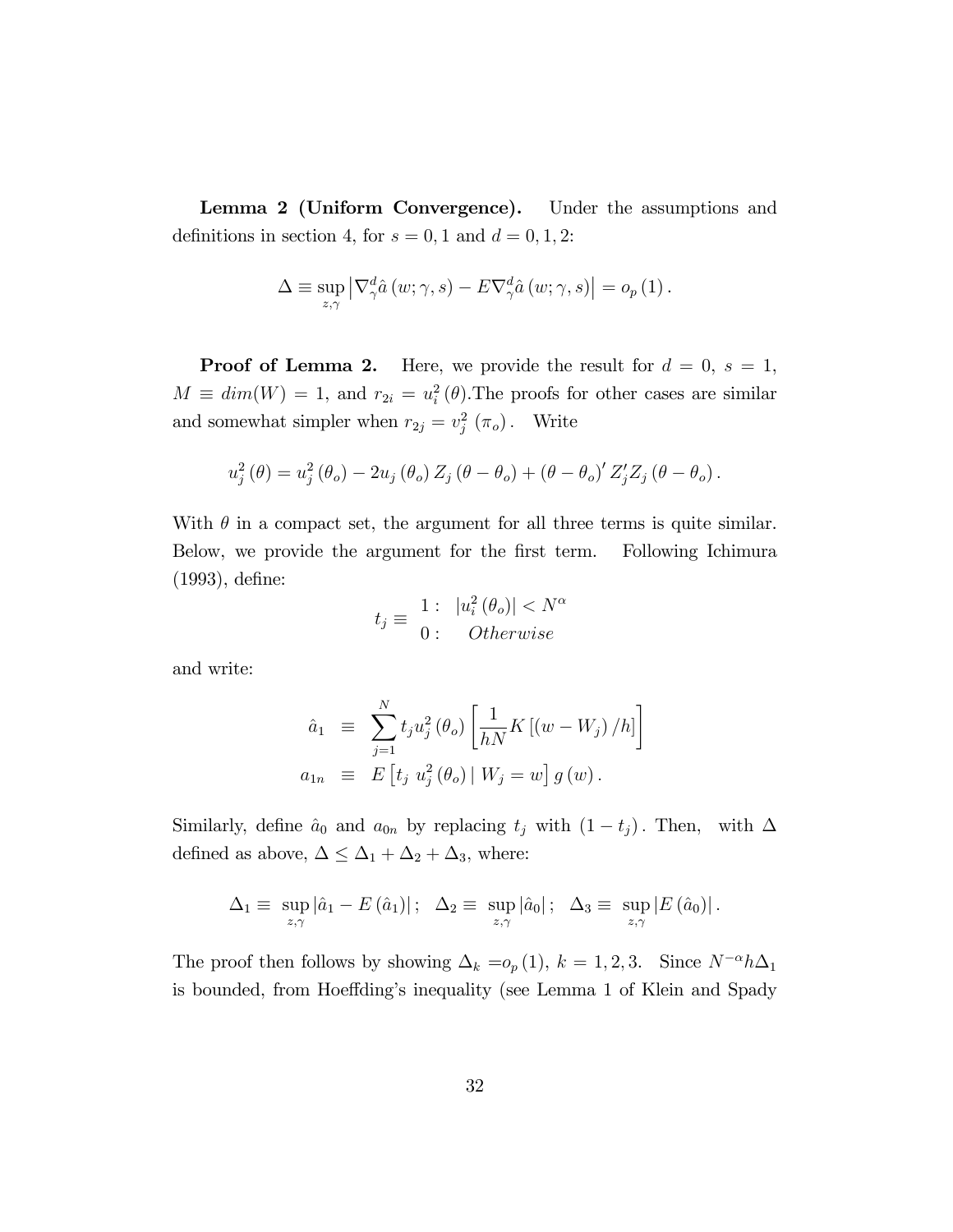**Lemma 2 (Uniform Convergence).** Under the assumptions and definitions in section 4, for $s = 0, 1$ and $d = 0, 1, 2$:

$$\Delta \equiv \sup_{z,\gamma} \left| \nabla_\gamma^d \hat{a}\left(w; \gamma, s\right) - E \nabla_\gamma^d \hat{a}\left(w; \gamma, s\right) \right| = o_p\left(1\right).$$

**Proof of Lemma 2.** Here, we provide the result for $d = 0$, $s = 1$, $M \equiv dim(W) = 1$, and $r_{2i} = u_i^2\left(\theta\right)$.The proofs for other cases are similar and somewhat simpler when $r_{2j} = v_j^2\left(\pi_o\right)$. Write

$$u_j^2\left(\theta\right) = u_j^2\left(\theta_o\right) - 2u_j\left(\theta_o\right) Z_j\left(\theta - \theta_o\right) + \left(\theta - \theta_o\right)' Z_j' Z_j\left(\theta - \theta_o\right).$$

With $\theta$ in a compact set, the argument for all three terms is quite similar. Below, we provide the argument for the first term. Following Ichimura (1993), define:

$$t_j \equiv \begin{array}{ll} 1: & \left|u_i^2\left(\theta_o\right)\right| < N^\alpha \\ 0: & Otherwise \end{array}$$

and write:

$$\begin{aligned} \hat{a}_1 &\equiv \sum_{j=1}^N t_j u_j^2\left(\theta_o\right) \left[\frac{1}{hN} K\left[\left(w - W_j\right)/h\right]\right] \\ a_{1n} &\equiv E\left[t_j \; u_j^2\left(\theta_o\right) \mid W_j = w\right] g\left(w\right). \end{aligned}$$

Similarly, define $\hat{a}_0$ and $a_{0n}$ by replacing $t_j$ with $\left(1 - t_j\right)$. Then, with $\Delta$ defined as above, $\Delta \leq \Delta_1 + \Delta_2 + \Delta_3$, where:

$$\Delta_1 \equiv \sup_{z,\gamma} \left|\hat{a}_1 - E\left(\hat{a}_1\right)\right|; \quad \Delta_2 \equiv \sup_{z,\gamma} \left|\hat{a}_0\right|; \quad \Delta_3 \equiv \sup_{z,\gamma} \left|E\left(\hat{a}_0\right)\right|.$$

The proof then follows by showing $\Delta_k = o_p\left(1\right)$, $k = 1, 2, 3$. Since $N^{-\alpha} h \Delta_1$ is bounded, from Hoeffding's inequality (see Lemma 1 of Klein and Spady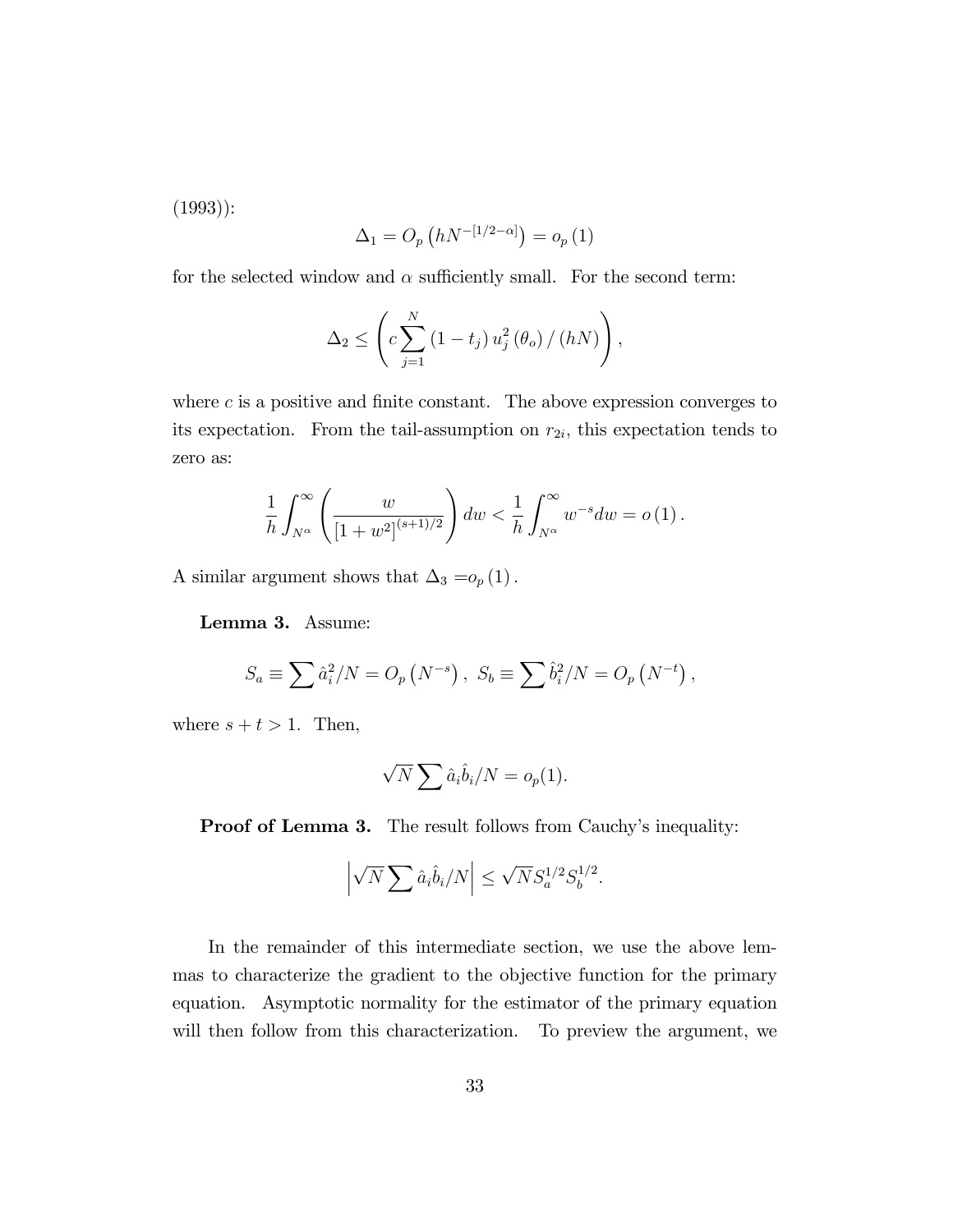(1993)):

$$\Delta_1 = O_p\left(hN^{-[1/2-\alpha]}\right) = o_p\left(1\right)$$

for the selected window and $\alpha$ sufficiently small. For the second term:

$$\Delta_2 \leq \left(c\sum_{j=1}^{N}\left(1-t_j\right)u_j^2\left(\theta_o\right)/\left(hN\right)\right),$$

where $c$ is a positive and finite constant. The above expression converges to its expectation. From the tail-assumption on $r_{2i}$, this expectation tends to zero as:

$$\frac{1}{h}\int_{N^\alpha}^{\infty}\left(\frac{w}{\left[1+w^2\right]^{(s+1)/2}}\right)dw < \frac{1}{h}\int_{N^\alpha}^{\infty}w^{-s}dw = o\left(1\right).$$

A similar argument shows that $\Delta_3 = o_p\left(1\right)$.

**Lemma 3.** Assume:

$$S_a \equiv \sum \hat{a}_i^2/N = O_p\left(N^{-s}\right),\ S_b \equiv \sum \hat{b}_i^2/N = O_p\left(N^{-t}\right),$$

where $s+t>1$. Then,

$$\sqrt{N}\sum \hat{a}_i\hat{b}_i/N = o_p(1).$$

**Proof of Lemma 3.** The result follows from Cauchy's inequality:

$$\left|\sqrt{N}\sum \hat{a}_i\hat{b}_i/N\right| \leq \sqrt{N}S_a^{1/2}S_b^{1/2}.$$

In the remainder of this intermediate section, we use the above lemmas to characterize the gradient to the objective function for the primary equation. Asymptotic normality for the estimator of the primary equation will then follow from this characterization. To preview the argument, we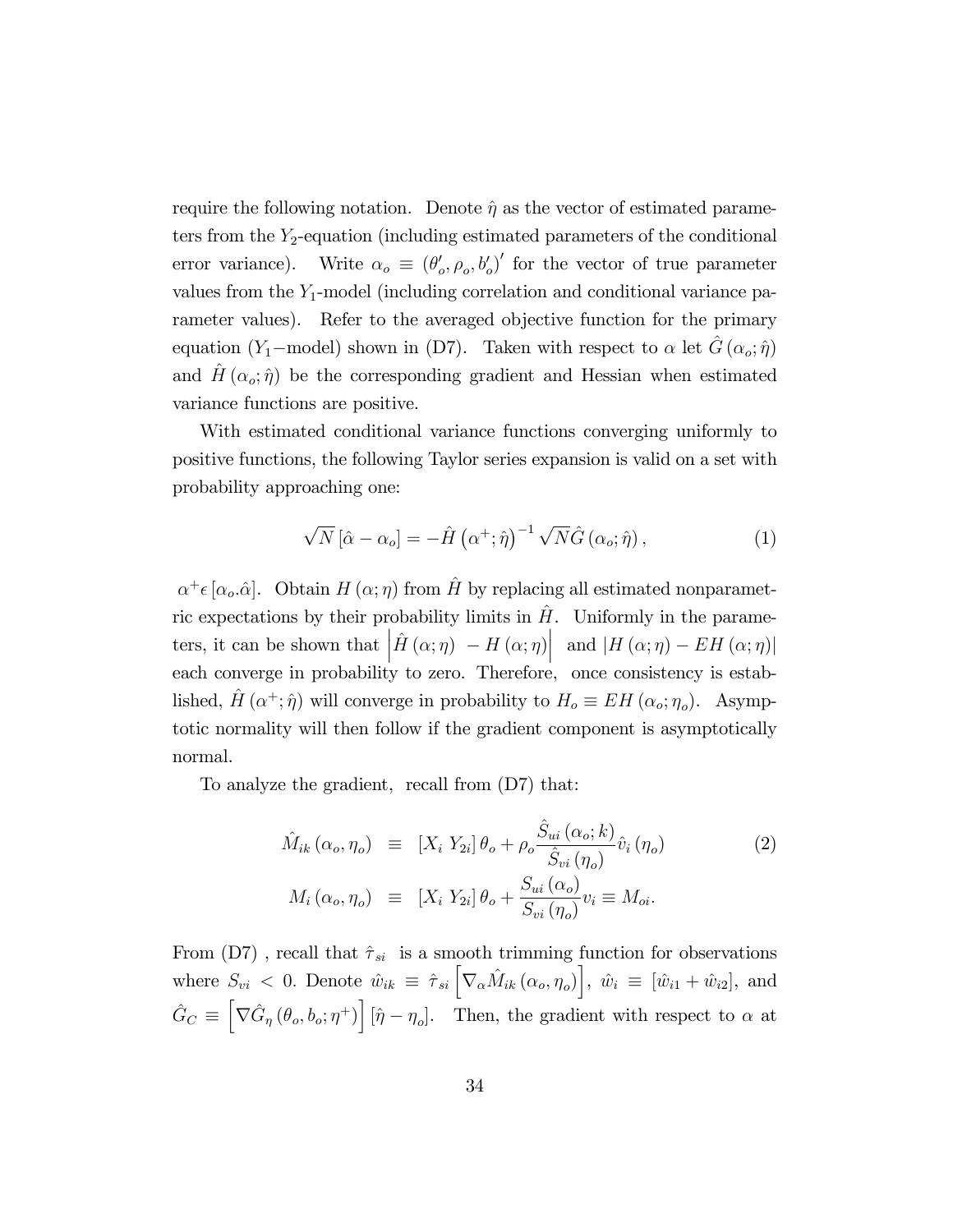require the following notation. Denote $\hat{\eta}$ as the vector of estimated parameters from the $Y_2$-equation (including estimated parameters of the conditional error variance). Write $\alpha_o \equiv (\theta_o', \rho_o, b_o')'$ for the vector of true parameter values from the $Y_1$-model (including correlation and conditional variance parameter values). Refer to the averaged objective function for the primary equation ($Y_1-$model) shown in (D7). Taken with respect to $\alpha$ let $\hat{G}(\alpha_o; \hat{\eta})$ and $\hat{H}(\alpha_o; \hat{\eta})$ be the corresponding gradient and Hessian when estimated variance functions are positive.

With estimated conditional variance functions converging uniformly to positive functions, the following Taylor series expansion is valid on a set with probability approaching one:

$$\sqrt{N}\left[\hat{\alpha} - \alpha_o\right] = -\hat{H}\left(\alpha^{+}; \hat{\eta}\right)^{-1} \sqrt{N}\hat{G}\left(\alpha_o; \hat{\eta}\right), \tag{1}$$

$\alpha^{+} \epsilon \left[\alpha_o . \hat{\alpha}\right]$. Obtain $H(\alpha; \eta)$ from $\hat{H}$ by replacing all estimated nonparametric expectations by their probability limits in $\hat{H}$. Uniformly in the parameters, it can be shown that $\left|\hat{H}(\alpha; \eta) - H(\alpha; \eta)\right|$ and $\left|H(\alpha; \eta) - EH(\alpha; \eta)\right|$ each converge in probability to zero. Therefore, once consistency is established, $\hat{H}(\alpha^{+}; \hat{\eta})$ will converge in probability to $H_o \equiv EH(\alpha_o; \eta_o)$. Asymptotic normality will then follow if the gradient component is asymptotically normal.

To analyze the gradient, recall from (D7) that:

$$\begin{aligned} \hat{M}_{ik}(\alpha_o, \eta_o) &\equiv [X_i \; Y_{2i}]\,\theta_o + \rho_o \frac{\hat{S}_{ui}(\alpha_o; k)}{\hat{S}_{vi}(\eta_o)} \hat{v}_i(\eta_o) \\ M_i(\alpha_o, \eta_o) &\equiv [X_i \; Y_{2i}]\,\theta_o + \frac{S_{ui}(\alpha_o)}{S_{vi}(\eta_o)} v_i \equiv M_{oi}. \end{aligned} \tag{2}$$

From (D7) , recall that $\hat{\tau}_{si}$ is a smooth trimming function for observations where $S_{vi} < 0$. Denote $\hat{w}_{ik} \equiv \hat{\tau}_{si}\left[\nabla_\alpha \hat{M}_{ik}(\alpha_o, \eta_o)\right]$, $\hat{w}_i \equiv [\hat{w}_{i1} + \hat{w}_{i2}]$, and $\hat{G}_C \equiv \left[\nabla \hat{G}_\eta(\theta_o, b_o; \eta^{+})\right][\hat{\eta} - \eta_o]$. Then, the gradient with respect to $\alpha$ at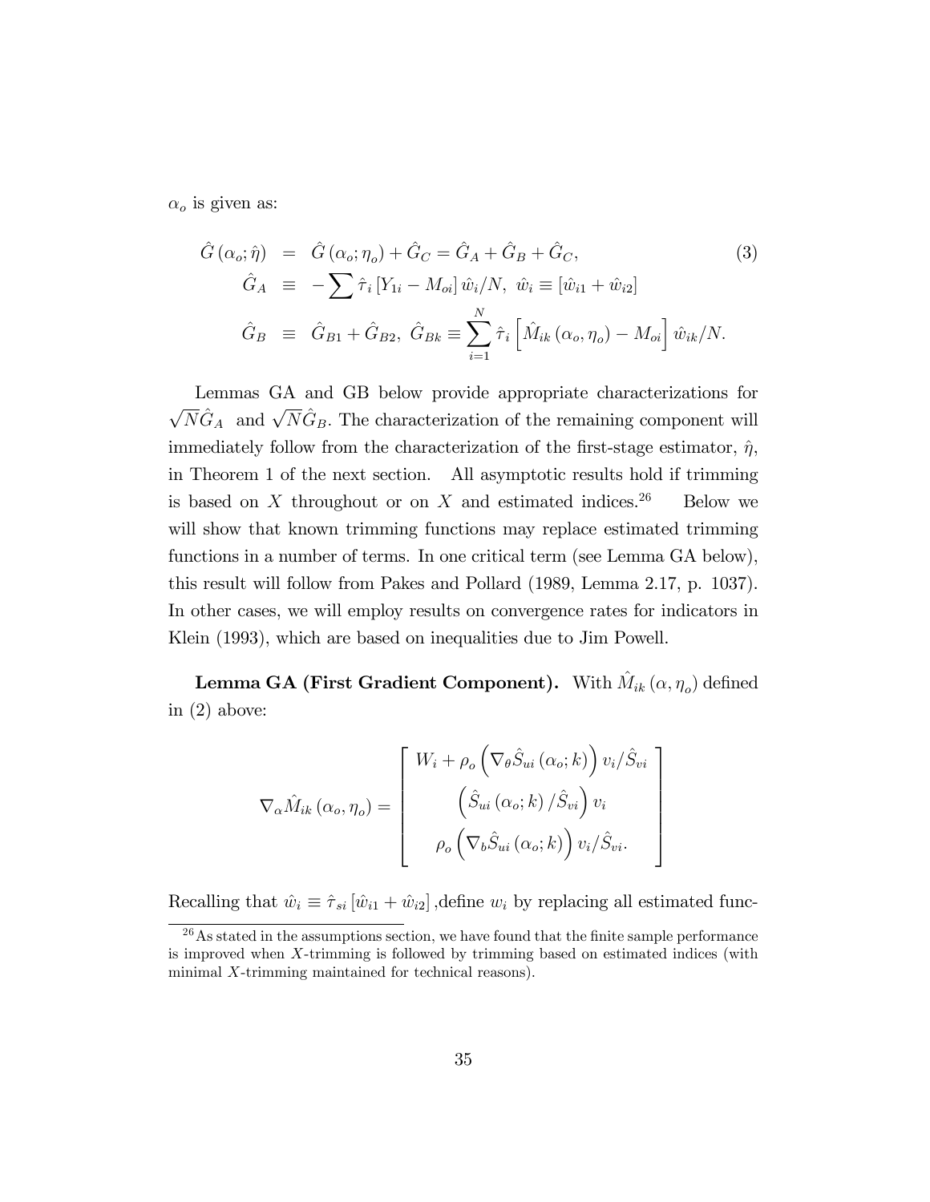$\alpha_o$ is given as:

$$
\begin{aligned}
\hat{G}(\alpha_o; \hat{\eta}) &= \hat{G}(\alpha_o; \eta_o) + \hat{G}_C = \hat{G}_A + \hat{G}_B + \hat{G}_C, \\
\hat{G}_A &\equiv -\sum \hat{\tau}_i \left[Y_{1i} - M_{oi}\right] \hat{w}_i / N, \ \hat{w}_i \equiv \left[\hat{w}_{i1} + \hat{w}_{i2}\right] \\
\hat{G}_B &\equiv \hat{G}_{B1} + \hat{G}_{B2}, \ \hat{G}_{Bk} \equiv \sum_{i=1}^{N} \hat{\tau}_i \left[\hat{M}_{ik}(\alpha_o, \eta_o) - M_{oi}\right] \hat{w}_{ik} / N.
\end{aligned} \tag{3}
$$

Lemmas GA and GB below provide appropriate characterizations for $\sqrt{N}\hat{G}_A$ and $\sqrt{N}\hat{G}_B$. The characterization of the remaining component will immediately follow from the characterization of the first-stage estimator, $\hat{\eta}$, in Theorem 1 of the next section. All asymptotic results hold if trimming is based on $X$ throughout or on $X$ and estimated indices.[26] Below we will show that known trimming functions may replace estimated trimming functions in a number of terms. In one critical term (see Lemma GA below), this result will follow from Pakes and Pollard (1989, Lemma 2.17, p. 1037). In other cases, we will employ results on convergence rates for indicators in Klein (1993), which are based on inequalities due to Jim Powell.

**Lemma GA (First Gradient Component).** With $\hat{M}_{ik}(\alpha, \eta_o)$ defined in (2) above:

$$
\nabla_\alpha \hat{M}_{ik}(\alpha_o, \eta_o) = \begin{bmatrix} W_i + \rho_o \left(\nabla_\theta \hat{S}_{ui}(\alpha_o; k)\right) v_i / \hat{S}_{vi} \\ \left(\hat{S}_{ui}(\alpha_o; k) / \hat{S}_{vi}\right) v_i \\ \rho_o \left(\nabla_b \hat{S}_{ui}(\alpha_o; k)\right) v_i / \hat{S}_{vi}. \end{bmatrix}
$$

Recalling that $\hat{w}_i \equiv \hat{\tau}_{si}\left[\hat{w}_{i1} + \hat{w}_{i2}\right]$ ,define $w_i$ by replacing all estimated func-

[26] As stated in the assumptions section, we have found that the finite sample performance is improved when $X$-trimming is followed by trimming based on estimated indices (with minimal $X$-trimming maintained for technical reasons).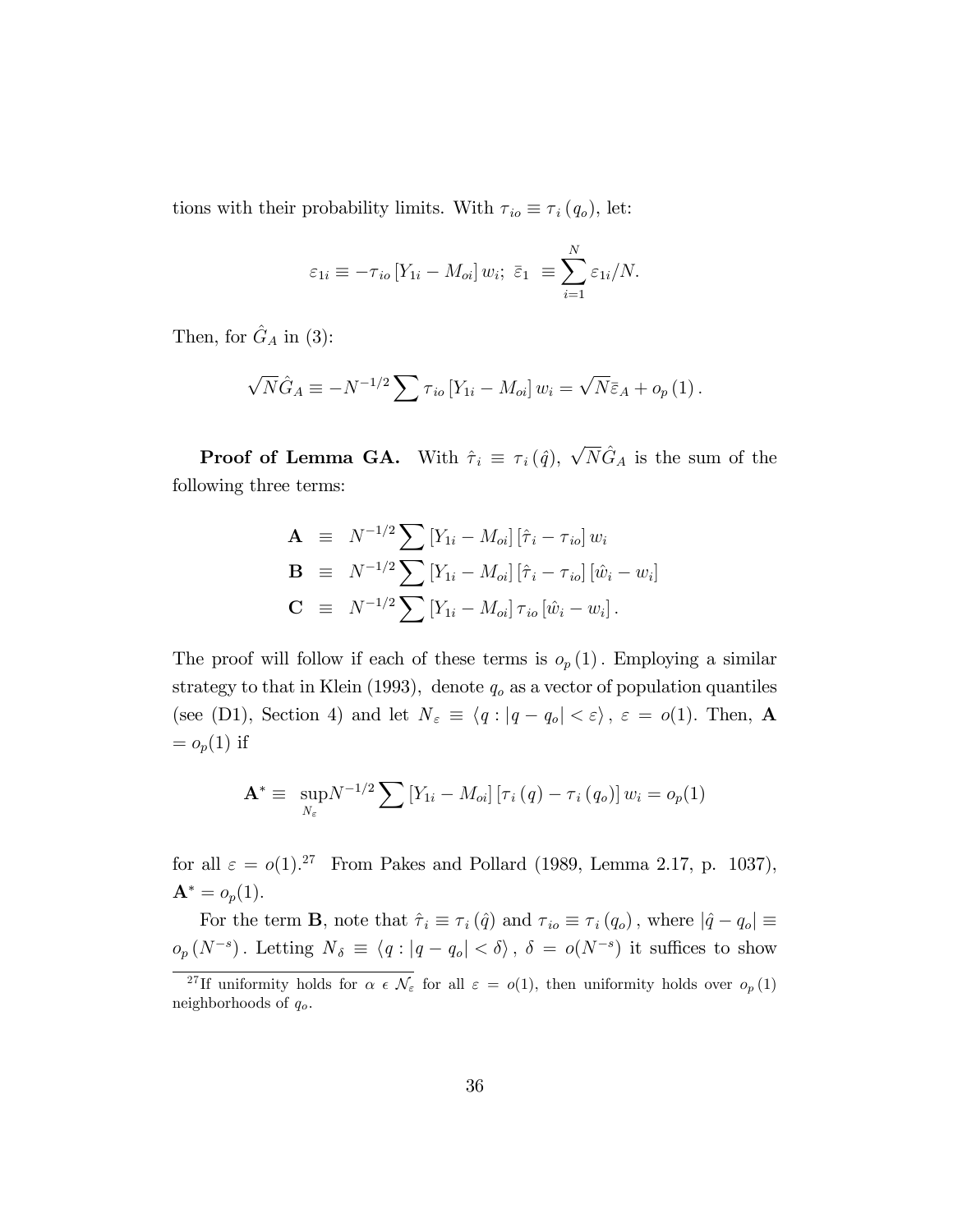tions with their probability limits. With $\tau_{io} \equiv \tau_i(q_o)$, let:

$$\varepsilon_{1i} \equiv -\tau_{io}[Y_{1i} - M_{oi}]w_i; \; \bar{\varepsilon}_1 \equiv \sum_{i=1}^{N} \varepsilon_{1i}/N.$$

Then, for $\hat{G}_A$ in (3):

$$\sqrt{N}\hat{G}_A \equiv -N^{-1/2}\sum \tau_{io}[Y_{1i} - M_{oi}]w_i = \sqrt{N}\bar{\varepsilon}_A + o_p(1).$$

**Proof of Lemma GA.** With $\hat{\tau}_i \equiv \tau_i(\hat{q})$, $\sqrt{N}\hat{G}_A$ is the sum of the following three terms:

$$\begin{aligned}
\mathbf{A} &\equiv N^{-1/2}\sum [Y_{1i} - M_{oi}][\hat{\tau}_i - \tau_{io}]w_i \\
\mathbf{B} &\equiv N^{-1/2}\sum [Y_{1i} - M_{oi}][\hat{\tau}_i - \tau_{io}][\hat{w}_i - w_i] \\
\mathbf{C} &\equiv N^{-1/2}\sum [Y_{1i} - M_{oi}]\tau_{io}[\hat{w}_i - w_i].
\end{aligned}$$

The proof will follow if each of these terms is $o_p(1)$. Employing a similar strategy to that in Klein (1993), denote $q_o$ as a vector of population quantiles (see (D1), Section 4) and let $N_\varepsilon \equiv \langle q : |q - q_o| < \varepsilon \rangle$, $\varepsilon = o(1)$. Then, $\mathbf{A} = o_p(1)$ if

$$\mathbf{A}^* \equiv \sup_{N_\varepsilon} N^{-1/2}\sum [Y_{1i} - M_{oi}][\tau_i(q) - \tau_i(q_o)]w_i = o_p(1)$$

for all $\varepsilon = o(1)$.[27] From Pakes and Pollard (1989, Lemma 2.17, p. 1037), $\mathbf{A}^* = o_p(1)$.

For the term $\mathbf{B}$, note that $\hat{\tau}_i \equiv \tau_i(\hat{q})$ and $\tau_{io} \equiv \tau_i(q_o)$, where $|\hat{q} - q_o| \equiv o_p(N^{-s})$. Letting $N_\delta \equiv \langle q : |q - q_o| < \delta \rangle$, $\delta = o(N^{-s})$ it suffices to show

[27] If uniformity holds for $\alpha \in \mathcal{N}_\varepsilon$ for all $\varepsilon = o(1)$, then uniformity holds over $o_p(1)$ neighborhoods of $q_o$.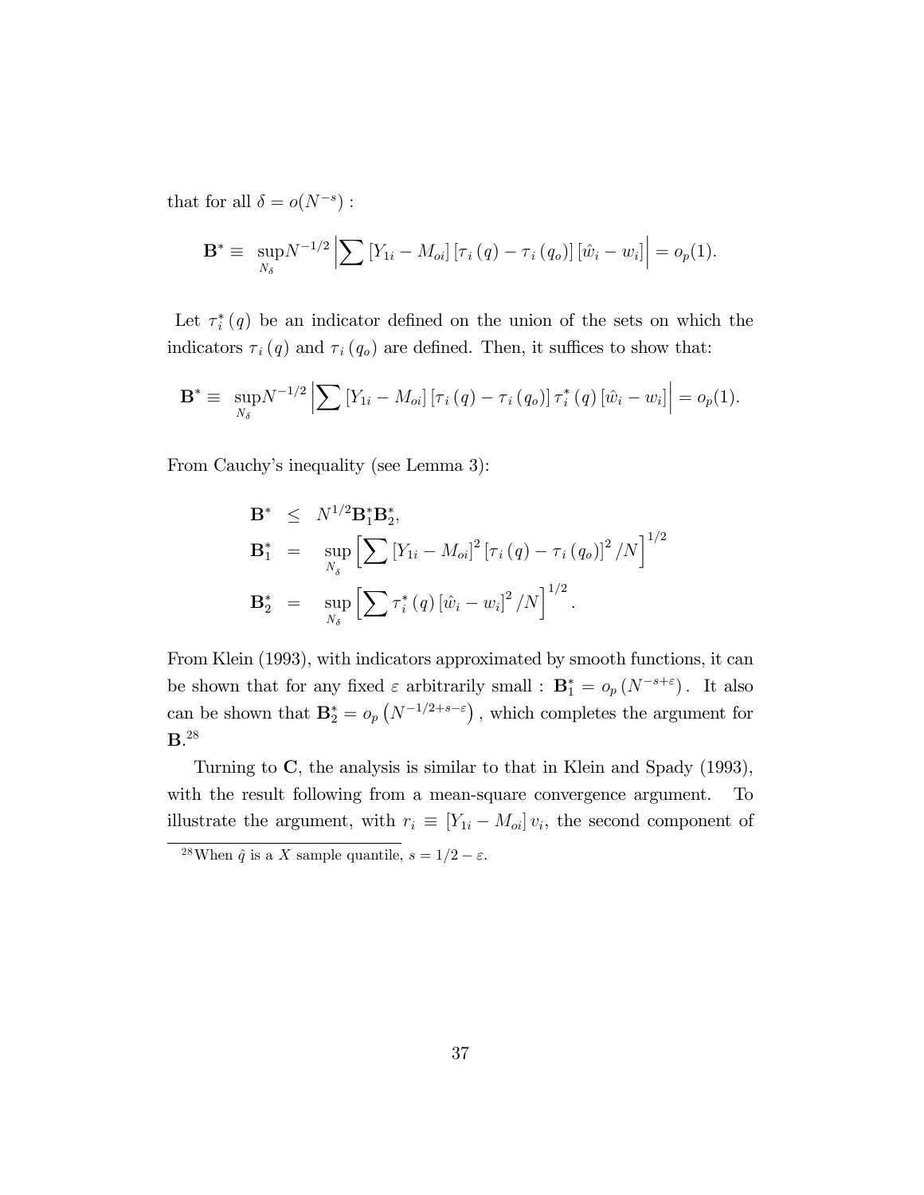that for all $\delta = o(N^{-s})$ :

$$\mathbf{B}^* \equiv \sup_{N_\delta} N^{-1/2} \left| \sum \left[ Y_{1i} - M_{oi} \right] \left[ \tau_i \left( q \right) - \tau_i \left( q_o \right) \right] \left[ \hat{w}_i - w_i \right] \right| = o_p(1).$$

Let $\tau_i^* \left( q \right)$ be an indicator defined on the union of the sets on which the indicators $\tau_i \left( q \right)$ and $\tau_i \left( q_o \right)$ are defined. Then, it suffices to show that:

$$\mathbf{B}^* \equiv \sup_{N_\delta} N^{-1/2} \left| \sum \left[ Y_{1i} - M_{oi} \right] \left[ \tau_i \left( q \right) - \tau_i \left( q_o \right) \right] \tau_i^* \left( q \right) \left[ \hat{w}_i - w_i \right] \right| = o_p(1).$$

From Cauchy's inequality (see Lemma 3):

$$\begin{aligned}
\mathbf{B}^* &\leq N^{1/2} \mathbf{B}_1^* \mathbf{B}_2^*, \\
\mathbf{B}_1^* &= \sup_{N_\delta} \left[ \sum \left[ Y_{1i} - M_{oi} \right]^2 \left[ \tau_i \left( q \right) - \tau_i \left( q_o \right) \right]^2 / N \right]^{1/2} \\
\mathbf{B}_2^* &= \sup_{N_\delta} \left[ \sum \tau_i^* \left( q \right) \left[ \hat{w}_i - w_i \right]^2 / N \right]^{1/2}.
\end{aligned}$$

From Klein (1993), with indicators approximated by smooth functions, it can be shown that for any fixed $\varepsilon$ arbitrarily small : $\mathbf{B}_1^* = o_p \left( N^{-s+\varepsilon} \right)$. It also can be shown that $\mathbf{B}_2^* = o_p \left( N^{-1/2+s-\varepsilon} \right)$, which completes the argument for $\mathbf{B}$.[28]

Turning to $\mathbf{C}$, the analysis is similar to that in Klein and Spady (1993), with the result following from a mean-square convergence argument. To illustrate the argument, with $r_i \equiv \left[ Y_{1i} - M_{oi} \right] v_i$, the second component of

[28] When $\hat{q}$ is a $X$ sample quantile, $s = 1/2 - \varepsilon$.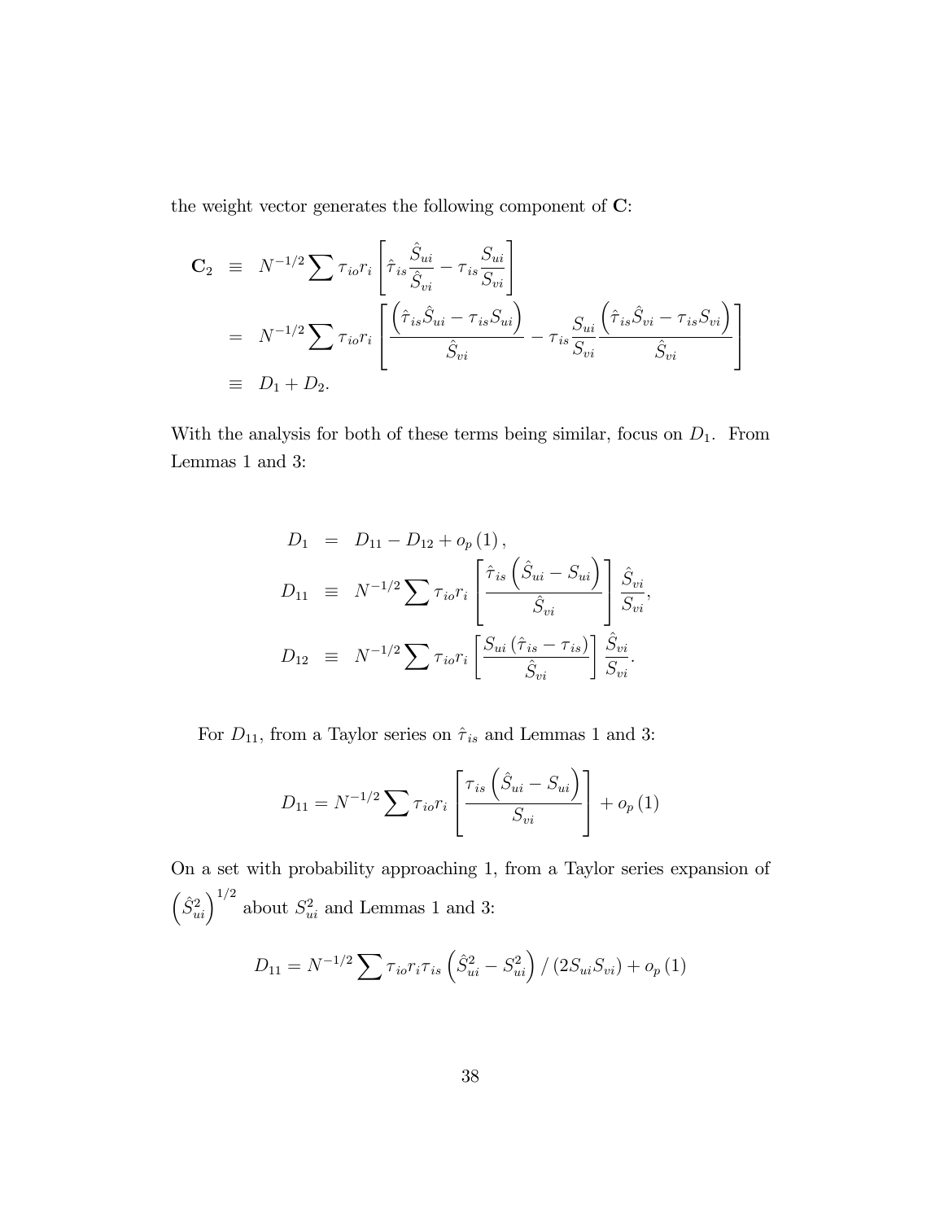the weight vector generates the following component of $\mathbf{C}$:

$$
\begin{aligned}
\mathbf{C}_2 &\equiv N^{-1/2} \sum \tau_{io} r_i \left[ \hat{\tau}_{is} \frac{\hat{S}_{ui}}{\hat{S}_{vi}} - \tau_{is} \frac{S_{ui}}{S_{vi}} \right] \\
&= N^{-1/2} \sum \tau_{io} r_i \left[ \frac{\left( \hat{\tau}_{is} \hat{S}_{ui} - \tau_{is} S_{ui} \right)}{\hat{S}_{vi}} - \tau_{is} \frac{S_{ui}}{S_{vi}} \frac{\left( \hat{\tau}_{is} \hat{S}_{vi} - \tau_{is} S_{vi} \right)}{\hat{S}_{vi}} \right] \\
&\equiv D_1 + D_2.
\end{aligned}
$$

With the analysis for both of these terms being similar, focus on $D_1$. From Lemmas 1 and 3:

$$
\begin{aligned}
D_1 &= D_{11} - D_{12} + o_p(1), \\
D_{11} &\equiv N^{-1/2} \sum \tau_{io} r_i \left[ \frac{\hat{\tau}_{is} \left( \hat{S}_{ui} - S_{ui} \right)}{\hat{S}_{vi}} \right] \frac{\hat{S}_{vi}}{S_{vi}}, \\
D_{12} &\equiv N^{-1/2} \sum \tau_{io} r_i \left[ \frac{S_{ui} \left( \hat{\tau}_{is} - \tau_{is} \right)}{\hat{S}_{vi}} \right] \frac{\hat{S}_{vi}}{S_{vi}}.
\end{aligned}
$$

For $D_{11}$, from a Taylor series on $\hat{\tau}_{is}$ and Lemmas 1 and 3:

$$
D_{11} = N^{-1/2} \sum \tau_{io} r_i \left[ \frac{\tau_{is} \left( \hat{S}_{ui} - S_{ui} \right)}{S_{vi}} \right] + o_p(1)
$$

On a set with probability approaching 1, from a Taylor series expansion of $\left( \hat{S}_{ui}^2 \right)^{1/2}$ about $S_{ui}^2$ and Lemmas 1 and 3:

$$
D_{11} = N^{-1/2} \sum \tau_{io} r_i \tau_{is} \left( \hat{S}_{ui}^2 - S_{ui}^2 \right) / \left( 2 S_{ui} S_{vi} \right) + o_p(1)
$$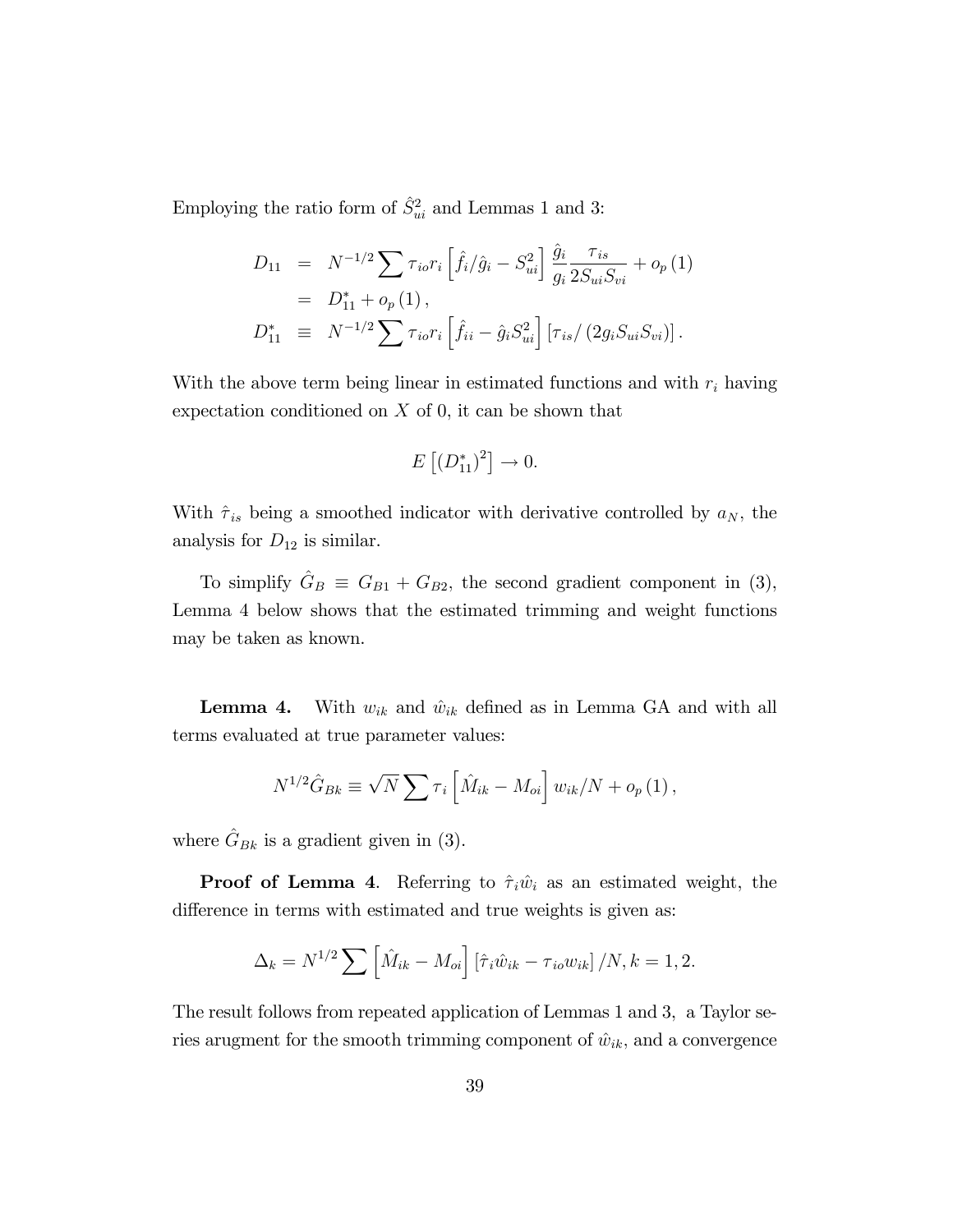Employing the ratio form of $\hat{S}_{ui}^2$ and Lemmas 1 and 3:

$$
\begin{aligned}
D_{11} &= N^{-1/2} \sum \tau_{io} r_i \left[ \hat{f}_i / \hat{g}_i - S_{ui}^2 \right] \frac{\hat{g}_i}{g_i} \frac{\tau_{is}}{2 S_{ui} S_{vi}} + o_p(1) \\
&= D_{11}^* + o_p(1), \\
D_{11}^* &\equiv N^{-1/2} \sum \tau_{io} r_i \left[ \hat{f}_{ii} - \hat{g}_i S_{ui}^2 \right] \left[ \tau_{is} / \left( 2 g_i S_{ui} S_{vi} \right) \right].
\end{aligned}
$$

With the above term being linear in estimated functions and with $r_i$ having expectation conditioned on $X$ of 0, it can be shown that

$$
E\left[ \left( D_{11}^* \right)^2 \right] \to 0.
$$

With $\hat{\tau}_{is}$ being a smoothed indicator with derivative controlled by $a_N$, the analysis for $D_{12}$ is similar.

To simplify $\hat{G}_B \equiv G_{B1} + G_{B2}$, the second gradient component in (3), Lemma 4 below shows that the estimated trimming and weight functions may be taken as known.

**Lemma 4.** With $w_{ik}$ and $\hat{w}_{ik}$ defined as in Lemma GA and with all terms evaluated at true parameter values:

$$
N^{1/2} \hat{G}_{Bk} \equiv \sqrt{N} \sum \tau_i \left[ \hat{M}_{ik} - M_{oi} \right] w_{ik} / N + o_p(1),
$$

where $\hat{G}_{Bk}$ is a gradient given in (3).

**Proof of Lemma 4**. Referring to $\hat{\tau}_i \hat{w}_i$ as an estimated weight, the difference in terms with estimated and true weights is given as:

$$
\Delta_k = N^{1/2} \sum \left[ \hat{M}_{ik} - M_{oi} \right] \left[ \hat{\tau}_i \hat{w}_{ik} - \tau_{io} w_{ik} \right] / N, k = 1, 2.
$$

The result follows from repeated application of Lemmas 1 and 3, a Taylor series arugment for the smooth trimming component of $\hat{w}_{ik}$, and a convergence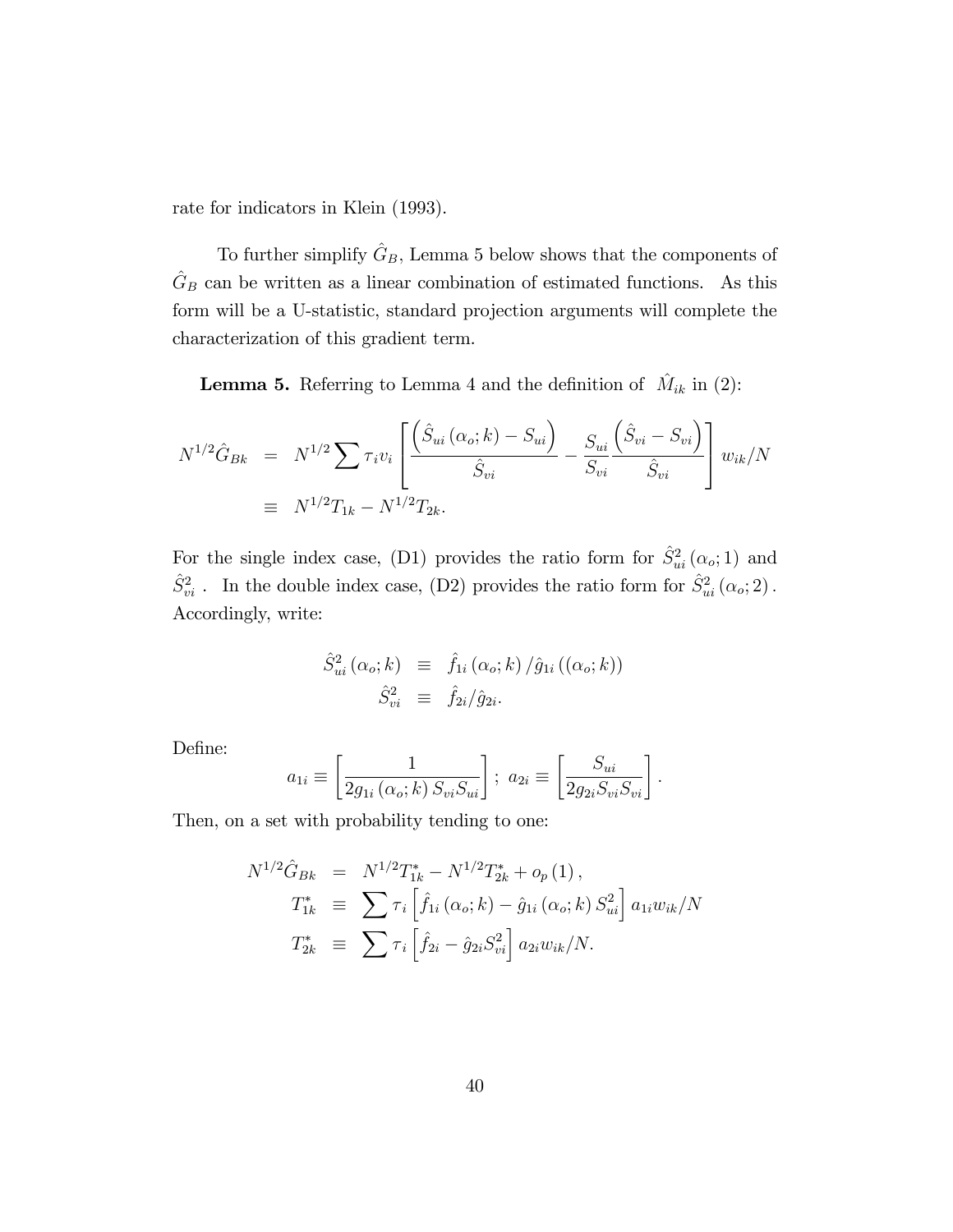rate for indicators in Klein (1993).

To further simplify $\hat{G}_B$, Lemma 5 below shows that the components of $\hat{G}_B$ can be written as a linear combination of estimated functions. As this form will be a U-statistic, standard projection arguments will complete the characterization of this gradient term.

**Lemma 5.** Referring to Lemma 4 and the definition of $\hat{M}_{ik}$ in (2):

$$
\begin{aligned}
N^{1/2}\hat{G}_{Bk} &= N^{1/2}\sum \tau_i v_i \left[ \frac{\left(\hat{S}_{ui}(\alpha_o;k) - S_{ui}\right)}{\hat{S}_{vi}} - \frac{S_{ui}}{S_{vi}} \frac{\left(\hat{S}_{vi} - S_{vi}\right)}{\hat{S}_{vi}} \right] w_{ik}/N \\
&\equiv N^{1/2}T_{1k} - N^{1/2}T_{2k}.
\end{aligned}
$$

For the single index case, (D1) provides the ratio form for $\hat{S}^2_{ui}(\alpha_o;1)$ and $\hat{S}^2_{vi}$. In the double index case, (D2) provides the ratio form for $\hat{S}^2_{ui}(\alpha_o;2)$. Accordingly, write:

$$
\begin{aligned}
\hat{S}^2_{ui}(\alpha_o;k) &\equiv \hat{f}_{1i}(\alpha_o;k)/\hat{g}_{1i}((\alpha_o;k)) \\
\hat{S}^2_{vi} &\equiv \hat{f}_{2i}/\hat{g}_{2i}.
\end{aligned}
$$

Define:

$$
a_{1i} \equiv \left[ \frac{1}{2g_{1i}(\alpha_o;k)\, S_{vi}S_{ui}} \right];\ a_{2i} \equiv \left[ \frac{S_{ui}}{2g_{2i}S_{vi}S_{vi}} \right].
$$

Then, on a set with probability tending to one:

$$
\begin{aligned}
N^{1/2}\hat{G}_{Bk} &= N^{1/2}T^*_{1k} - N^{1/2}T^*_{2k} + o_p(1), \\
T^*_{1k} &\equiv \sum \tau_i \left[ \hat{f}_{1i}(\alpha_o;k) - \hat{g}_{1i}(\alpha_o;k)\, S^2_{ui} \right] a_{1i} w_{ik}/N \\
T^*_{2k} &\equiv \sum \tau_i \left[ \hat{f}_{2i} - \hat{g}_{2i} S^2_{vi} \right] a_{2i} w_{ik}/N.
\end{aligned}
$$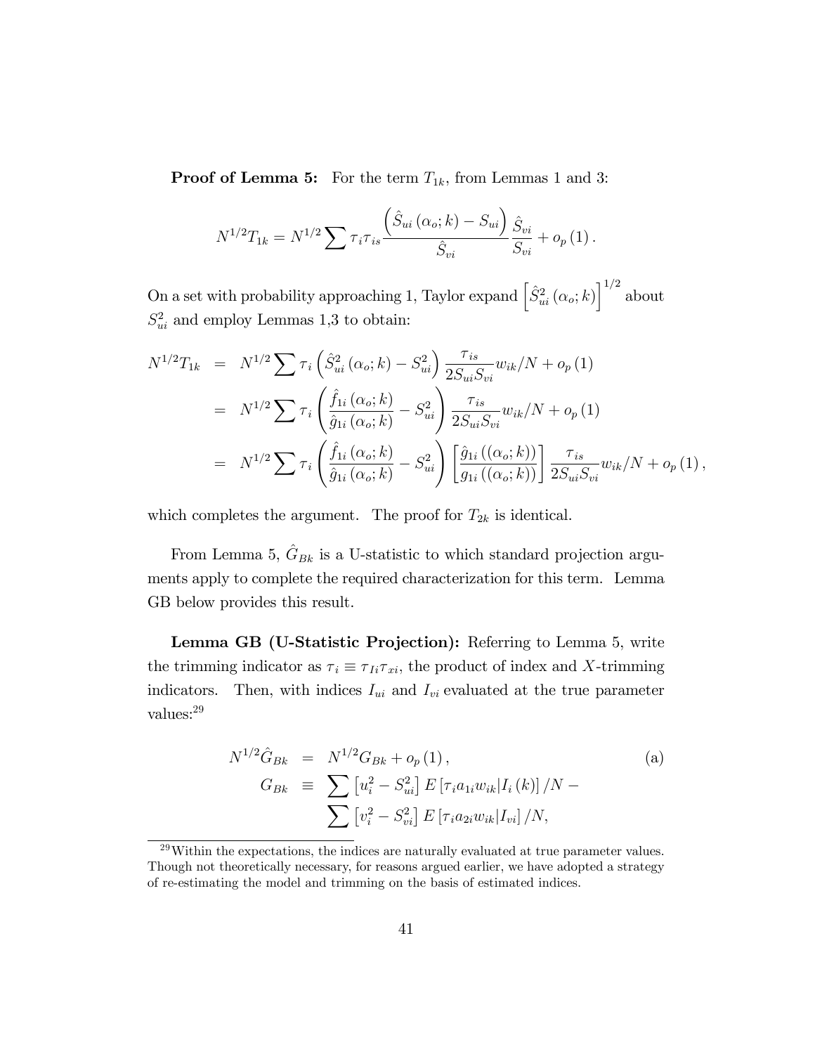**Proof of Lemma 5:** For the term $T_{1k}$, from Lemmas 1 and 3:

$$N^{1/2}T_{1k} = N^{1/2}\sum \tau_i \tau_{is} \frac{\left(\hat{S}_{ui}(\alpha_o;k) - S_{ui}\right)}{\hat{S}_{vi}} \frac{\hat{S}_{vi}}{S_{vi}} + o_p(1).$$

On a set with probability approaching 1, Taylor expand $\left[\hat{S}^2_{ui}(\alpha_o;k)\right]^{1/2}$ about $S^2_{ui}$ and employ Lemmas 1,3 to obtain:

$$\begin{aligned}
N^{1/2}T_{1k} &= N^{1/2}\sum \tau_i \left(\hat{S}^2_{ui}(\alpha_o;k) - S^2_{ui}\right)\frac{\tau_{is}}{2S_{ui}S_{vi}} w_{ik}/N + o_p(1) \\
&= N^{1/2}\sum \tau_i \left(\frac{\hat{f}_{1i}(\alpha_o;k)}{\hat{g}_{1i}(\alpha_o;k)} - S^2_{ui}\right)\frac{\tau_{is}}{2S_{ui}S_{vi}} w_{ik}/N + o_p(1) \\
&= N^{1/2}\sum \tau_i \left(\frac{\hat{f}_{1i}(\alpha_o;k)}{\hat{g}_{1i}(\alpha_o;k)} - S^2_{ui}\right)\left[\frac{\hat{g}_{1i}((\alpha_o;k))}{g_{1i}((\alpha_o;k))}\right]\frac{\tau_{is}}{2S_{ui}S_{vi}} w_{ik}/N + o_p(1),
\end{aligned}$$

which completes the argument. The proof for $T_{2k}$ is identical.

From Lemma 5, $\hat{G}_{Bk}$ is a U-statistic to which standard projection arguments apply to complete the required characterization for this term. Lemma GB below provides this result.

**Lemma GB (U-Statistic Projection):** Referring to Lemma 5, write the trimming indicator as $\tau_i \equiv \tau_{Ii}\tau_{xi}$, the product of index and $X$-trimming indicators. Then, with indices $I_{ui}$ and $I_{vi}$ evaluated at the true parameter values:[29]

$$\begin{aligned}
N^{1/2}\hat{G}_{Bk} &= N^{1/2}G_{Bk} + o_p(1), \qquad\qquad (a)\\
G_{Bk} &\equiv \sum \left[u_i^2 - S^2_{ui}\right] E\left[\tau_i a_{1i} w_{ik} | I_i(k)\right]/N - \\
&\qquad \sum \left[v_i^2 - S^2_{vi}\right] E\left[\tau_i a_{2i} w_{ik} | I_{vi}\right]/N,
\end{aligned}$$

[29] Within the expectations, the indices are naturally evaluated at true parameter values. Though not theoretically necessary, for reasons argued earlier, we have adopted a strategy of re-estimating the model and trimming on the basis of estimated indices.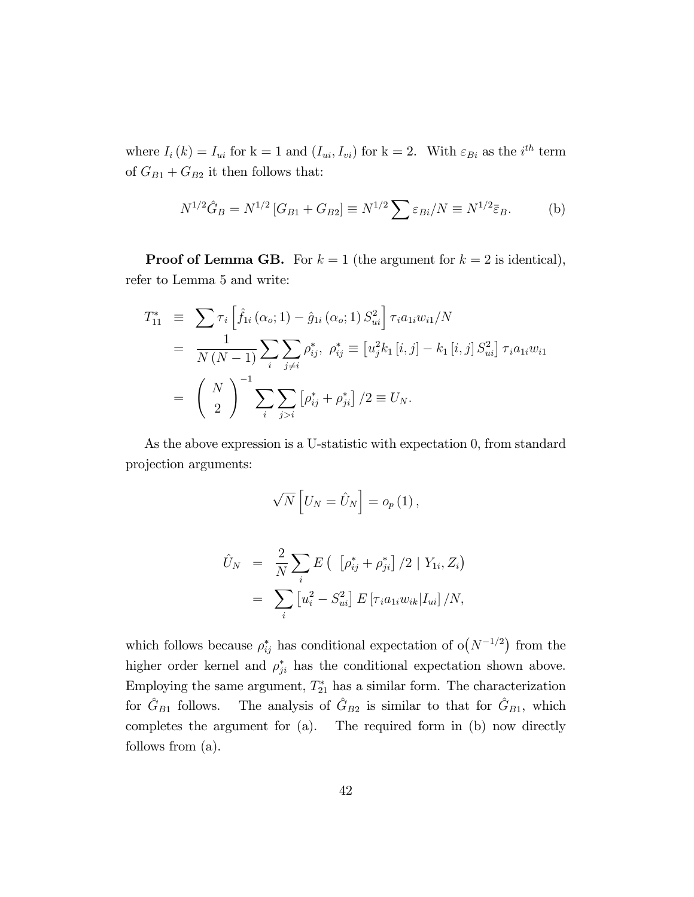where $I_i(k) = I_{ui}$ for k = 1 and $(I_{ui}, I_{vi})$ for k = 2. With $\varepsilon_{Bi}$ as the $i^{th}$ term of $G_{B1} + G_{B2}$ it then follows that:

$$N^{1/2}\hat{G}_B = N^{1/2}[G_{B1} + G_{B2}] \equiv N^{1/2}\sum \varepsilon_{Bi}/N \equiv N^{1/2}\bar{\varepsilon}_B. \qquad \text{(b)}$$

**Proof of Lemma GB.** For $k = 1$ (the argument for $k = 2$ is identical), refer to Lemma 5 and write:

$$\begin{aligned}
T_{11}^* &\equiv \sum \tau_i \left[\hat{f}_{1i}(\alpha_o; 1) - \hat{g}_{1i}(\alpha_o; 1) S_{ui}^2\right] \tau_i a_{1i} w_{i1}/N \\
&= \frac{1}{N(N-1)} \sum_i \sum_{j \neq i} \rho_{ij}^*, \;\; \rho_{ij}^* \equiv \left[u_j^2 k_1[i,j] - k_1[i,j] S_{ui}^2\right] \tau_i a_{1i} w_{i1} \\
&= \left(\begin{array}{c} N \\ 2 \end{array}\right)^{-1} \sum_i \sum_{j > i} \left[\rho_{ij}^* + \rho_{ji}^*\right]/2 \equiv U_N.
\end{aligned}$$

As the above expression is a U-statistic with expectation 0, from standard projection arguments:

$$\sqrt{N}\left[U_N = \hat{U}_N\right] = o_p(1),$$

$$\begin{aligned}
\hat{U}_N &= \frac{2}{N}\sum_i E\left(\left[\rho_{ij}^* + \rho_{ji}^*\right]/2 \mid Y_{1i}, Z_i\right) \\
&= \sum_i \left[u_i^2 - S_{ui}^2\right] E\left[\tau_i a_{1i} w_{ik} | I_{ui}\right]/N,
\end{aligned}$$

which follows because $\rho_{ij}^*$ has conditional expectation of $\mathrm{o}(N^{-1/2})$ from the higher order kernel and $\rho_{ji}^*$ has the conditional expectation shown above. Employing the same argument, $T_{21}^*$ has a similar form. The characterization for $\hat{G}_{B1}$ follows. The analysis of $\hat{G}_{B2}$ is similar to that for $\hat{G}_{B1}$, which completes the argument for (a). The required form in (b) now directly follows from (a).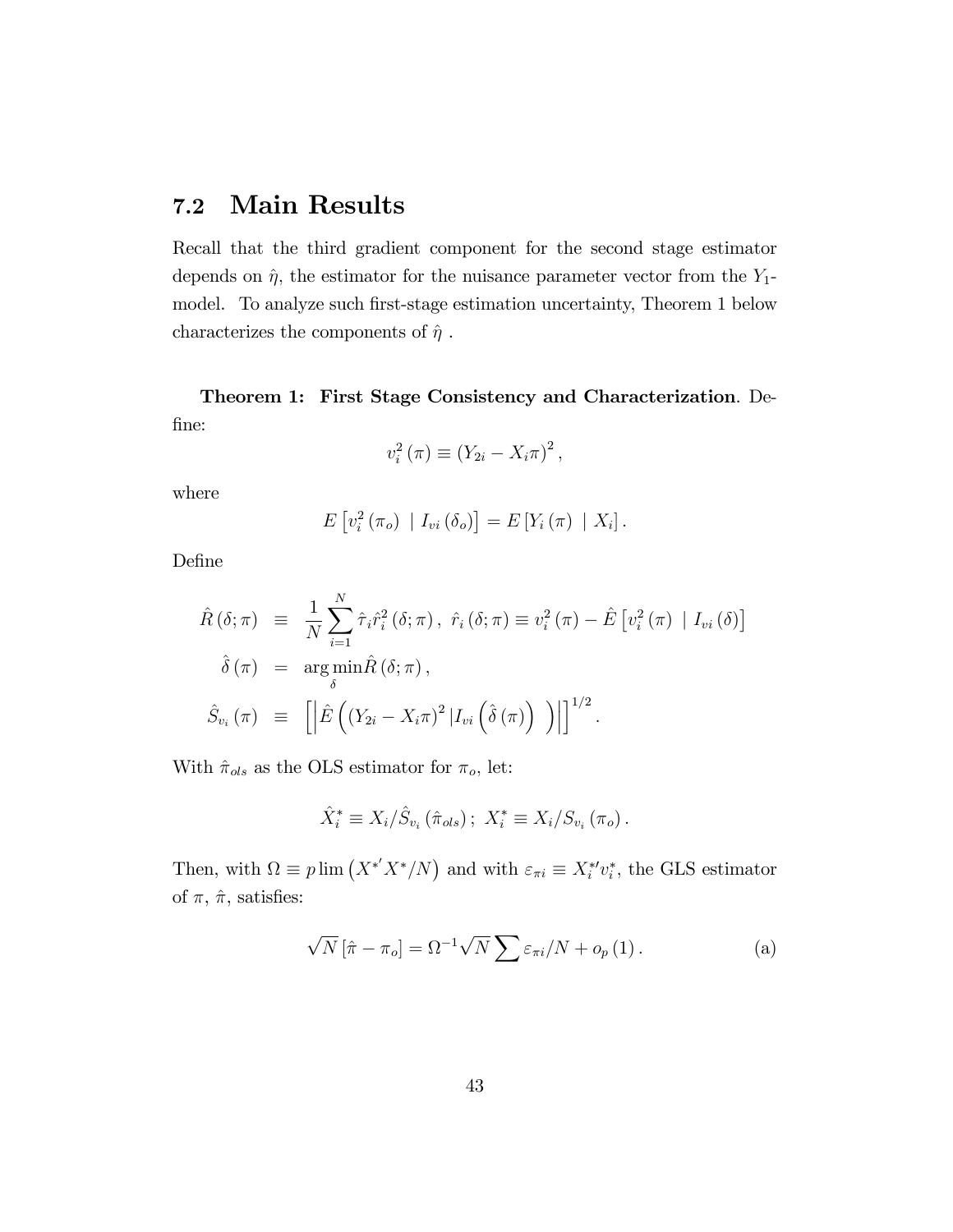## 7.2 Main Results

Recall that the third gradient component for the second stage estimator depends on $\hat{\eta}$, the estimator for the nuisance parameter vector from the $Y_1$-model. To analyze such first-stage estimation uncertainty, Theorem 1 below characterizes the components of $\hat{\eta}$ .

**Theorem 1: First Stage Consistency and Characterization**. Define:

$$v_i^2(\pi) \equiv (Y_{2i} - X_i \pi)^2,$$

where

$$E\left[v_i^2(\pi_o) \mid I_{vi}(\delta_o)\right] = E\left[Y_i(\pi) \mid X_i\right].$$

Define

$$\begin{aligned}
\hat{R}(\delta;\pi) &\equiv \frac{1}{N}\sum_{i=1}^{N} \hat{\tau}_i \hat{r}_i^2(\delta;\pi),\ \hat{r}_i(\delta;\pi) \equiv v_i^2(\pi) - \hat{E}\left[v_i^2(\pi) \mid I_{vi}(\delta)\right] \\
\hat{\delta}(\pi) &= \arg\min_{\delta} \hat{R}(\delta;\pi), \\
\hat{S}_{v_i}(\pi) &\equiv \left[\left|\hat{E}\left((Y_{2i} - X_i\pi)^2 \left| I_{vi}\left(\hat{\delta}(\pi)\right)\right.\right)\right|\right]^{1/2}.
\end{aligned}$$

With $\hat{\pi}_{ols}$ as the OLS estimator for $\pi_o$, let:

$$\hat{X}_i^* \equiv X_i / \hat{S}_{v_i}(\hat{\pi}_{ols});\ X_i^* \equiv X_i / S_{v_i}(\pi_o).$$

Then, with $\Omega \equiv p\lim\left(X^{*'}X^*/N\right)$ and with $\varepsilon_{\pi i} \equiv X_i^{*\prime} v_i^*$, the GLS estimator of $\pi$, $\hat{\pi}$, satisfies:

$$\sqrt{N}\left[\hat{\pi} - \pi_o\right] = \Omega^{-1}\sqrt{N}\sum \varepsilon_{\pi i}/N + o_p(1). \tag{a}$$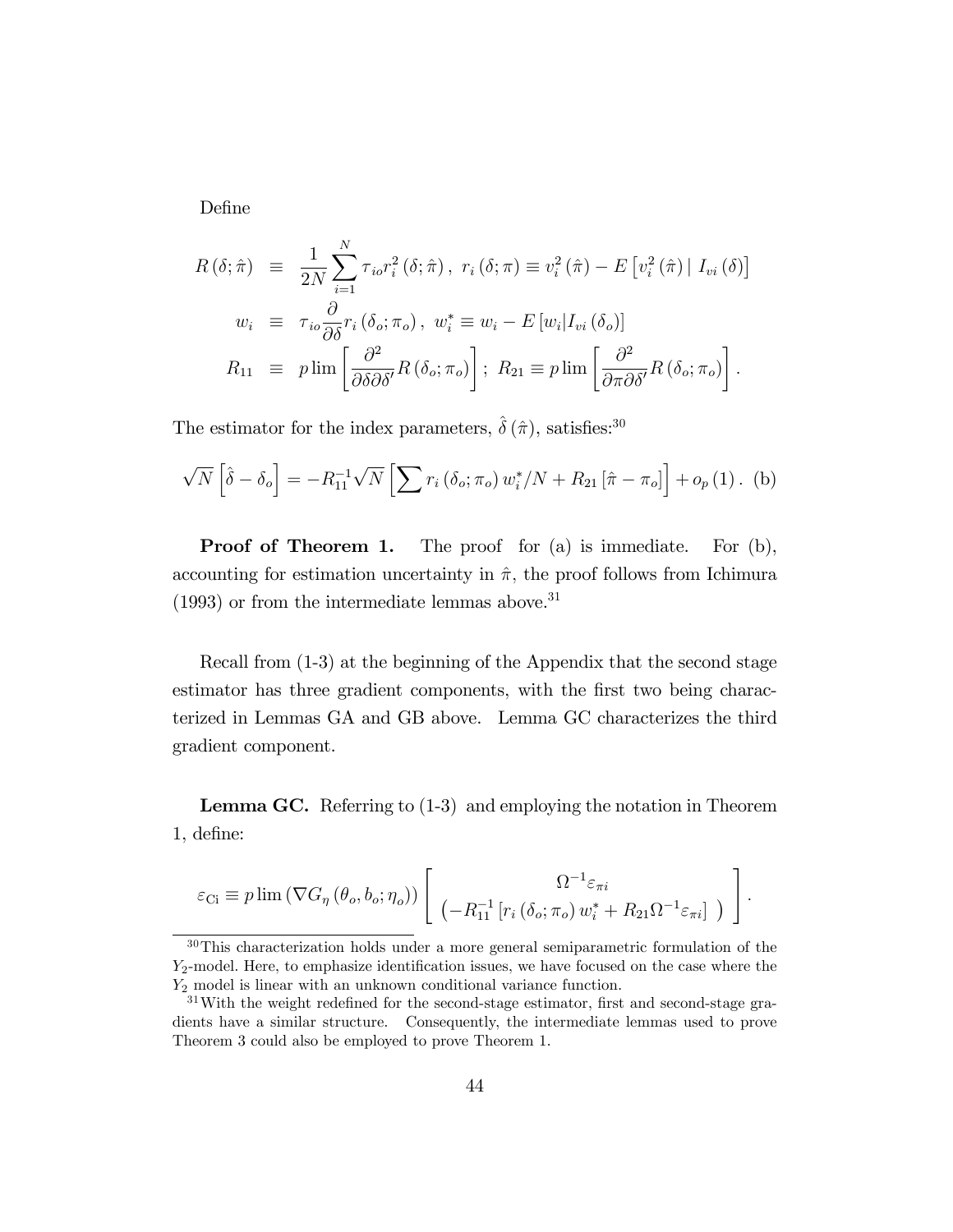Define

$$
\begin{aligned}
R(\delta;\hat{\pi}) &\equiv \frac{1}{2N}\sum_{i=1}^{N}\tau_{io}r_i^2(\delta;\hat{\pi}),\ r_i(\delta;\pi)\equiv v_i^2(\hat{\pi})-E\left[v_i^2(\hat{\pi})\mid I_{vi}(\delta)\right] \\
w_i &\equiv \tau_{io}\frac{\partial}{\partial\delta}r_i(\delta_o;\pi_o),\ w_i^*\equiv w_i-E\left[w_i|I_{vi}(\delta_o)\right] \\
R_{11} &\equiv p\lim\left[\frac{\partial^2}{\partial\delta\partial\delta'}R(\delta_o;\pi_o)\right];\ R_{21}\equiv p\lim\left[\frac{\partial^2}{\partial\pi\partial\delta'}R(\delta_o;\pi_o)\right].
\end{aligned}
$$

The estimator for the index parameters, $\hat{\delta}(\hat{\pi})$, satisfies:[30]

$$
\sqrt{N}\left[\hat{\delta}-\delta_o\right]=-R_{11}^{-1}\sqrt{N}\left[\sum r_i(\delta_o;\pi_o)\,w_i^*/N+R_{21}\left[\hat{\pi}-\pi_o\right]\right]+o_p(1).\ \text{(b)}
$$

**Proof of Theorem 1.** The proof for (a) is immediate. For (b), accounting for estimation uncertainty in $\hat{\pi}$, the proof follows from Ichimura (1993) or from the intermediate lemmas above.[31]

Recall from (1-3) at the beginning of the Appendix that the second stage estimator has three gradient components, with the first two being characterized in Lemmas GA and GB above. Lemma GC characterizes the third gradient component.

**Lemma GC.** Referring to (1-3) and employing the notation in Theorem 1, define:

$$
\varepsilon_{\text{C}i}\equiv p\lim\left(\nabla G_\eta(\theta_o,b_o;\eta_o)\right)\left[\begin{array}{c}\Omega^{-1}\varepsilon_{\pi i} \\ \left(-R_{11}^{-1}\left[r_i(\delta_o;\pi_o)\,w_i^*+R_{21}\Omega^{-1}\varepsilon_{\pi i}\right]\ \right)\end{array}\right].
$$

[30] This characterization holds under a more general semiparametric formulation of the $Y_2$-model. Here, to emphasize identification issues, we have focused on the case where the $Y_2$ model is linear with an unknown conditional variance function.

[31] With the weight redefined for the second-stage estimator, first and second-stage gradients have a similar structure. Consequently, the intermediate lemmas used to prove Theorem 3 could also be employed to prove Theorem 1.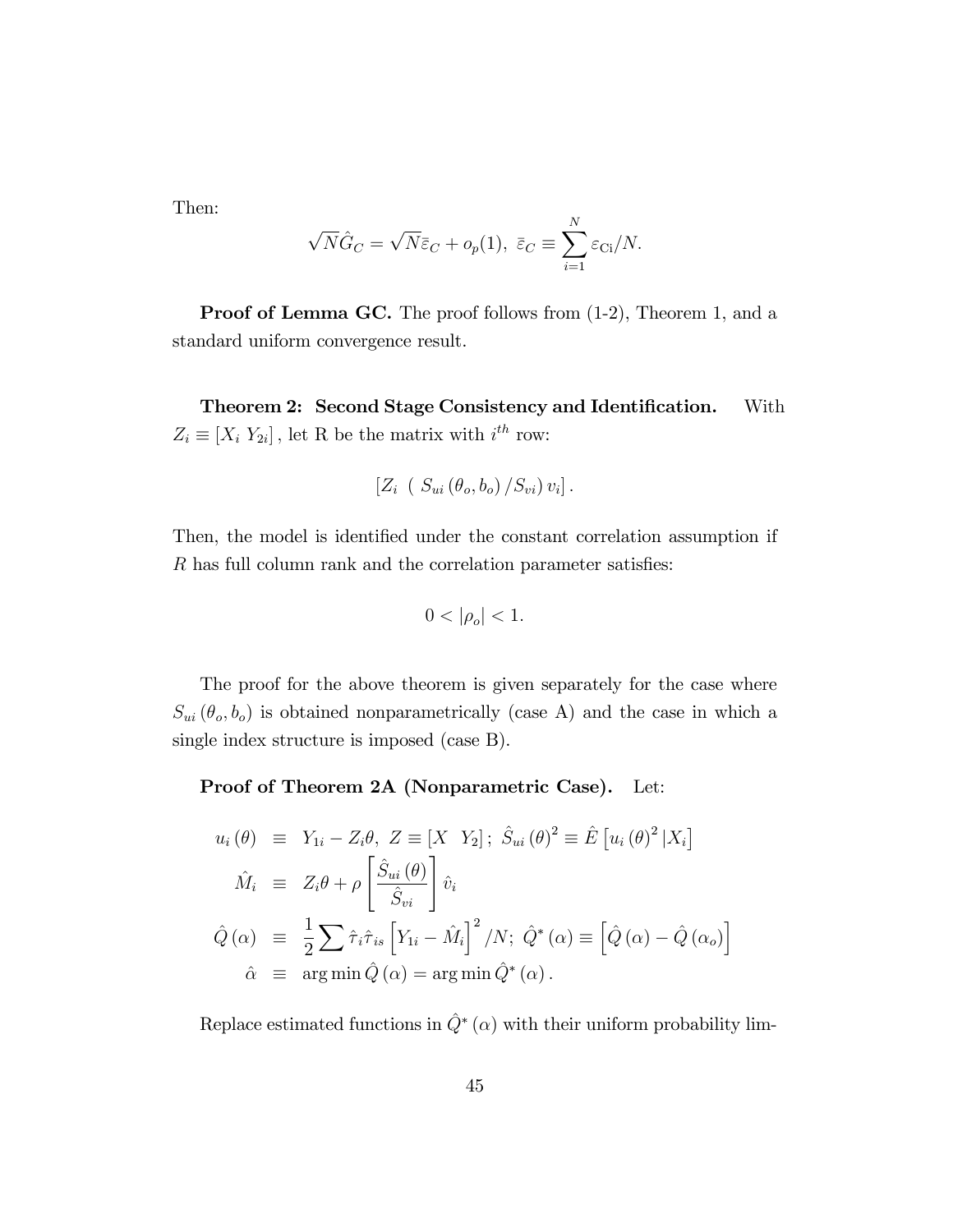Then:

$$\sqrt{N}\hat{G}_C = \sqrt{N}\bar{\varepsilon}_C + o_p(1),\ \bar{\varepsilon}_C \equiv \sum_{i=1}^{N} \varepsilon_{\mathrm{C}i}/N.$$

**Proof of Lemma GC.** The proof follows from (1-2), Theorem 1, and a standard uniform convergence result.

**Theorem 2: Second Stage Consistency and Identification.** With $Z_i \equiv [X_i\ Y_{2i}]$, let R be the matrix with $i^{th}$ row:

$$[Z_i\ \ (\ S_{ui}(\theta_o, b_o)/S_{vi})\, v_i]\,.$$

Then, the model is identified under the constant correlation assumption if $R$ has full column rank and the correlation parameter satisfies:

$$0 < |\rho_o| < 1.$$

The proof for the above theorem is given separately for the case where $S_{ui}(\theta_o, b_o)$ is obtained nonparametrically (case A) and the case in which a single index structure is imposed (case B).

**Proof of Theorem 2A (Nonparametric Case).** Let:

$$\begin{aligned}
u_i(\theta) &\equiv Y_{1i} - Z_i\theta,\ Z \equiv [X\ \ Y_2]\,;\ \hat{S}_{ui}(\theta)^2 \equiv \hat{E}\left[u_i(\theta)^2 \,|X_i\right] \\
\hat{M}_i &\equiv Z_i\theta + \rho\left[\frac{\hat{S}_{ui}(\theta)}{\hat{S}_{vi}}\right]\hat{v}_i \\
\hat{Q}(\alpha) &\equiv \frac{1}{2}\sum \hat{\tau}_i\hat{\tau}_{is}\left[Y_{1i} - \hat{M}_i\right]^2/N;\ \hat{Q}^*(\alpha) \equiv \left[\hat{Q}(\alpha) - \hat{Q}(\alpha_o)\right] \\
\hat{\alpha} &\equiv \arg\min \hat{Q}(\alpha) = \arg\min \hat{Q}^*(\alpha)\,.
\end{aligned}$$

Replace estimated functions in $\hat{Q}^*(\alpha)$ with their uniform probability lim-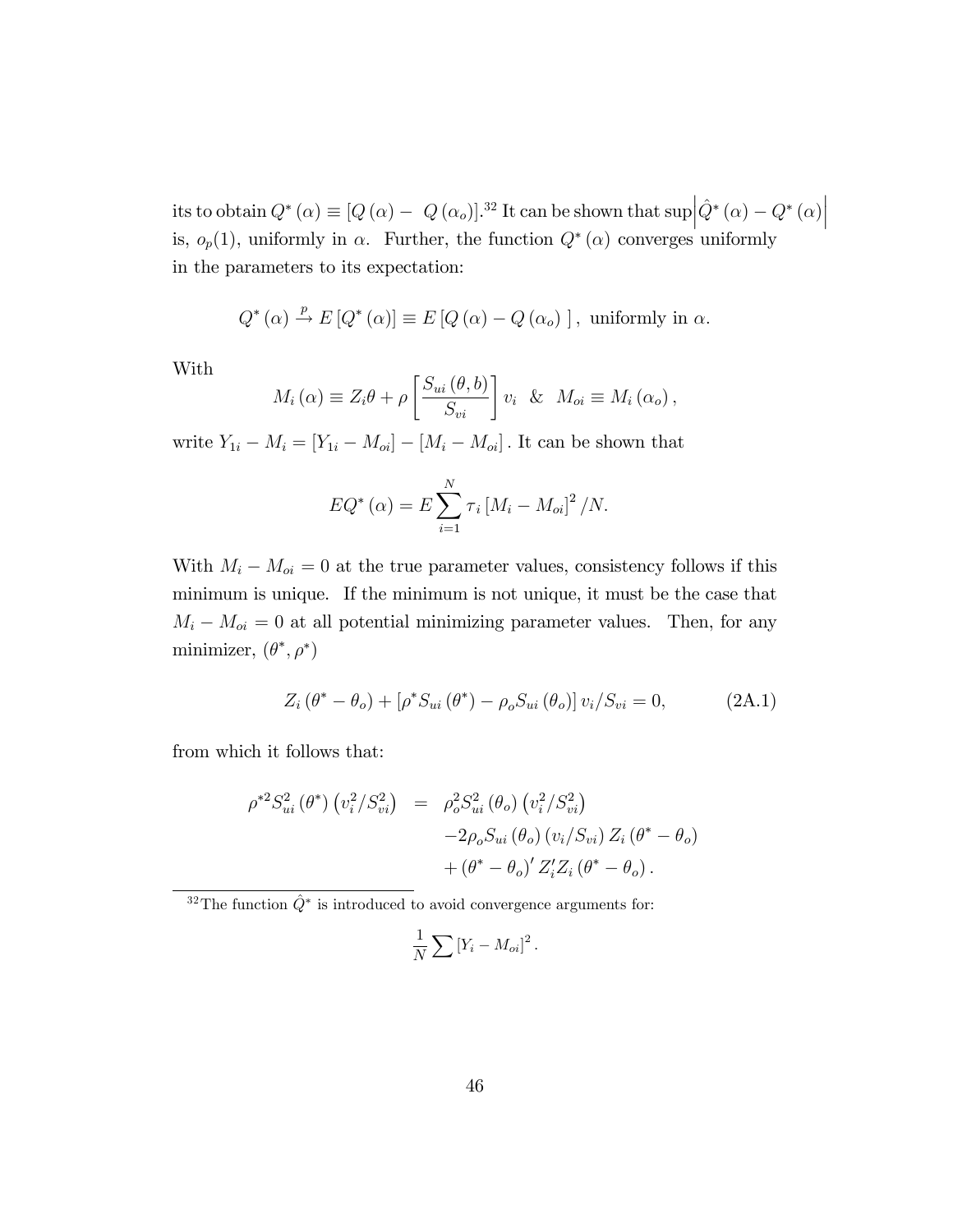its to obtain $Q^*(\alpha) \equiv [Q(\alpha) - Q(\alpha_o)]$.[32] It can be shown that $\sup\left|\hat{Q}^*(\alpha) - Q^*(\alpha)\right|$ is, $o_p(1)$, uniformly in $\alpha$. Further, the function $Q^*(\alpha)$ converges uniformly in the parameters to its expectation:

$$Q^*(\alpha) \xrightarrow{p} E[Q^*(\alpha)] \equiv E[Q(\alpha) - Q(\alpha_o)], \text{ uniformly in } \alpha.$$

With

$$M_i(\alpha) \equiv Z_i\theta + \rho\left[\frac{S_{ui}(\theta, b)}{S_{vi}}\right]v_i \;\; \& \;\; M_{oi} \equiv M_i(\alpha_o),$$

write $Y_{1i} - M_i = [Y_{1i} - M_{oi}] - [M_i - M_{oi}]$. It can be shown that

$$EQ^*(\alpha) = E\sum_{i=1}^{N} \tau_i [M_i - M_{oi}]^2 / N.$$

With $M_i - M_{oi} = 0$ at the true parameter values, consistency follows if this minimum is unique. If the minimum is not unique, it must be the case that $M_i - M_{oi} = 0$ at all potential minimizing parameter values. Then, for any minimizer, $(\theta^*, \rho^*)$

$$Z_i(\theta^* - \theta_o) + [\rho^* S_{ui}(\theta^*) - \rho_o S_{ui}(\theta_o)]\, v_i / S_{vi} = 0, \tag{2A.1}$$

from which it follows that:

$$\begin{aligned}
\rho^{*2} S_{ui}^2(\theta^*)\left(v_i^2 / S_{vi}^2\right) &= \rho_o^2 S_{ui}^2(\theta_o)\left(v_i^2 / S_{vi}^2\right) \\
&\quad - 2\rho_o S_{ui}(\theta_o)(v_i / S_{vi})\, Z_i(\theta^* - \theta_o) \\
&\quad + (\theta^* - \theta_o)' Z_i' Z_i (\theta^* - \theta_o).
\end{aligned}$$

[32] The function $\hat{Q}^*$ is introduced to avoid convergence arguments for:

$$\frac{1}{N}\sum [Y_i - M_{oi}]^2.$$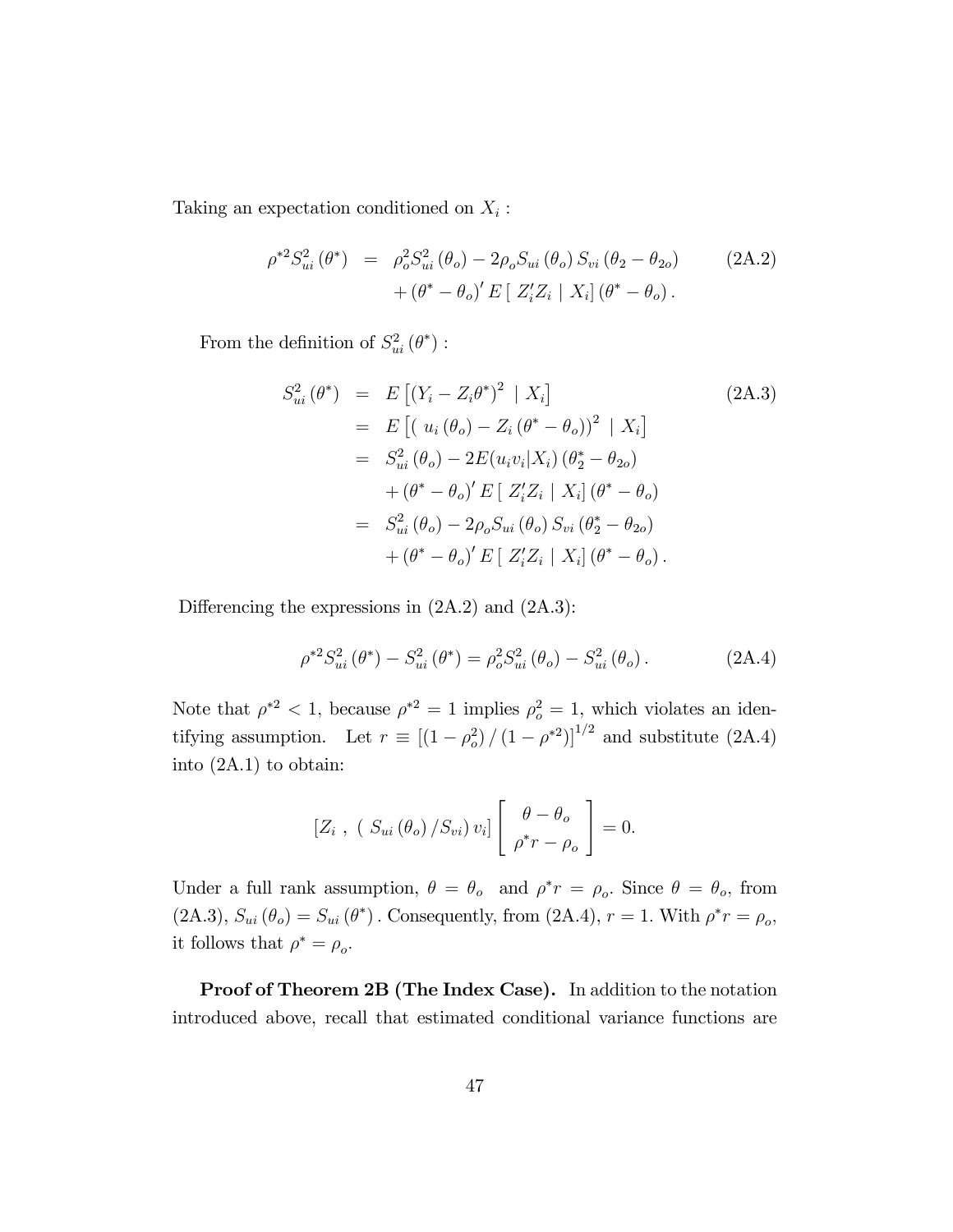Taking an expectation conditioned on $X_i$ :

$$
\begin{aligned}
\rho^{*2} S_{ui}^2(\theta^*) &= \rho_o^2 S_{ui}^2(\theta_o) - 2\rho_o S_{ui}(\theta_o) S_{vi}(\theta_2 - \theta_{2o}) \\
&\quad + (\theta^* - \theta_o)' E\left[\, Z_i' Z_i \mid X_i\right](\theta^* - \theta_o).
\end{aligned}
\tag{2A.2}
$$

From the definition of $S_{ui}^2(\theta^*)$ :

$$
\begin{aligned}
S_{ui}^2(\theta^*) &= E\left[(Y_i - Z_i\theta^*)^2 \mid X_i\right] \\
&= E\left[\left(\, u_i(\theta_o) - Z_i(\theta^* - \theta_o)\right)^2 \mid X_i\right] \\
&= S_{ui}^2(\theta_o) - 2E(u_i v_i | X_i)(\theta_2^* - \theta_{2o}) \\
&\quad + (\theta^* - \theta_o)' E\left[\, Z_i' Z_i \mid X_i\right](\theta^* - \theta_o) \\
&= S_{ui}^2(\theta_o) - 2\rho_o S_{ui}(\theta_o) S_{vi}(\theta_2^* - \theta_{2o}) \\
&\quad + (\theta^* - \theta_o)' E\left[\, Z_i' Z_i \mid X_i\right](\theta^* - \theta_o).
\end{aligned}
\tag{2A.3}
$$

Differencing the expressions in (2A.2) and (2A.3):

$$
\rho^{*2} S_{ui}^2(\theta^*) - S_{ui}^2(\theta^*) = \rho_o^2 S_{ui}^2(\theta_o) - S_{ui}^2(\theta_o). \tag{2A.4}
$$

Note that $\rho^{*2} < 1$, because $\rho^{*2} = 1$ implies $\rho_o^2 = 1$, which violates an identifying assumption. Let $r \equiv \left[(1 - \rho_o^2)/(1 - \rho^{*2})\right]^{1/2}$ and substitute (2A.4) into (2A.1) to obtain:

$$
\left[Z_i \ ,\ (\ S_{ui}(\theta_o)/S_{vi})\, v_i\right]\begin{bmatrix} \theta - \theta_o \\ \rho^* r - \rho_o \end{bmatrix} = 0.
$$

Under a full rank assumption, $\theta = \theta_o$ and $\rho^* r = \rho_o$. Since $\theta = \theta_o$, from (2A.3), $S_{ui}(\theta_o) = S_{ui}(\theta^*)$. Consequently, from (2A.4), $r = 1$. With $\rho^* r = \rho_o$, it follows that $\rho^* = \rho_o$.

**Proof of Theorem 2B (The Index Case).** In addition to the notation introduced above, recall that estimated conditional variance functions are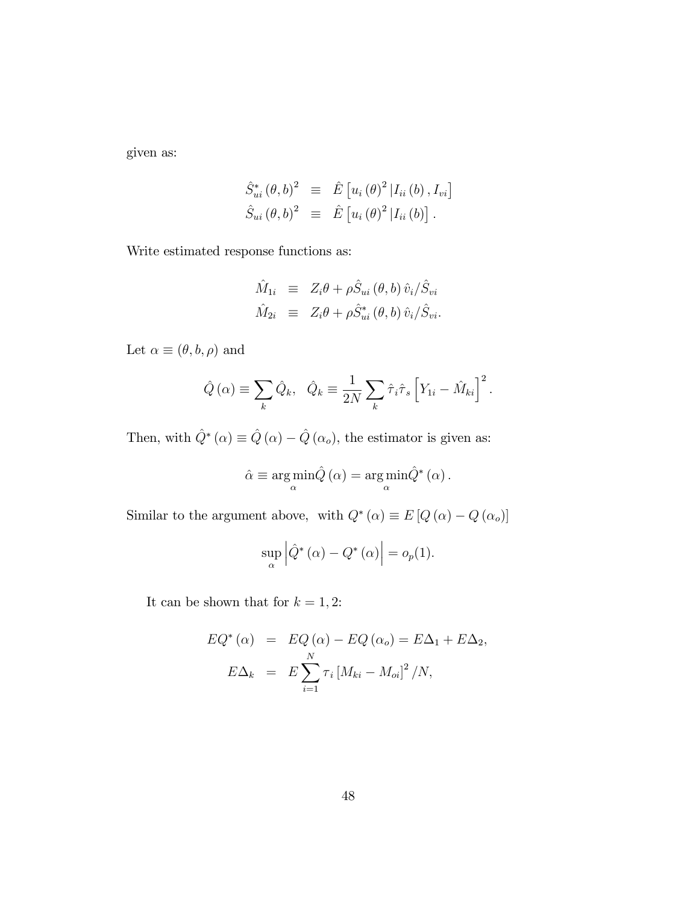given as:

$$
\begin{aligned}
\hat{S}_{ui}^{*}(\theta, b)^{2} &\equiv \hat{E}\left[u_{i}(\theta)^{2} | I_{ii}(b), I_{vi}\right] \\
\hat{S}_{ui}(\theta, b)^{2} &\equiv \hat{E}\left[u_{i}(\theta)^{2} | I_{ii}(b)\right].
\end{aligned}
$$

Write estimated response functions as:

$$
\begin{aligned}
\hat{M}_{1i} &\equiv Z_{i}\theta + \rho \hat{S}_{ui}(\theta, b)\, \hat{v}_{i} / \hat{S}_{vi} \\
\hat{M}_{2i} &\equiv Z_{i}\theta + \rho \hat{S}_{ui}^{*}(\theta, b)\, \hat{v}_{i} / \hat{S}_{vi}.
\end{aligned}
$$

Let $\alpha \equiv (\theta, b, \rho)$ and

$$
\hat{Q}(\alpha) \equiv \sum_{k} \hat{Q}_{k}, \quad \hat{Q}_{k} \equiv \frac{1}{2N} \sum_{k} \hat{\tau}_{i} \hat{\tau}_{s} \left[Y_{1i} - \hat{M}_{ki}\right]^{2}.
$$

Then, with $\hat{Q}^{*}(\alpha) \equiv \hat{Q}(\alpha) - \hat{Q}(\alpha_{o})$, the estimator is given as:

$$
\hat{\alpha} \equiv \underset{\alpha}{\arg\min} \hat{Q}(\alpha) = \underset{\alpha}{\arg\min} \hat{Q}^{*}(\alpha).
$$

Similar to the argument above, with $Q^{*}(\alpha) \equiv E\left[Q(\alpha) - Q(\alpha_{o})\right]$

$$
\sup_{\alpha} \left| \hat{Q}^{*}(\alpha) - Q^{*}(\alpha) \right| = o_{p}(1).
$$

It can be shown that for $k = 1, 2$:

$$
\begin{aligned}
EQ^{*}(\alpha) &= EQ(\alpha) - EQ(\alpha_{o}) = E\Delta_{1} + E\Delta_{2}, \\
E\Delta_{k} &= E \sum_{i=1}^{N} \tau_{i} \left[M_{ki} - M_{oi}\right]^{2} / N,
\end{aligned}
$$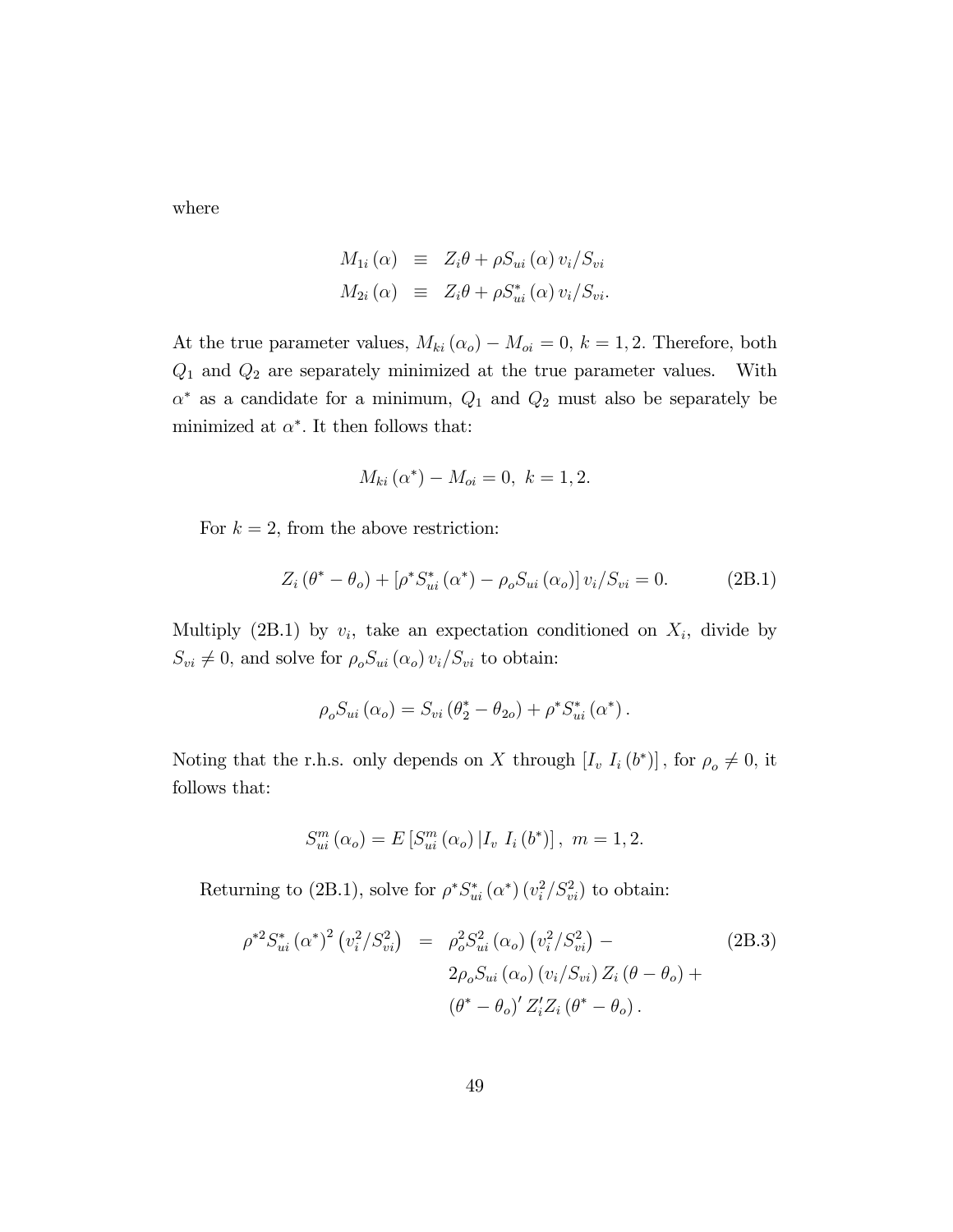where

$$
\begin{aligned}
M_{1i}(\alpha) &\equiv Z_i\theta + \rho S_{ui}(\alpha) v_i/S_{vi} \\
M_{2i}(\alpha) &\equiv Z_i\theta + \rho S_{ui}^*(\alpha) v_i/S_{vi}.
\end{aligned}
$$

At the true parameter values, $M_{ki}(\alpha_o) - M_{oi} = 0$, $k = 1, 2$. Therefore, both $Q_1$ and $Q_2$ are separately minimized at the true parameter values. With $\alpha^*$ as a candidate for a minimum, $Q_1$ and $Q_2$ must also be separately be minimized at $\alpha^*$. It then follows that:

$$
M_{ki}(\alpha^*) - M_{oi} = 0, \ k = 1, 2.
$$

For $k = 2$, from the above restriction:

$$
Z_i(\theta^* - \theta_o) + [\rho^* S_{ui}^*(\alpha^*) - \rho_o S_{ui}(\alpha_o)] v_i/S_{vi} = 0. \tag{2B.1}
$$

Multiply (2B.1) by $v_i$, take an expectation conditioned on $X_i$, divide by $S_{vi} \neq 0$, and solve for $\rho_o S_{ui}(\alpha_o) v_i/S_{vi}$ to obtain:

$$
\rho_o S_{ui}(\alpha_o) = S_{vi}(\theta_2^* - \theta_{2o}) + \rho^* S_{ui}^*(\alpha^*).
$$

Noting that the r.h.s. only depends on $X$ through $[I_v \ I_i(b^*)]$, for $\rho_o \neq 0$, it follows that:

$$
S_{ui}^m(\alpha_o) = E[S_{ui}^m(\alpha_o) | I_v \ I_i(b^*)], \ m = 1, 2.
$$

Returning to (2B.1), solve for $\rho^* S_{ui}^*(\alpha^*)(v_i^2/S_{vi}^2)$ to obtain:

$$
\begin{aligned}
\rho^{*2} S_{ui}^*(\alpha^*)^2 (v_i^2/S_{vi}^2) &= \rho_o^2 S_{ui}^2(\alpha_o)(v_i^2/S_{vi}^2) - \\
&\quad 2\rho_o S_{ui}(\alpha_o)(v_i/S_{vi}) Z_i(\theta - \theta_o) + \\
&\quad (\theta^* - \theta_o)' Z_i' Z_i (\theta^* - \theta_o).
\end{aligned} \tag{2B.3}
$$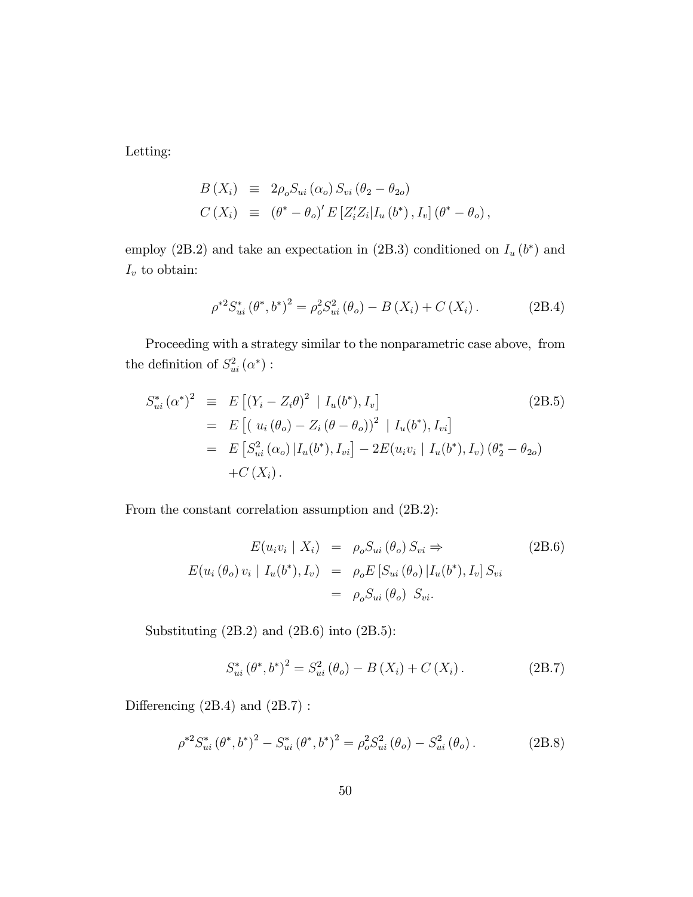Letting:

$$
\begin{aligned}
B\left(X_i\right) & \equiv 2 \rho_o S_{ui}\left(\alpha_o\right) S_{vi}\left(\theta_2-\theta_{2o}\right) \\
C\left(X_i\right) & \equiv \left(\theta^*-\theta_o\right)^{\prime} E\left[Z_i^{\prime} Z_i \mid I_u\left(b^*\right), I_v\right]\left(\theta^*-\theta_o\right),
\end{aligned}
$$

employ (2B.2) and take an expectation in (2B.3) conditioned on $I_u\left(b^*\right)$ and $I_v$ to obtain:

$$
\rho^{*2} S_{ui}^*\left(\theta^*, b^*\right)^2=\rho_o^2 S_{ui}^2\left(\theta_o\right)-B\left(X_i\right)+C\left(X_i\right). \tag{2B.4}
$$

Proceeding with a strategy similar to the nonparametric case above, from the definition of $S_{ui}^2\left(\alpha^*\right)$ :

$$
\begin{aligned}
S_{ui}^*\left(\alpha^*\right)^2 & \equiv E\left[\left(Y_i-Z_i \theta\right)^2 \mid I_u(b^*), I_v\right] \\
& = E\left[\left(u_i\left(\theta_o\right)-Z_i\left(\theta-\theta_o\right)\right)^2 \mid I_u(b^*), I_{vi}\right] \\
& = E\left[S_{ui}^2\left(\alpha_o\right) \mid I_u(b^*), I_{vi}\right]-2 E(u_i v_i \mid I_u(b^*), I_v)\left(\theta_2^*-\theta_{2o}\right) \\
& \quad +C\left(X_i\right).
\end{aligned} \tag{2B.5}
$$

From the constant correlation assumption and (2B.2):

$$
\begin{aligned}
E(u_i v_i \mid X_i) & = \rho_o S_{ui}\left(\theta_o\right) S_{vi} \Rightarrow \\
E(u_i\left(\theta_o\right) v_i \mid I_u(b^*), I_v) & = \rho_o E\left[S_{ui}\left(\theta_o\right) \mid I_u(b^*), I_v\right] S_{vi} \\
& = \rho_o S_{ui}\left(\theta_o\right)\ S_{vi}.
\end{aligned} \tag{2B.6}
$$

Substituting (2B.2) and (2B.6) into (2B.5):

$$
S_{ui}^*\left(\theta^*, b^*\right)^2=S_{ui}^2\left(\theta_o\right)-B\left(X_i\right)+C\left(X_i\right). \tag{2B.7}
$$

Differencing (2B.4) and (2B.7) :

$$
\rho^{*2} S_{ui}^*\left(\theta^*, b^*\right)^2-S_{ui}^*\left(\theta^*, b^*\right)^2=\rho_o^2 S_{ui}^2\left(\theta_o\right)-S_{ui}^2\left(\theta_o\right). \tag{2B.8}
$$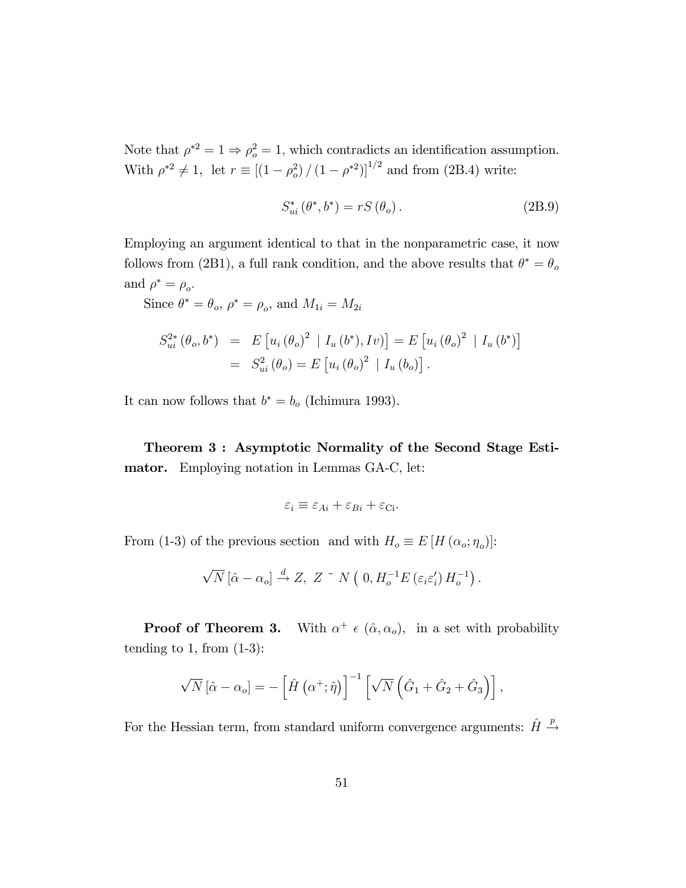Note that $\rho^{*2} = 1 \Rightarrow \rho_o^2 = 1$, which contradicts an identification assumption. With $\rho^{*2} \neq 1$, let $r \equiv \left[\left(1-\rho_o^2\right)/\left(1-\rho^{*2}\right)\right]^{1/2}$ and from (2B.4) write:

$$S_{ui}^{*}\left(\theta^{*}, b^{*}\right) = rS\left(\theta_o\right). \tag{2B.9}$$

Employing an argument identical to that in the nonparametric case, it now follows from (2B1), a full rank condition, and the above results that $\theta^* = \theta_o$ and $\rho^* = \rho_o$.

Since $\theta^* = \theta_o$, $\rho^* = \rho_o$, and $M_{1i} = M_{2i}$

$$\begin{aligned} S_{ui}^{2*}\left(\theta_o, b^*\right) &= E\left[u_i\left(\theta_o\right)^2 \mid I_u\left(b^*\right), Iv\right] = E\left[u_i\left(\theta_o\right)^2 \mid I_u\left(b^*\right)\right] \\ &= S_{ui}^2\left(\theta_o\right) = E\left[u_i\left(\theta_o\right)^2 \mid I_u\left(b_o\right)\right]. \end{aligned}$$

It can now follows that $b^* = b_o$ (Ichimura 1993).

**Theorem 3 : Asymptotic Normality of the Second Stage Estimator.** Employing notation in Lemmas GA-C, let:

$$\varepsilon_i \equiv \varepsilon_{Ai} + \varepsilon_{Bi} + \varepsilon_{\text{C}i}.$$

From (1-3) of the previous section and with $H_o \equiv E\left[H\left(\alpha_o; \eta_o\right)\right]$:

$$\sqrt{N}\left[\hat{\alpha} - \alpha_o\right] \xrightarrow{d} Z, \; Z \sim N\left(0, H_o^{-1} E\left(\varepsilon_i \varepsilon_i'\right) H_o^{-1}\right).$$

**Proof of Theorem 3.** With $\alpha^+ \in \left(\hat{\alpha}, \alpha_o\right)$, in a set with probability tending to 1, from (1-3):

$$\sqrt{N}\left[\hat{\alpha} - \alpha_o\right] = -\left[\hat{H}\left(\alpha^+; \hat{\eta}\right)\right]^{-1}\left[\sqrt{N}\left(\hat{G}_1 + \hat{G}_2 + \hat{G}_3\right)\right],$$

For the Hessian term, from standard uniform convergence arguments: $\hat{H} \xrightarrow{p}$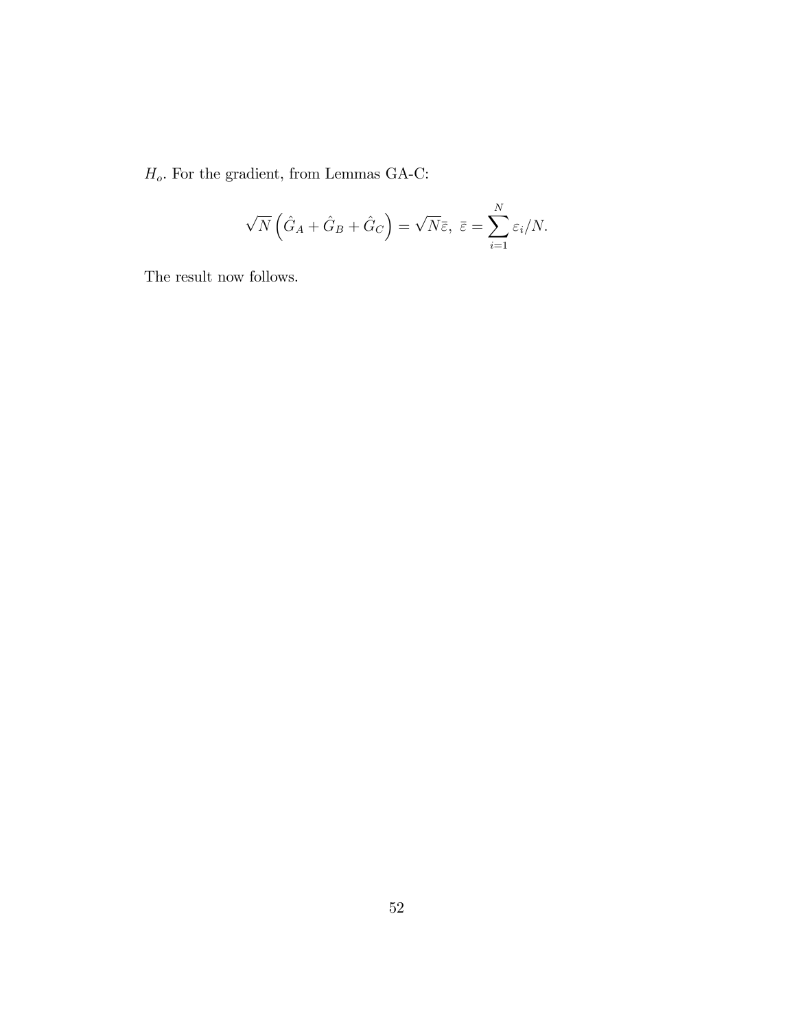$H_o$. For the gradient, from Lemmas GA-C:

$$\sqrt{N}\left(\hat{G}_A + \hat{G}_B + \hat{G}_C\right) = \sqrt{N}\bar{\varepsilon},\ \bar{\varepsilon} = \sum_{i=1}^{N} \varepsilon_i / N.$$

The result now follows.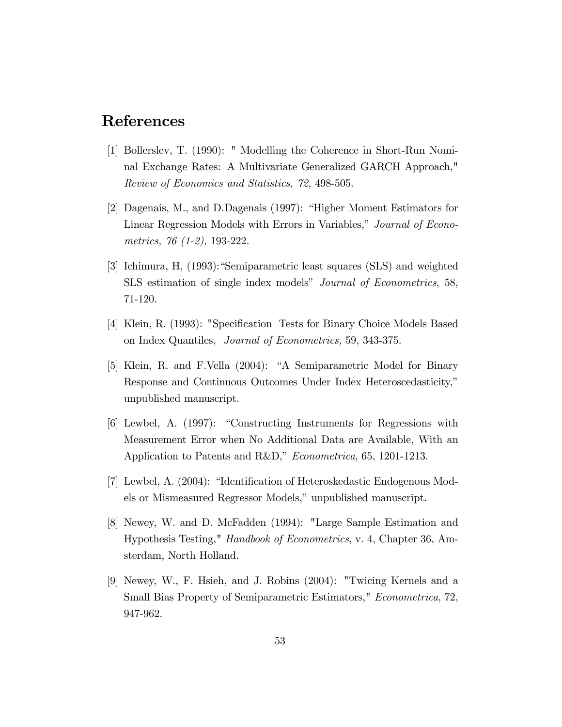# References

[1] Bollerslev, T. (1990): " Modelling the Coherence in Short-Run Nominal Exchange Rates: A Multivariate Generalized GARCH Approach," *Review of Economics and Statistics, 72,* 498-505.

[2] Dagenais, M., and D.Dagenais (1997): "Higher Moment Estimators for Linear Regression Models with Errors in Variables," *Journal of Econometrics, 76 (1-2),* 193-222.

[3] Ichimura, H, (1993):"Semiparametric least squares (SLS) and weighted SLS estimation of single index models" *Journal of Econometrics*, 58, 71-120.

[4] Klein, R. (1993): "Specification Tests for Binary Choice Models Based on Index Quantiles, *Journal of Econometrics,* 59, 343-375.

[5] Klein, R. and F.Vella (2004): "A Semiparametric Model for Binary Response and Continuous Outcomes Under Index Heteroscedasticity," unpublished manuscript.

[6] Lewbel, A. (1997): "Constructing Instruments for Regressions with Measurement Error when No Additional Data are Available, With an Application to Patents and R&D," *Econometrica*, 65, 1201-1213.

[7] Lewbel, A. (2004): "Identification of Heteroskedastic Endogenous Models or Mismeasured Regressor Models," unpublished manuscript.

[8] Newey, W. and D. McFadden (1994): "Large Sample Estimation and Hypothesis Testing," *Handbook of Econometrics*, v. 4, Chapter 36, Amsterdam, North Holland.

[9] Newey, W., F. Hsieh, and J. Robins (2004): "Twicing Kernels and a Small Bias Property of Semiparametric Estimators," *Econometrica*, 72, 947-962.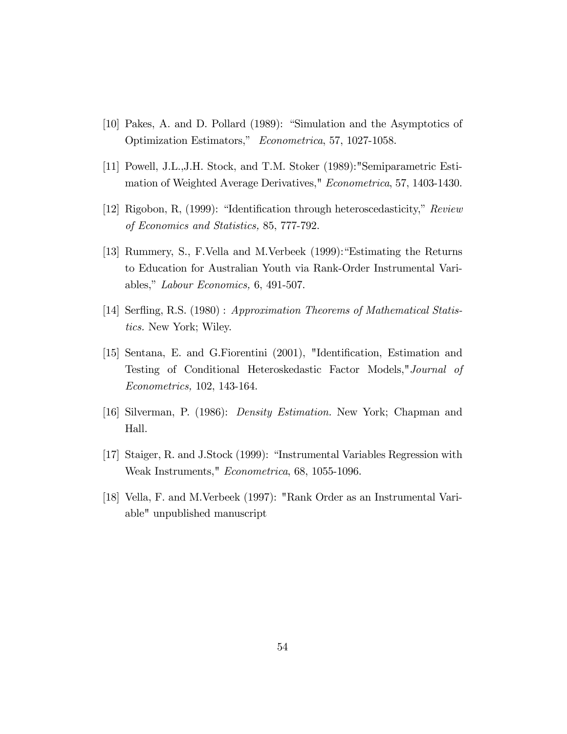[10] Pakes, A. and D. Pollard (1989): "Simulation and the Asymptotics of Optimization Estimators," *Econometrica*, 57, 1027-1058.

[11] Powell, J.L.,J.H. Stock, and T.M. Stoker (1989):"Semiparametric Estimation of Weighted Average Derivatives," *Econometrica*, 57, 1403-1430.

[12] Rigobon, R, (1999): "Identification through heteroscedasticity," *Review of Economics and Statistics,* 85, 777-792.

[13] Rummery, S., F.Vella and M.Verbeek (1999):"Estimating the Returns to Education for Australian Youth via Rank-Order Instrumental Variables," *Labour Economics,* 6, 491-507.

[14] Serfling, R.S. (1980) : *Approximation Theorems of Mathematical Statistics.* New York; Wiley.

[15] Sentana, E. and G.Fiorentini (2001), "Identification, Estimation and Testing of Conditional Heteroskedastic Factor Models,"*Journal of Econometrics,* 102, 143-164.

[16] Silverman, P. (1986): *Density Estimation.* New York; Chapman and Hall.

[17] Staiger, R. and J.Stock (1999): "Instrumental Variables Regression with Weak Instruments," *Econometrica*, 68, 1055-1096.

[18] Vella, F. and M.Verbeek (1997): "Rank Order as an Instrumental Variable" unpublished manuscript